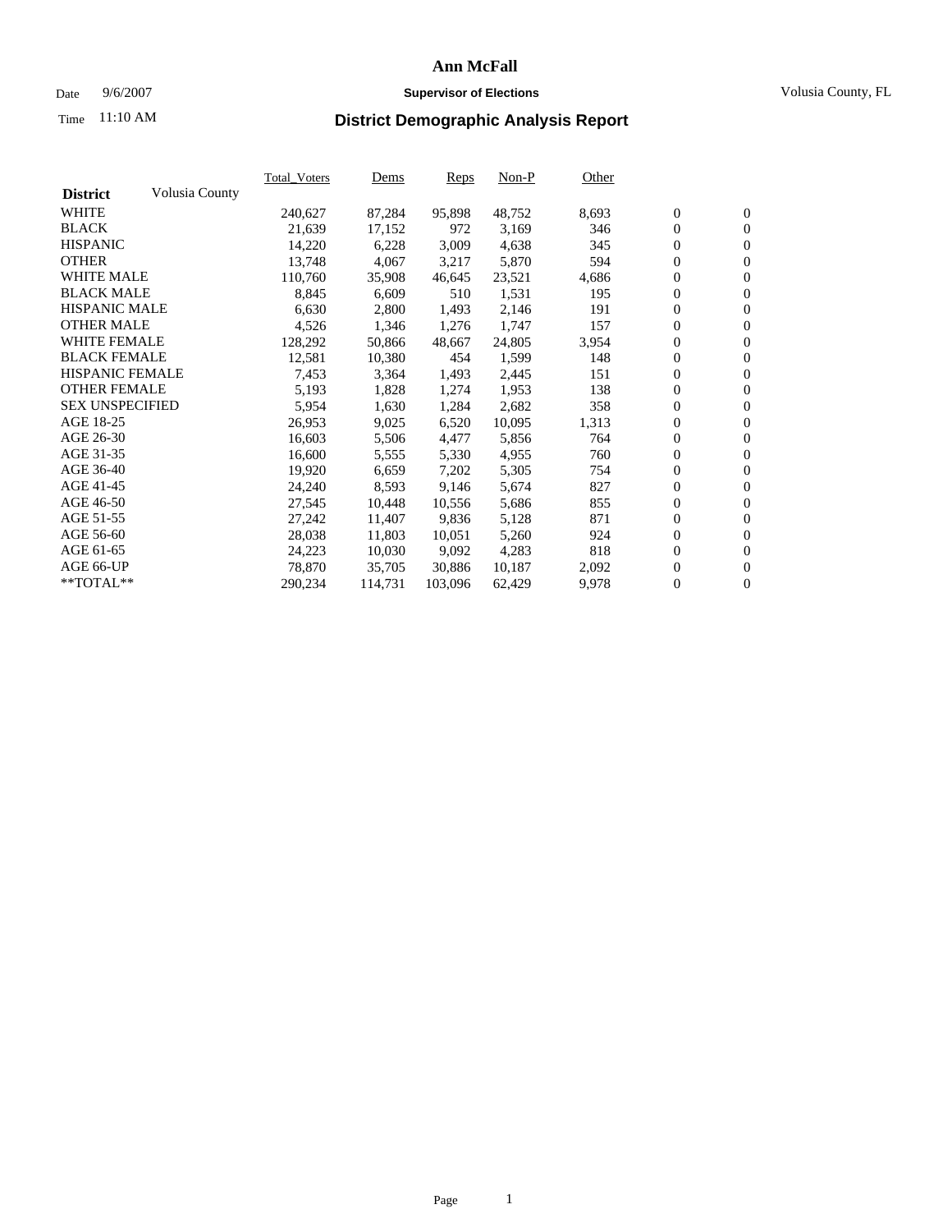# Ann McFall

Date 9/6/2007 **Supervisor of Elections** Volusia County, FL

Time 11:10 AM

## District Demographic Analysis Report

| District | Volusia County | Total_Voters | Dems | Reps | Non-P | Other | | |
|---|---|---|---|---|---|---|---|---|
| WHITE | | 240,627 | 87,284 | 95,898 | 48,752 | 8,693 | 0 | 0 |
| BLACK | | 21,639 | 17,152 | 972 | 3,169 | 346 | 0 | 0 |
| HISPANIC | | 14,220 | 6,228 | 3,009 | 4,638 | 345 | 0 | 0 |
| OTHER | | 13,748 | 4,067 | 3,217 | 5,870 | 594 | 0 | 0 |
| WHITE MALE | | 110,760 | 35,908 | 46,645 | 23,521 | 4,686 | 0 | 0 |
| BLACK MALE | | 8,845 | 6,609 | 510 | 1,531 | 195 | 0 | 0 |
| HISPANIC MALE | | 6,630 | 2,800 | 1,493 | 2,146 | 191 | 0 | 0 |
| OTHER MALE | | 4,526 | 1,346 | 1,276 | 1,747 | 157 | 0 | 0 |
| WHITE FEMALE | | 128,292 | 50,866 | 48,667 | 24,805 | 3,954 | 0 | 0 |
| BLACK FEMALE | | 12,581 | 10,380 | 454 | 1,599 | 148 | 0 | 0 |
| HISPANIC FEMALE | | 7,453 | 3,364 | 1,493 | 2,445 | 151 | 0 | 0 |
| OTHER FEMALE | | 5,193 | 1,828 | 1,274 | 1,953 | 138 | 0 | 0 |
| SEX UNSPECIFIED | | 5,954 | 1,630 | 1,284 | 2,682 | 358 | 0 | 0 |
| AGE 18-25 | | 26,953 | 9,025 | 6,520 | 10,095 | 1,313 | 0 | 0 |
| AGE 26-30 | | 16,603 | 5,506 | 4,477 | 5,856 | 764 | 0 | 0 |
| AGE 31-35 | | 16,600 | 5,555 | 5,330 | 4,955 | 760 | 0 | 0 |
| AGE 36-40 | | 19,920 | 6,659 | 7,202 | 5,305 | 754 | 0 | 0 |
| AGE 41-45 | | 24,240 | 8,593 | 9,146 | 5,674 | 827 | 0 | 0 |
| AGE 46-50 | | 27,545 | 10,448 | 10,556 | 5,686 | 855 | 0 | 0 |
| AGE 51-55 | | 27,242 | 11,407 | 9,836 | 5,128 | 871 | 0 | 0 |
| AGE 56-60 | | 28,038 | 11,803 | 10,051 | 5,260 | 924 | 0 | 0 |
| AGE 61-65 | | 24,223 | 10,030 | 9,092 | 4,283 | 818 | 0 | 0 |
| AGE 66-UP | | 78,870 | 35,705 | 30,886 | 10,187 | 2,092 | 0 | 0 |
| **TOTAL** | | 290,234 | 114,731 | 103,096 | 62,429 | 9,978 | 0 | 0 |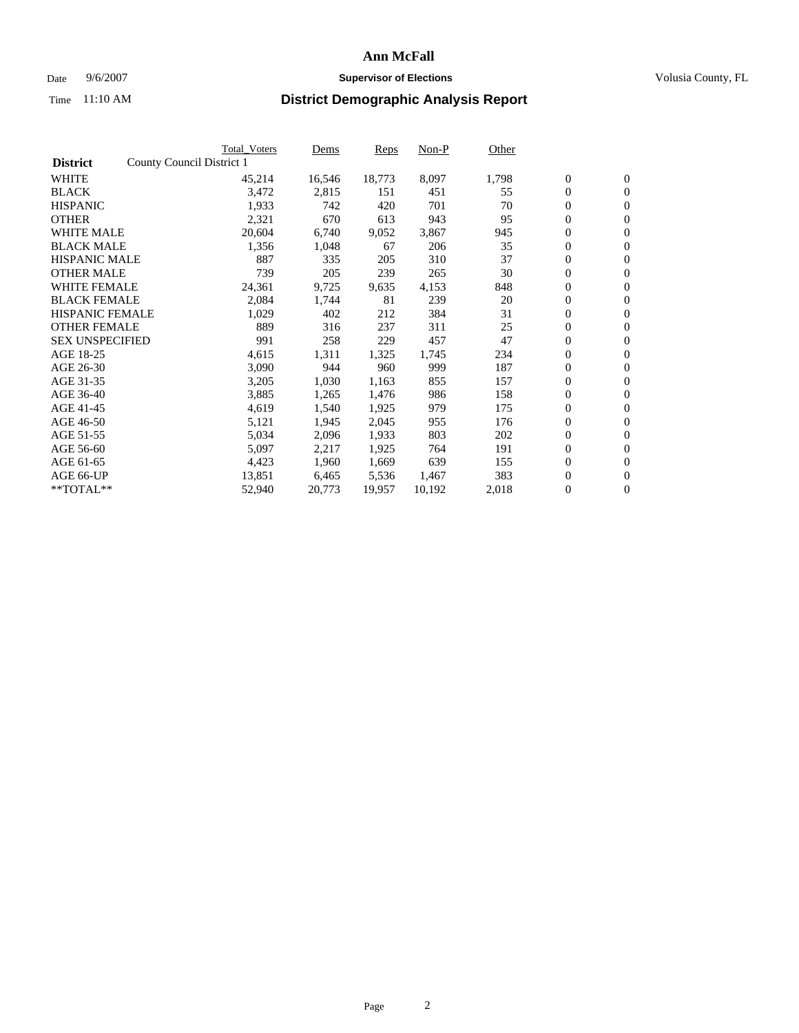# Ann McFall

Date 9/6/2007 **Supervisor of Elections** Volusia County, FL

Time 11:10 AM **District Demographic Analysis Report**

| **District** | County Council District 1 | Total_Voters | Dems | Reps | Non-P | Other | | |
|---|---|---|---|---|---|---|---|---|
| WHITE | | 45,214 | 16,546 | 18,773 | 8,097 | 1,798 | 0 | 0 |
| BLACK | | 3,472 | 2,815 | 151 | 451 | 55 | 0 | 0 |
| HISPANIC | | 1,933 | 742 | 420 | 701 | 70 | 0 | 0 |
| OTHER | | 2,321 | 670 | 613 | 943 | 95 | 0 | 0 |
| WHITE MALE | | 20,604 | 6,740 | 9,052 | 3,867 | 945 | 0 | 0 |
| BLACK MALE | | 1,356 | 1,048 | 67 | 206 | 35 | 0 | 0 |
| HISPANIC MALE | | 887 | 335 | 205 | 310 | 37 | 0 | 0 |
| OTHER MALE | | 739 | 205 | 239 | 265 | 30 | 0 | 0 |
| WHITE FEMALE | | 24,361 | 9,725 | 9,635 | 4,153 | 848 | 0 | 0 |
| BLACK FEMALE | | 2,084 | 1,744 | 81 | 239 | 20 | 0 | 0 |
| HISPANIC FEMALE | | 1,029 | 402 | 212 | 384 | 31 | 0 | 0 |
| OTHER FEMALE | | 889 | 316 | 237 | 311 | 25 | 0 | 0 |
| SEX UNSPECIFIED | | 991 | 258 | 229 | 457 | 47 | 0 | 0 |
| AGE 18-25 | | 4,615 | 1,311 | 1,325 | 1,745 | 234 | 0 | 0 |
| AGE 26-30 | | 3,090 | 944 | 960 | 999 | 187 | 0 | 0 |
| AGE 31-35 | | 3,205 | 1,030 | 1,163 | 855 | 157 | 0 | 0 |
| AGE 36-40 | | 3,885 | 1,265 | 1,476 | 986 | 158 | 0 | 0 |
| AGE 41-45 | | 4,619 | 1,540 | 1,925 | 979 | 175 | 0 | 0 |
| AGE 46-50 | | 5,121 | 1,945 | 2,045 | 955 | 176 | 0 | 0 |
| AGE 51-55 | | 5,034 | 2,096 | 1,933 | 803 | 202 | 0 | 0 |
| AGE 56-60 | | 5,097 | 2,217 | 1,925 | 764 | 191 | 0 | 0 |
| AGE 61-65 | | 4,423 | 1,960 | 1,669 | 639 | 155 | 0 | 0 |
| AGE 66-UP | | 13,851 | 6,465 | 5,536 | 1,467 | 383 | 0 | 0 |
| **TOTAL** | | 52,940 | 20,773 | 19,957 | 10,192 | 2,018 | 0 | 0 |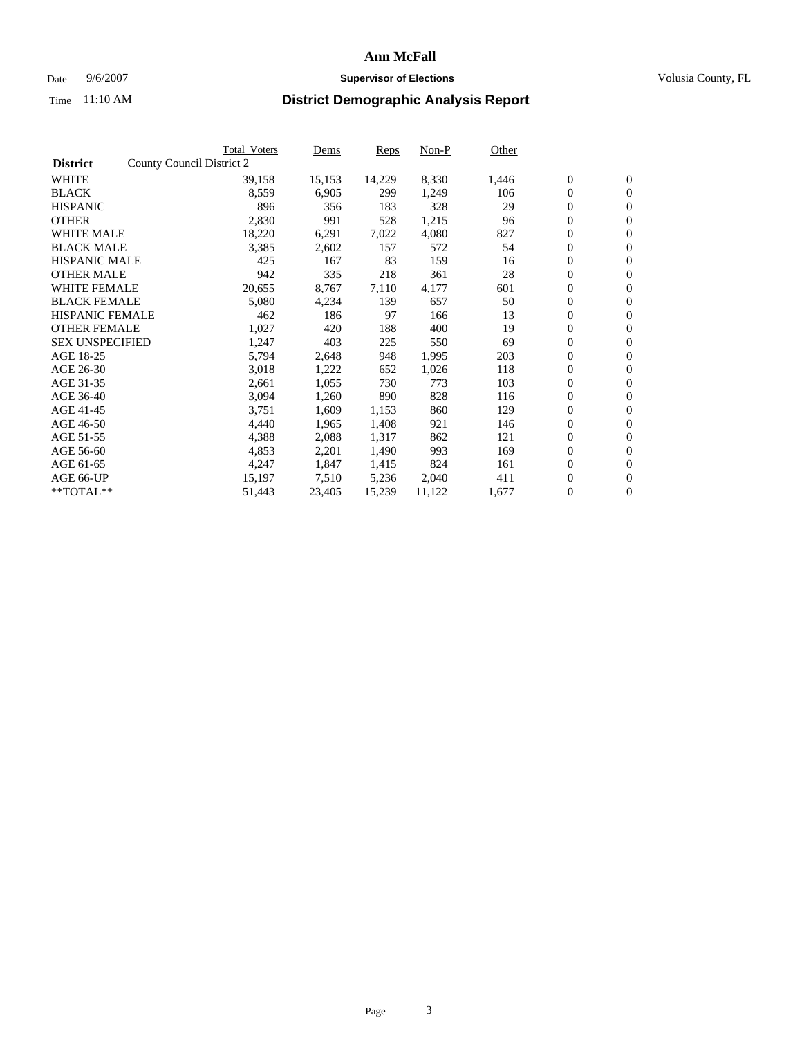# Ann McFall

Date 9/6/2007 **Supervisor of Elections** Volusia County, FL

Time 11:10 AM **District Demographic Analysis Report**

| **District** County Council District 2 | Total_Voters | Dems | Reps | Non-P | Other | | |
|---|---|---|---|---|---|---|---|
| WHITE | 39,158 | 15,153 | 14,229 | 8,330 | 1,446 | 0 | 0 |
| BLACK | 8,559 | 6,905 | 299 | 1,249 | 106 | 0 | 0 |
| HISPANIC | 896 | 356 | 183 | 328 | 29 | 0 | 0 |
| OTHER | 2,830 | 991 | 528 | 1,215 | 96 | 0 | 0 |
| WHITE MALE | 18,220 | 6,291 | 7,022 | 4,080 | 827 | 0 | 0 |
| BLACK MALE | 3,385 | 2,602 | 157 | 572 | 54 | 0 | 0 |
| HISPANIC MALE | 425 | 167 | 83 | 159 | 16 | 0 | 0 |
| OTHER MALE | 942 | 335 | 218 | 361 | 28 | 0 | 0 |
| WHITE FEMALE | 20,655 | 8,767 | 7,110 | 4,177 | 601 | 0 | 0 |
| BLACK FEMALE | 5,080 | 4,234 | 139 | 657 | 50 | 0 | 0 |
| HISPANIC FEMALE | 462 | 186 | 97 | 166 | 13 | 0 | 0 |
| OTHER FEMALE | 1,027 | 420 | 188 | 400 | 19 | 0 | 0 |
| SEX UNSPECIFIED | 1,247 | 403 | 225 | 550 | 69 | 0 | 0 |
| AGE 18-25 | 5,794 | 2,648 | 948 | 1,995 | 203 | 0 | 0 |
| AGE 26-30 | 3,018 | 1,222 | 652 | 1,026 | 118 | 0 | 0 |
| AGE 31-35 | 2,661 | 1,055 | 730 | 773 | 103 | 0 | 0 |
| AGE 36-40 | 3,094 | 1,260 | 890 | 828 | 116 | 0 | 0 |
| AGE 41-45 | 3,751 | 1,609 | 1,153 | 860 | 129 | 0 | 0 |
| AGE 46-50 | 4,440 | 1,965 | 1,408 | 921 | 146 | 0 | 0 |
| AGE 51-55 | 4,388 | 2,088 | 1,317 | 862 | 121 | 0 | 0 |
| AGE 56-60 | 4,853 | 2,201 | 1,490 | 993 | 169 | 0 | 0 |
| AGE 61-65 | 4,247 | 1,847 | 1,415 | 824 | 161 | 0 | 0 |
| AGE 66-UP | 15,197 | 7,510 | 5,236 | 2,040 | 411 | 0 | 0 |
| **TOTAL** | 51,443 | 23,405 | 15,239 | 11,122 | 1,677 | 0 | 0 |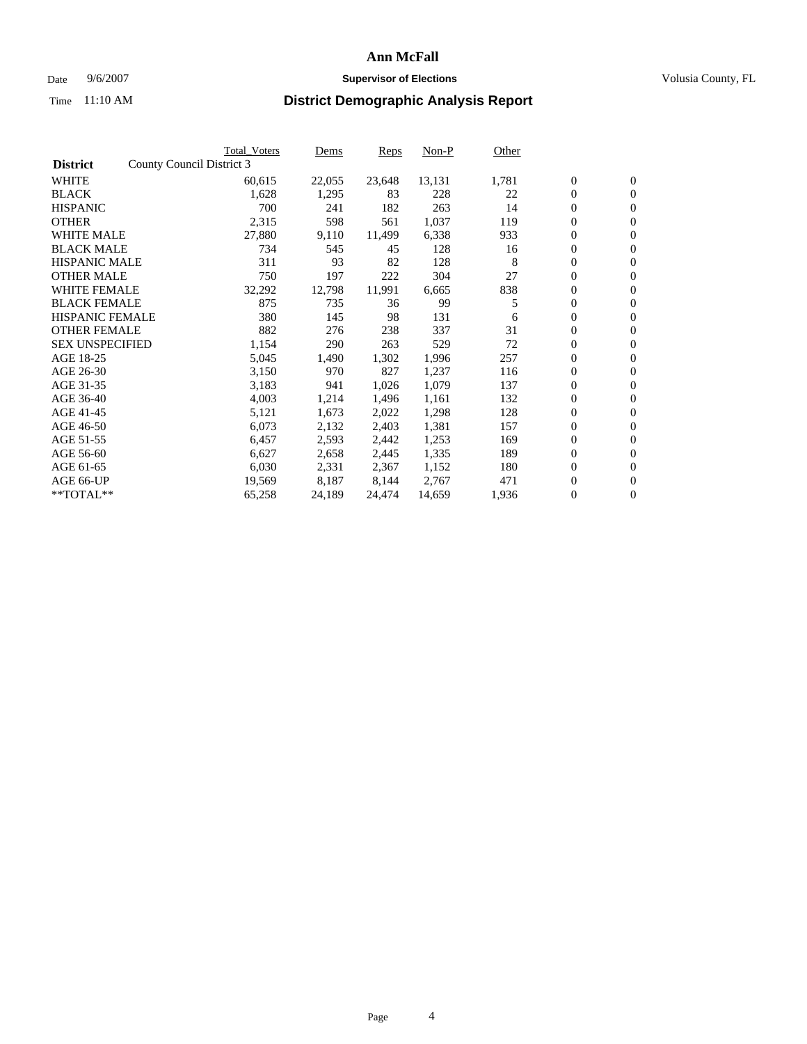# Ann McFall

Date 9/6/2007 **Supervisor of Elections** Volusia County, FL

Time 11:10 AM **District Demographic Analysis Report**

| **District** | County Council District 3 | Total_Voters | Dems | Reps | Non-P | Other | | |
|---|---|---|---|---|---|---|---|---|
| WHITE | | 60,615 | 22,055 | 23,648 | 13,131 | 1,781 | 0 | 0 |
| BLACK | | 1,628 | 1,295 | 83 | 228 | 22 | 0 | 0 |
| HISPANIC | | 700 | 241 | 182 | 263 | 14 | 0 | 0 |
| OTHER | | 2,315 | 598 | 561 | 1,037 | 119 | 0 | 0 |
| WHITE MALE | | 27,880 | 9,110 | 11,499 | 6,338 | 933 | 0 | 0 |
| BLACK MALE | | 734 | 545 | 45 | 128 | 16 | 0 | 0 |
| HISPANIC MALE | | 311 | 93 | 82 | 128 | 8 | 0 | 0 |
| OTHER MALE | | 750 | 197 | 222 | 304 | 27 | 0 | 0 |
| WHITE FEMALE | | 32,292 | 12,798 | 11,991 | 6,665 | 838 | 0 | 0 |
| BLACK FEMALE | | 875 | 735 | 36 | 99 | 5 | 0 | 0 |
| HISPANIC FEMALE | | 380 | 145 | 98 | 131 | 6 | 0 | 0 |
| OTHER FEMALE | | 882 | 276 | 238 | 337 | 31 | 0 | 0 |
| SEX UNSPECIFIED | | 1,154 | 290 | 263 | 529 | 72 | 0 | 0 |
| AGE 18-25 | | 5,045 | 1,490 | 1,302 | 1,996 | 257 | 0 | 0 |
| AGE 26-30 | | 3,150 | 970 | 827 | 1,237 | 116 | 0 | 0 |
| AGE 31-35 | | 3,183 | 941 | 1,026 | 1,079 | 137 | 0 | 0 |
| AGE 36-40 | | 4,003 | 1,214 | 1,496 | 1,161 | 132 | 0 | 0 |
| AGE 41-45 | | 5,121 | 1,673 | 2,022 | 1,298 | 128 | 0 | 0 |
| AGE 46-50 | | 6,073 | 2,132 | 2,403 | 1,381 | 157 | 0 | 0 |
| AGE 51-55 | | 6,457 | 2,593 | 2,442 | 1,253 | 169 | 0 | 0 |
| AGE 56-60 | | 6,627 | 2,658 | 2,445 | 1,335 | 189 | 0 | 0 |
| AGE 61-65 | | 6,030 | 2,331 | 2,367 | 1,152 | 180 | 0 | 0 |
| AGE 66-UP | | 19,569 | 8,187 | 8,144 | 2,767 | 471 | 0 | 0 |
| **TOTAL** | | 65,258 | 24,189 | 24,474 | 14,659 | 1,936 | 0 | 0 |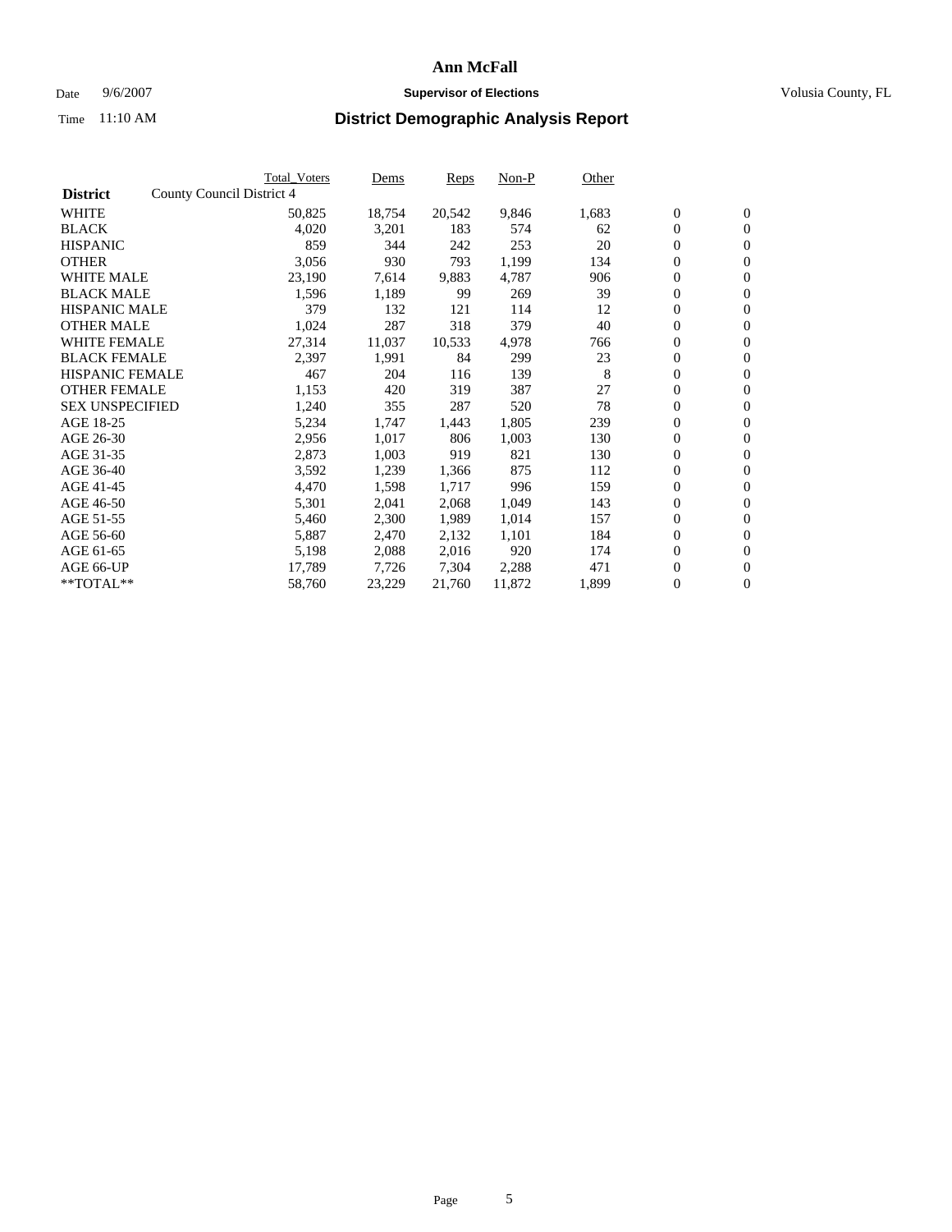# Ann McFall

Date 9/6/2007 **Supervisor of Elections** Volusia County, FL

Time 11:10 AM **District Demographic Analysis Report**

| **District** | County Council District 4 | Total_Voters | Dems | Reps | Non-P | Other | | |
|---|---|---|---|---|---|---|---|---|
| WHITE | | 50,825 | 18,754 | 20,542 | 9,846 | 1,683 | 0 | 0 |
| BLACK | | 4,020 | 3,201 | 183 | 574 | 62 | 0 | 0 |
| HISPANIC | | 859 | 344 | 242 | 253 | 20 | 0 | 0 |
| OTHER | | 3,056 | 930 | 793 | 1,199 | 134 | 0 | 0 |
| WHITE MALE | | 23,190 | 7,614 | 9,883 | 4,787 | 906 | 0 | 0 |
| BLACK MALE | | 1,596 | 1,189 | 99 | 269 | 39 | 0 | 0 |
| HISPANIC MALE | | 379 | 132 | 121 | 114 | 12 | 0 | 0 |
| OTHER MALE | | 1,024 | 287 | 318 | 379 | 40 | 0 | 0 |
| WHITE FEMALE | | 27,314 | 11,037 | 10,533 | 4,978 | 766 | 0 | 0 |
| BLACK FEMALE | | 2,397 | 1,991 | 84 | 299 | 23 | 0 | 0 |
| HISPANIC FEMALE | | 467 | 204 | 116 | 139 | 8 | 0 | 0 |
| OTHER FEMALE | | 1,153 | 420 | 319 | 387 | 27 | 0 | 0 |
| SEX UNSPECIFIED | | 1,240 | 355 | 287 | 520 | 78 | 0 | 0 |
| AGE 18-25 | | 5,234 | 1,747 | 1,443 | 1,805 | 239 | 0 | 0 |
| AGE 26-30 | | 2,956 | 1,017 | 806 | 1,003 | 130 | 0 | 0 |
| AGE 31-35 | | 2,873 | 1,003 | 919 | 821 | 130 | 0 | 0 |
| AGE 36-40 | | 3,592 | 1,239 | 1,366 | 875 | 112 | 0 | 0 |
| AGE 41-45 | | 4,470 | 1,598 | 1,717 | 996 | 159 | 0 | 0 |
| AGE 46-50 | | 5,301 | 2,041 | 2,068 | 1,049 | 143 | 0 | 0 |
| AGE 51-55 | | 5,460 | 2,300 | 1,989 | 1,014 | 157 | 0 | 0 |
| AGE 56-60 | | 5,887 | 2,470 | 2,132 | 1,101 | 184 | 0 | 0 |
| AGE 61-65 | | 5,198 | 2,088 | 2,016 | 920 | 174 | 0 | 0 |
| AGE 66-UP | | 17,789 | 7,726 | 7,304 | 2,288 | 471 | 0 | 0 |
| **TOTAL** | | 58,760 | 23,229 | 21,760 | 11,872 | 1,899 | 0 | 0 |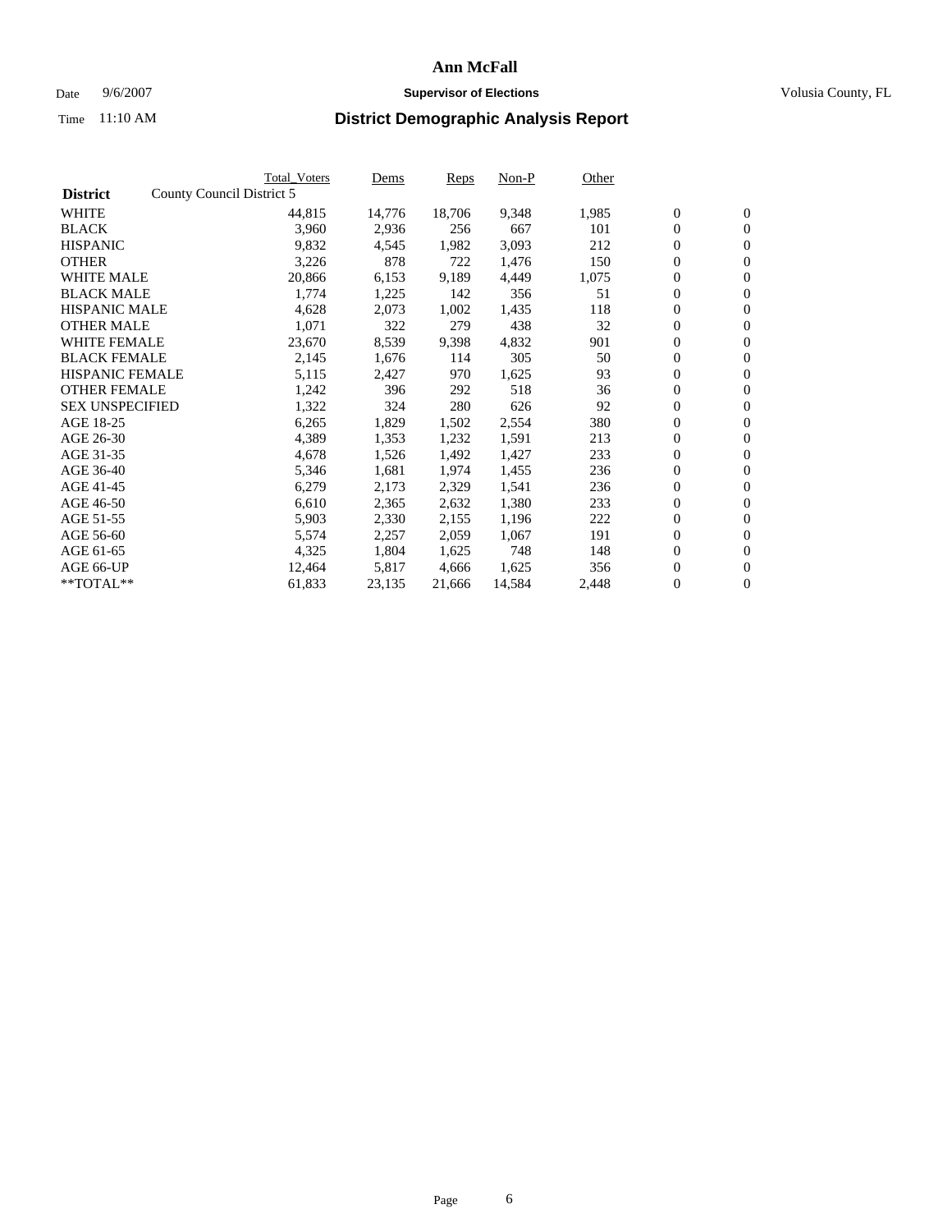# Ann McFall

Date 9/6/2007 **Supervisor of Elections** Volusia County, FL

Time 11:10 AM

## District Demographic Analysis Report

| **District** | County Council District 5 | Total_Voters | Dems | Reps | Non-P | Other | | |
|---|---|---|---|---|---|---|---|---|
| WHITE | | 44,815 | 14,776 | 18,706 | 9,348 | 1,985 | 0 | 0 |
| BLACK | | 3,960 | 2,936 | 256 | 667 | 101 | 0 | 0 |
| HISPANIC | | 9,832 | 4,545 | 1,982 | 3,093 | 212 | 0 | 0 |
| OTHER | | 3,226 | 878 | 722 | 1,476 | 150 | 0 | 0 |
| WHITE MALE | | 20,866 | 6,153 | 9,189 | 4,449 | 1,075 | 0 | 0 |
| BLACK MALE | | 1,774 | 1,225 | 142 | 356 | 51 | 0 | 0 |
| HISPANIC MALE | | 4,628 | 2,073 | 1,002 | 1,435 | 118 | 0 | 0 |
| OTHER MALE | | 1,071 | 322 | 279 | 438 | 32 | 0 | 0 |
| WHITE FEMALE | | 23,670 | 8,539 | 9,398 | 4,832 | 901 | 0 | 0 |
| BLACK FEMALE | | 2,145 | 1,676 | 114 | 305 | 50 | 0 | 0 |
| HISPANIC FEMALE | | 5,115 | 2,427 | 970 | 1,625 | 93 | 0 | 0 |
| OTHER FEMALE | | 1,242 | 396 | 292 | 518 | 36 | 0 | 0 |
| SEX UNSPECIFIED | | 1,322 | 324 | 280 | 626 | 92 | 0 | 0 |
| AGE 18-25 | | 6,265 | 1,829 | 1,502 | 2,554 | 380 | 0 | 0 |
| AGE 26-30 | | 4,389 | 1,353 | 1,232 | 1,591 | 213 | 0 | 0 |
| AGE 31-35 | | 4,678 | 1,526 | 1,492 | 1,427 | 233 | 0 | 0 |
| AGE 36-40 | | 5,346 | 1,681 | 1,974 | 1,455 | 236 | 0 | 0 |
| AGE 41-45 | | 6,279 | 2,173 | 2,329 | 1,541 | 236 | 0 | 0 |
| AGE 46-50 | | 6,610 | 2,365 | 2,632 | 1,380 | 233 | 0 | 0 |
| AGE 51-55 | | 5,903 | 2,330 | 2,155 | 1,196 | 222 | 0 | 0 |
| AGE 56-60 | | 5,574 | 2,257 | 2,059 | 1,067 | 191 | 0 | 0 |
| AGE 61-65 | | 4,325 | 1,804 | 1,625 | 748 | 148 | 0 | 0 |
| AGE 66-UP | | 12,464 | 5,817 | 4,666 | 1,625 | 356 | 0 | 0 |
| **TOTAL** | | 61,833 | 23,135 | 21,666 | 14,584 | 2,448 | 0 | 0 |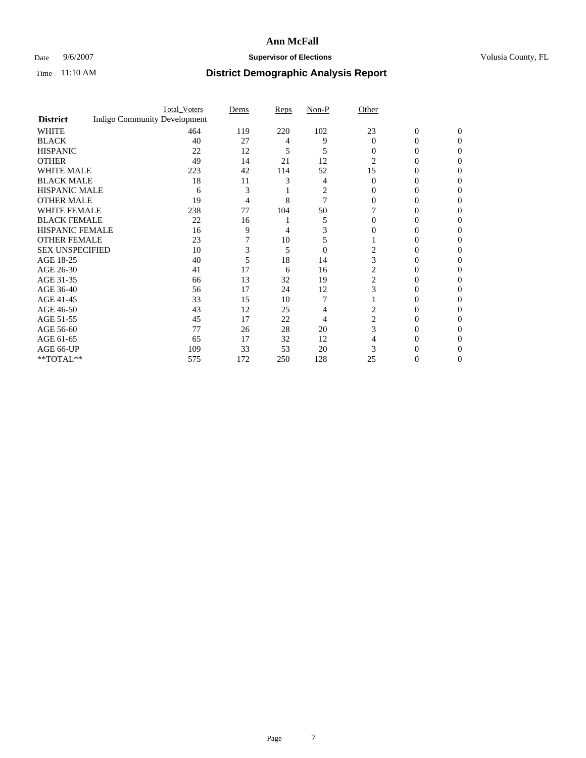# Ann McFall

Date 9/6/2007 **Supervisor of Elections** Volusia County, FL

Time 11:10 AM

## District Demographic Analysis Report

| **District** | Total_Voters | Dems | Reps | Non-P | Other | | |
|---|---|---|---|---|---|---|---|
| Indigo Community Development | | | | | | | |
| WHITE | 464 | 119 | 220 | 102 | 23 | 0 | 0 |
| BLACK | 40 | 27 | 4 | 9 | 0 | 0 | 0 |
| HISPANIC | 22 | 12 | 5 | 5 | 0 | 0 | 0 |
| OTHER | 49 | 14 | 21 | 12 | 2 | 0 | 0 |
| WHITE MALE | 223 | 42 | 114 | 52 | 15 | 0 | 0 |
| BLACK MALE | 18 | 11 | 3 | 4 | 0 | 0 | 0 |
| HISPANIC MALE | 6 | 3 | 1 | 2 | 0 | 0 | 0 |
| OTHER MALE | 19 | 4 | 8 | 7 | 0 | 0 | 0 |
| WHITE FEMALE | 238 | 77 | 104 | 50 | 7 | 0 | 0 |
| BLACK FEMALE | 22 | 16 | 1 | 5 | 0 | 0 | 0 |
| HISPANIC FEMALE | 16 | 9 | 4 | 3 | 0 | 0 | 0 |
| OTHER FEMALE | 23 | 7 | 10 | 5 | 1 | 0 | 0 |
| SEX UNSPECIFIED | 10 | 3 | 5 | 0 | 2 | 0 | 0 |
| AGE 18-25 | 40 | 5 | 18 | 14 | 3 | 0 | 0 |
| AGE 26-30 | 41 | 17 | 6 | 16 | 2 | 0 | 0 |
| AGE 31-35 | 66 | 13 | 32 | 19 | 2 | 0 | 0 |
| AGE 36-40 | 56 | 17 | 24 | 12 | 3 | 0 | 0 |
| AGE 41-45 | 33 | 15 | 10 | 7 | 1 | 0 | 0 |
| AGE 46-50 | 43 | 12 | 25 | 4 | 2 | 0 | 0 |
| AGE 51-55 | 45 | 17 | 22 | 4 | 2 | 0 | 0 |
| AGE 56-60 | 77 | 26 | 28 | 20 | 3 | 0 | 0 |
| AGE 61-65 | 65 | 17 | 32 | 12 | 4 | 0 | 0 |
| AGE 66-UP | 109 | 33 | 53 | 20 | 3 | 0 | 0 |
| **TOTAL** | 575 | 172 | 250 | 128 | 25 | 0 | 0 |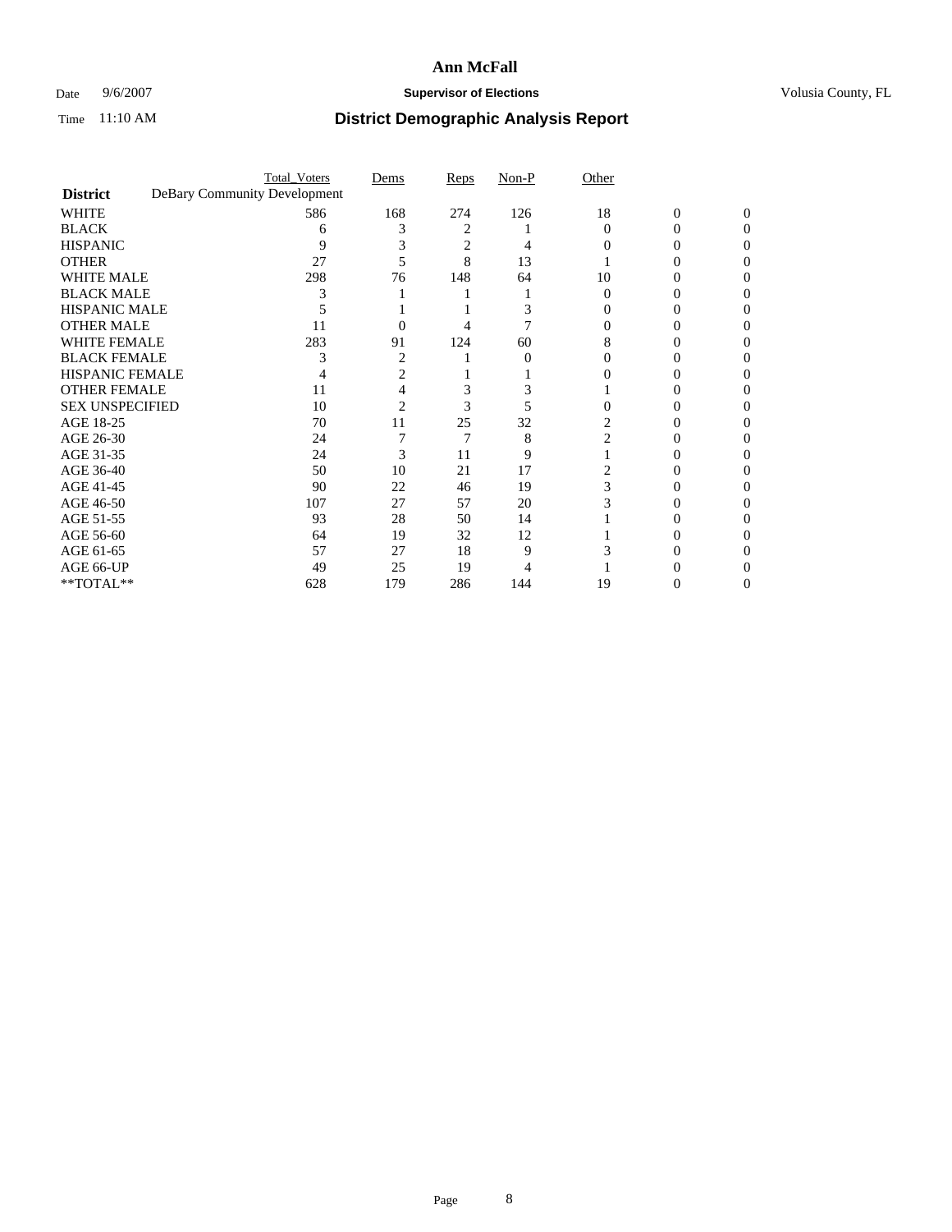# Ann McFall

Date 9/6/2007 **Supervisor of Elections** Volusia County, FL

Time 11:10 AM **District Demographic Analysis Report**

| | Total_Voters | Dems | Reps | Non-P | Other | | |
|---|---|---|---|---|---|---|---|
| **District** DeBary Community Development | | | | | | | |
| WHITE | 586 | 168 | 274 | 126 | 18 | 0 | 0 |
| BLACK | 6 | 3 | 2 | 1 | 0 | 0 | 0 |
| HISPANIC | 9 | 3 | 2 | 4 | 0 | 0 | 0 |
| OTHER | 27 | 5 | 8 | 13 | 1 | 0 | 0 |
| WHITE MALE | 298 | 76 | 148 | 64 | 10 | 0 | 0 |
| BLACK MALE | 3 | 1 | 1 | 1 | 0 | 0 | 0 |
| HISPANIC MALE | 5 | 1 | 1 | 3 | 0 | 0 | 0 |
| OTHER MALE | 11 | 0 | 4 | 7 | 0 | 0 | 0 |
| WHITE FEMALE | 283 | 91 | 124 | 60 | 8 | 0 | 0 |
| BLACK FEMALE | 3 | 2 | 1 | 0 | 0 | 0 | 0 |
| HISPANIC FEMALE | 4 | 2 | 1 | 1 | 0 | 0 | 0 |
| OTHER FEMALE | 11 | 4 | 3 | 3 | 1 | 0 | 0 |
| SEX UNSPECIFIED | 10 | 2 | 3 | 5 | 0 | 0 | 0 |
| AGE 18-25 | 70 | 11 | 25 | 32 | 2 | 0 | 0 |
| AGE 26-30 | 24 | 7 | 7 | 8 | 2 | 0 | 0 |
| AGE 31-35 | 24 | 3 | 11 | 9 | 1 | 0 | 0 |
| AGE 36-40 | 50 | 10 | 21 | 17 | 2 | 0 | 0 |
| AGE 41-45 | 90 | 22 | 46 | 19 | 3 | 0 | 0 |
| AGE 46-50 | 107 | 27 | 57 | 20 | 3 | 0 | 0 |
| AGE 51-55 | 93 | 28 | 50 | 14 | 1 | 0 | 0 |
| AGE 56-60 | 64 | 19 | 32 | 12 | 1 | 0 | 0 |
| AGE 61-65 | 57 | 27 | 18 | 9 | 3 | 0 | 0 |
| AGE 66-UP | 49 | 25 | 19 | 4 | 1 | 0 | 0 |
| **TOTAL** | 628 | 179 | 286 | 144 | 19 | 0 | 0 |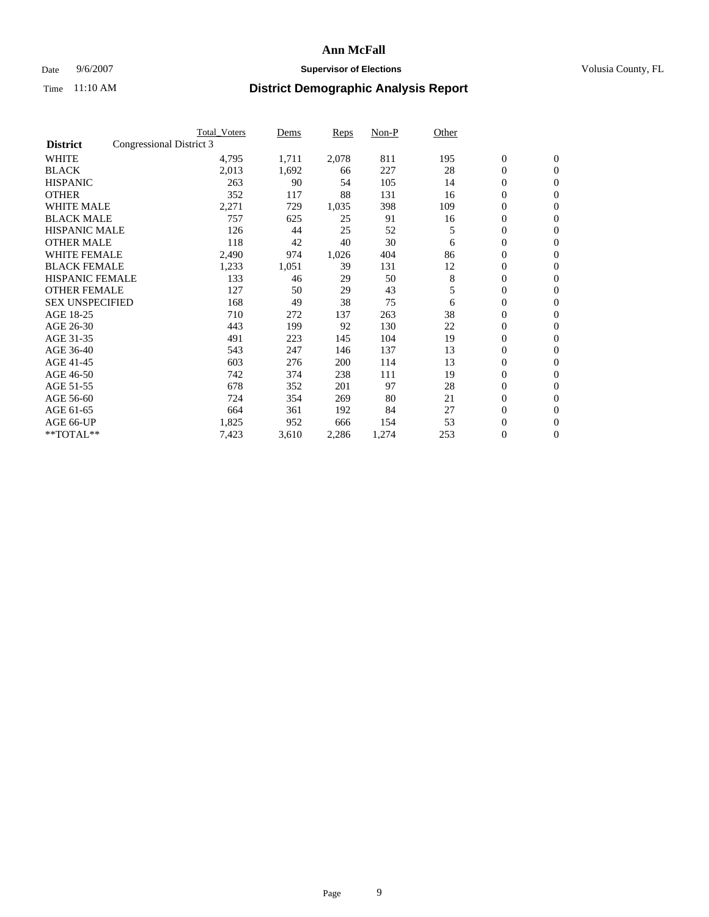# Ann McFall

Date 9/6/2007 **Supervisor of Elections** Volusia County, FL

Time 11:10 AM **District Demographic Analysis Report**

| **District** | Congressional District 3 | Total_Voters | Dems | Reps | Non-P | Other | | |
|---|---|---|---|---|---|---|---|---|
| WHITE | | 4,795 | 1,711 | 2,078 | 811 | 195 | 0 | 0 |
| BLACK | | 2,013 | 1,692 | 66 | 227 | 28 | 0 | 0 |
| HISPANIC | | 263 | 90 | 54 | 105 | 14 | 0 | 0 |
| OTHER | | 352 | 117 | 88 | 131 | 16 | 0 | 0 |
| WHITE MALE | | 2,271 | 729 | 1,035 | 398 | 109 | 0 | 0 |
| BLACK MALE | | 757 | 625 | 25 | 91 | 16 | 0 | 0 |
| HISPANIC MALE | | 126 | 44 | 25 | 52 | 5 | 0 | 0 |
| OTHER MALE | | 118 | 42 | 40 | 30 | 6 | 0 | 0 |
| WHITE FEMALE | | 2,490 | 974 | 1,026 | 404 | 86 | 0 | 0 |
| BLACK FEMALE | | 1,233 | 1,051 | 39 | 131 | 12 | 0 | 0 |
| HISPANIC FEMALE | | 133 | 46 | 29 | 50 | 8 | 0 | 0 |
| OTHER FEMALE | | 127 | 50 | 29 | 43 | 5 | 0 | 0 |
| SEX UNSPECIFIED | | 168 | 49 | 38 | 75 | 6 | 0 | 0 |
| AGE 18-25 | | 710 | 272 | 137 | 263 | 38 | 0 | 0 |
| AGE 26-30 | | 443 | 199 | 92 | 130 | 22 | 0 | 0 |
| AGE 31-35 | | 491 | 223 | 145 | 104 | 19 | 0 | 0 |
| AGE 36-40 | | 543 | 247 | 146 | 137 | 13 | 0 | 0 |
| AGE 41-45 | | 603 | 276 | 200 | 114 | 13 | 0 | 0 |
| AGE 46-50 | | 742 | 374 | 238 | 111 | 19 | 0 | 0 |
| AGE 51-55 | | 678 | 352 | 201 | 97 | 28 | 0 | 0 |
| AGE 56-60 | | 724 | 354 | 269 | 80 | 21 | 0 | 0 |
| AGE 61-65 | | 664 | 361 | 192 | 84 | 27 | 0 | 0 |
| AGE 66-UP | | 1,825 | 952 | 666 | 154 | 53 | 0 | 0 |
| **TOTAL** | | 7,423 | 3,610 | 2,286 | 1,274 | 253 | 0 | 0 |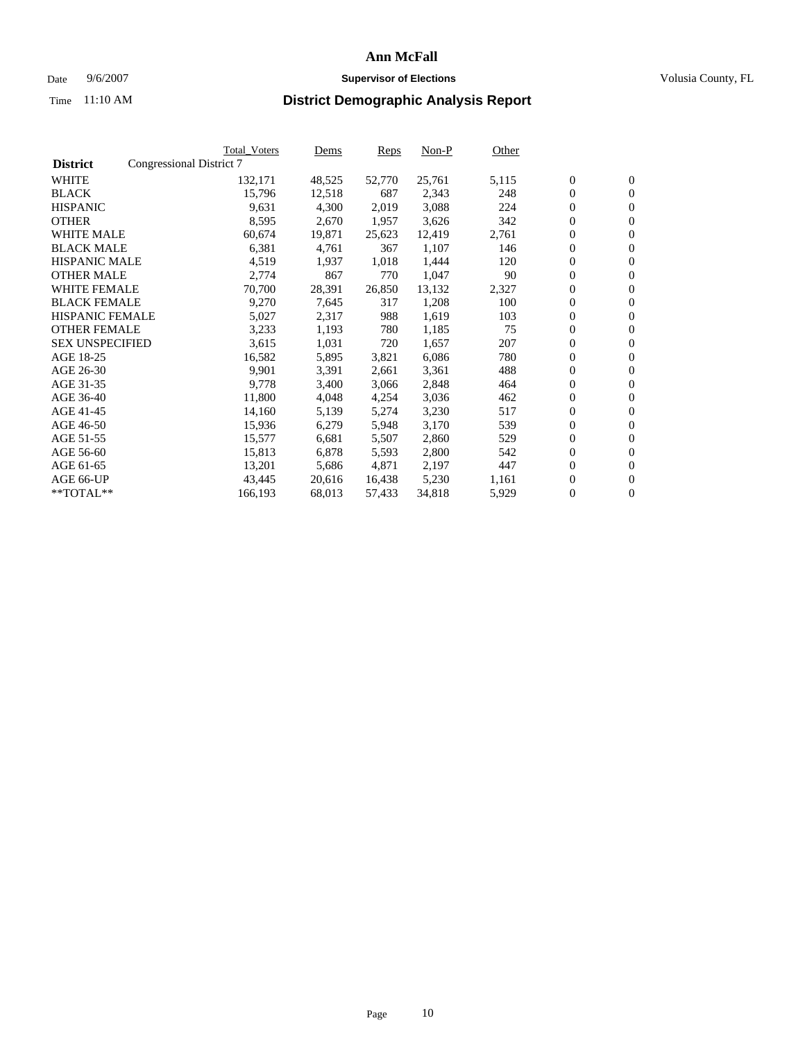# Ann McFall

Date 9/6/2007 **Supervisor of Elections** Volusia County, FL

Time 11:10 AM **District Demographic Analysis Report**

| **District** | Total_Voters | Dems | Reps | Non-P | Other | | |
|---|---|---|---|---|---|---|---|
| Congressional District 7 | | | | | | | |
| WHITE | 132,171 | 48,525 | 52,770 | 25,761 | 5,115 | 0 | 0 |
| BLACK | 15,796 | 12,518 | 687 | 2,343 | 248 | 0 | 0 |
| HISPANIC | 9,631 | 4,300 | 2,019 | 3,088 | 224 | 0 | 0 |
| OTHER | 8,595 | 2,670 | 1,957 | 3,626 | 342 | 0 | 0 |
| WHITE MALE | 60,674 | 19,871 | 25,623 | 12,419 | 2,761 | 0 | 0 |
| BLACK MALE | 6,381 | 4,761 | 367 | 1,107 | 146 | 0 | 0 |
| HISPANIC MALE | 4,519 | 1,937 | 1,018 | 1,444 | 120 | 0 | 0 |
| OTHER MALE | 2,774 | 867 | 770 | 1,047 | 90 | 0 | 0 |
| WHITE FEMALE | 70,700 | 28,391 | 26,850 | 13,132 | 2,327 | 0 | 0 |
| BLACK FEMALE | 9,270 | 7,645 | 317 | 1,208 | 100 | 0 | 0 |
| HISPANIC FEMALE | 5,027 | 2,317 | 988 | 1,619 | 103 | 0 | 0 |
| OTHER FEMALE | 3,233 | 1,193 | 780 | 1,185 | 75 | 0 | 0 |
| SEX UNSPECIFIED | 3,615 | 1,031 | 720 | 1,657 | 207 | 0 | 0 |
| AGE 18-25 | 16,582 | 5,895 | 3,821 | 6,086 | 780 | 0 | 0 |
| AGE 26-30 | 9,901 | 3,391 | 2,661 | 3,361 | 488 | 0 | 0 |
| AGE 31-35 | 9,778 | 3,400 | 3,066 | 2,848 | 464 | 0 | 0 |
| AGE 36-40 | 11,800 | 4,048 | 4,254 | 3,036 | 462 | 0 | 0 |
| AGE 41-45 | 14,160 | 5,139 | 5,274 | 3,230 | 517 | 0 | 0 |
| AGE 46-50 | 15,936 | 6,279 | 5,948 | 3,170 | 539 | 0 | 0 |
| AGE 51-55 | 15,577 | 6,681 | 5,507 | 2,860 | 529 | 0 | 0 |
| AGE 56-60 | 15,813 | 6,878 | 5,593 | 2,800 | 542 | 0 | 0 |
| AGE 61-65 | 13,201 | 5,686 | 4,871 | 2,197 | 447 | 0 | 0 |
| AGE 66-UP | 43,445 | 20,616 | 16,438 | 5,230 | 1,161 | 0 | 0 |
| **TOTAL** | 166,193 | 68,013 | 57,433 | 34,818 | 5,929 | 0 | 0 |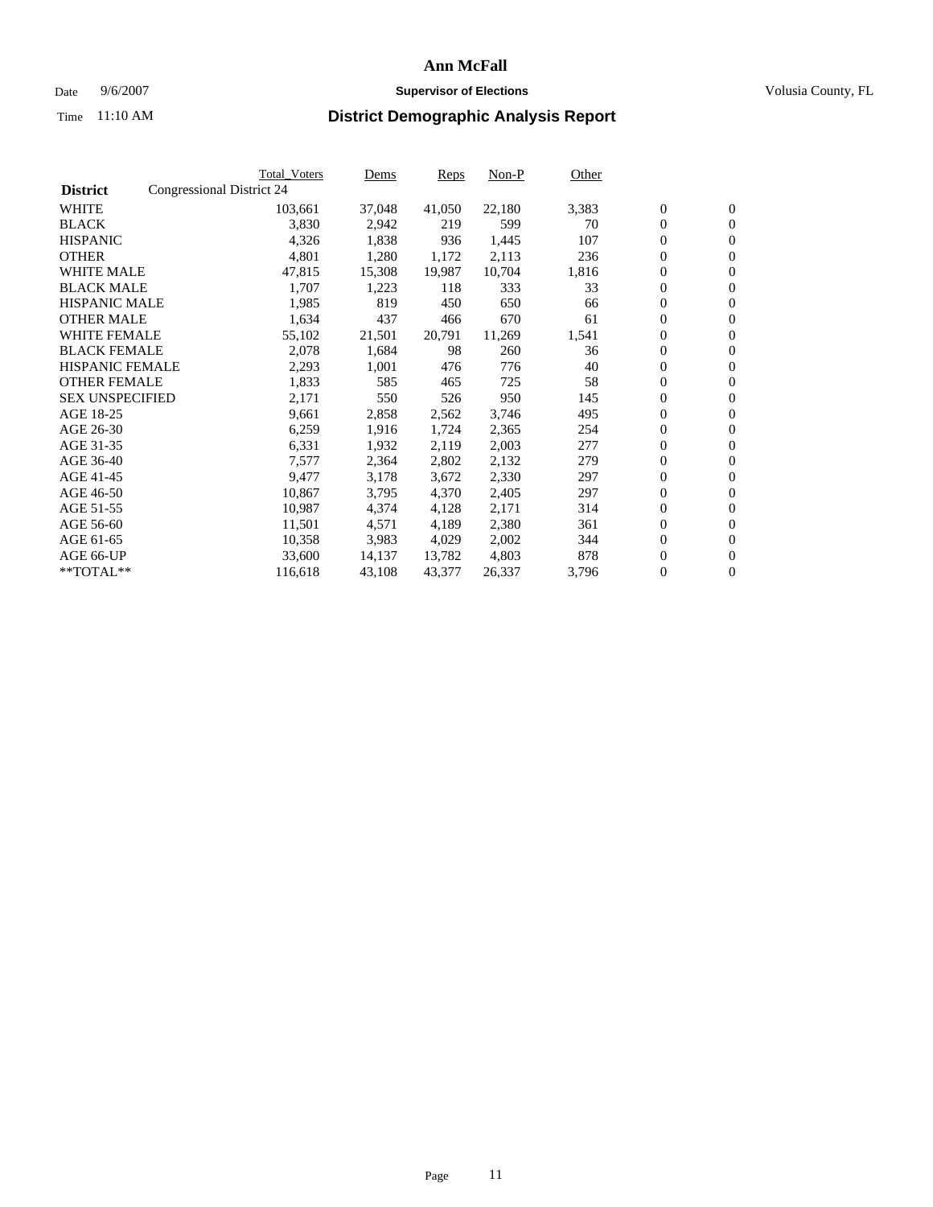# Ann McFall

Date 9/6/2007 **Supervisor of Elections** Volusia County, FL

Time 11:10 AM

## District Demographic Analysis Report

| **District** | Congressional District 24 | Total_Voters | Dems | Reps | Non-P | Other | | |
|---|---|---|---|---|---|---|---|---|
| WHITE | | 103,661 | 37,048 | 41,050 | 22,180 | 3,383 | 0 | 0 |
| BLACK | | 3,830 | 2,942 | 219 | 599 | 70 | 0 | 0 |
| HISPANIC | | 4,326 | 1,838 | 936 | 1,445 | 107 | 0 | 0 |
| OTHER | | 4,801 | 1,280 | 1,172 | 2,113 | 236 | 0 | 0 |
| WHITE MALE | | 47,815 | 15,308 | 19,987 | 10,704 | 1,816 | 0 | 0 |
| BLACK MALE | | 1,707 | 1,223 | 118 | 333 | 33 | 0 | 0 |
| HISPANIC MALE | | 1,985 | 819 | 450 | 650 | 66 | 0 | 0 |
| OTHER MALE | | 1,634 | 437 | 466 | 670 | 61 | 0 | 0 |
| WHITE FEMALE | | 55,102 | 21,501 | 20,791 | 11,269 | 1,541 | 0 | 0 |
| BLACK FEMALE | | 2,078 | 1,684 | 98 | 260 | 36 | 0 | 0 |
| HISPANIC FEMALE | | 2,293 | 1,001 | 476 | 776 | 40 | 0 | 0 |
| OTHER FEMALE | | 1,833 | 585 | 465 | 725 | 58 | 0 | 0 |
| SEX UNSPECIFIED | | 2,171 | 550 | 526 | 950 | 145 | 0 | 0 |
| AGE 18-25 | | 9,661 | 2,858 | 2,562 | 3,746 | 495 | 0 | 0 |
| AGE 26-30 | | 6,259 | 1,916 | 1,724 | 2,365 | 254 | 0 | 0 |
| AGE 31-35 | | 6,331 | 1,932 | 2,119 | 2,003 | 277 | 0 | 0 |
| AGE 36-40 | | 7,577 | 2,364 | 2,802 | 2,132 | 279 | 0 | 0 |
| AGE 41-45 | | 9,477 | 3,178 | 3,672 | 2,330 | 297 | 0 | 0 |
| AGE 46-50 | | 10,867 | 3,795 | 4,370 | 2,405 | 297 | 0 | 0 |
| AGE 51-55 | | 10,987 | 4,374 | 4,128 | 2,171 | 314 | 0 | 0 |
| AGE 56-60 | | 11,501 | 4,571 | 4,189 | 2,380 | 361 | 0 | 0 |
| AGE 61-65 | | 10,358 | 3,983 | 4,029 | 2,002 | 344 | 0 | 0 |
| AGE 66-UP | | 33,600 | 14,137 | 13,782 | 4,803 | 878 | 0 | 0 |
| **TOTAL** | | 116,618 | 43,108 | 43,377 | 26,337 | 3,796 | 0 | 0 |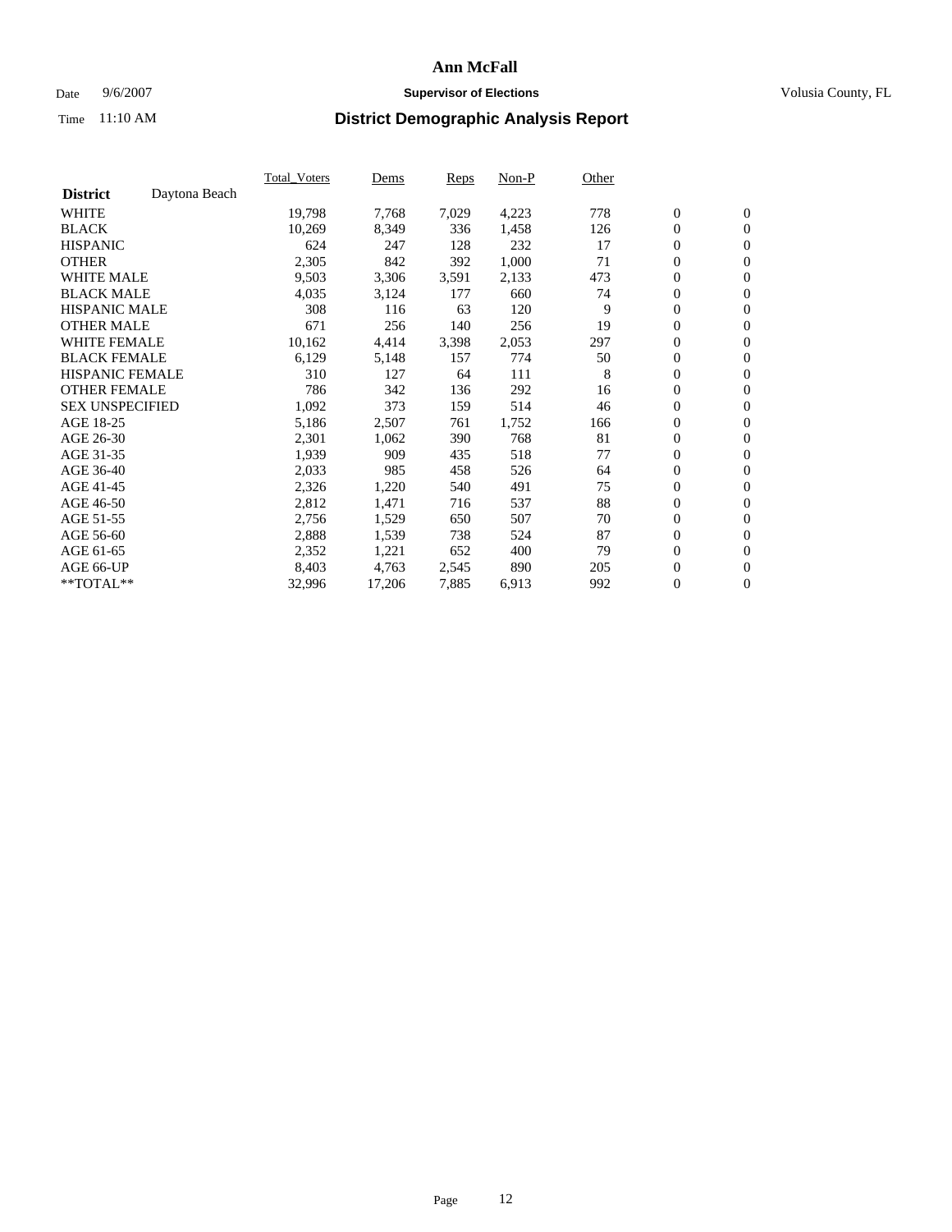# Ann McFall

Date 9/6/2007 **Supervisor of Elections** Volusia County, FL

Time 11:10 AM **District Demographic Analysis Report**

| | Total_Voters | Dems | Reps | Non-P | Other | | |
|---|---|---|---|---|---|---|---|
| **District** Daytona Beach | | | | | | | |
| WHITE | 19,798 | 7,768 | 7,029 | 4,223 | 778 | 0 | 0 |
| BLACK | 10,269 | 8,349 | 336 | 1,458 | 126 | 0 | 0 |
| HISPANIC | 624 | 247 | 128 | 232 | 17 | 0 | 0 |
| OTHER | 2,305 | 842 | 392 | 1,000 | 71 | 0 | 0 |
| WHITE MALE | 9,503 | 3,306 | 3,591 | 2,133 | 473 | 0 | 0 |
| BLACK MALE | 4,035 | 3,124 | 177 | 660 | 74 | 0 | 0 |
| HISPANIC MALE | 308 | 116 | 63 | 120 | 9 | 0 | 0 |
| OTHER MALE | 671 | 256 | 140 | 256 | 19 | 0 | 0 |
| WHITE FEMALE | 10,162 | 4,414 | 3,398 | 2,053 | 297 | 0 | 0 |
| BLACK FEMALE | 6,129 | 5,148 | 157 | 774 | 50 | 0 | 0 |
| HISPANIC FEMALE | 310 | 127 | 64 | 111 | 8 | 0 | 0 |
| OTHER FEMALE | 786 | 342 | 136 | 292 | 16 | 0 | 0 |
| SEX UNSPECIFIED | 1,092 | 373 | 159 | 514 | 46 | 0 | 0 |
| AGE 18-25 | 5,186 | 2,507 | 761 | 1,752 | 166 | 0 | 0 |
| AGE 26-30 | 2,301 | 1,062 | 390 | 768 | 81 | 0 | 0 |
| AGE 31-35 | 1,939 | 909 | 435 | 518 | 77 | 0 | 0 |
| AGE 36-40 | 2,033 | 985 | 458 | 526 | 64 | 0 | 0 |
| AGE 41-45 | 2,326 | 1,220 | 540 | 491 | 75 | 0 | 0 |
| AGE 46-50 | 2,812 | 1,471 | 716 | 537 | 88 | 0 | 0 |
| AGE 51-55 | 2,756 | 1,529 | 650 | 507 | 70 | 0 | 0 |
| AGE 56-60 | 2,888 | 1,539 | 738 | 524 | 87 | 0 | 0 |
| AGE 61-65 | 2,352 | 1,221 | 652 | 400 | 79 | 0 | 0 |
| AGE 66-UP | 8,403 | 4,763 | 2,545 | 890 | 205 | 0 | 0 |
| **TOTAL** | 32,996 | 17,206 | 7,885 | 6,913 | 992 | 0 | 0 |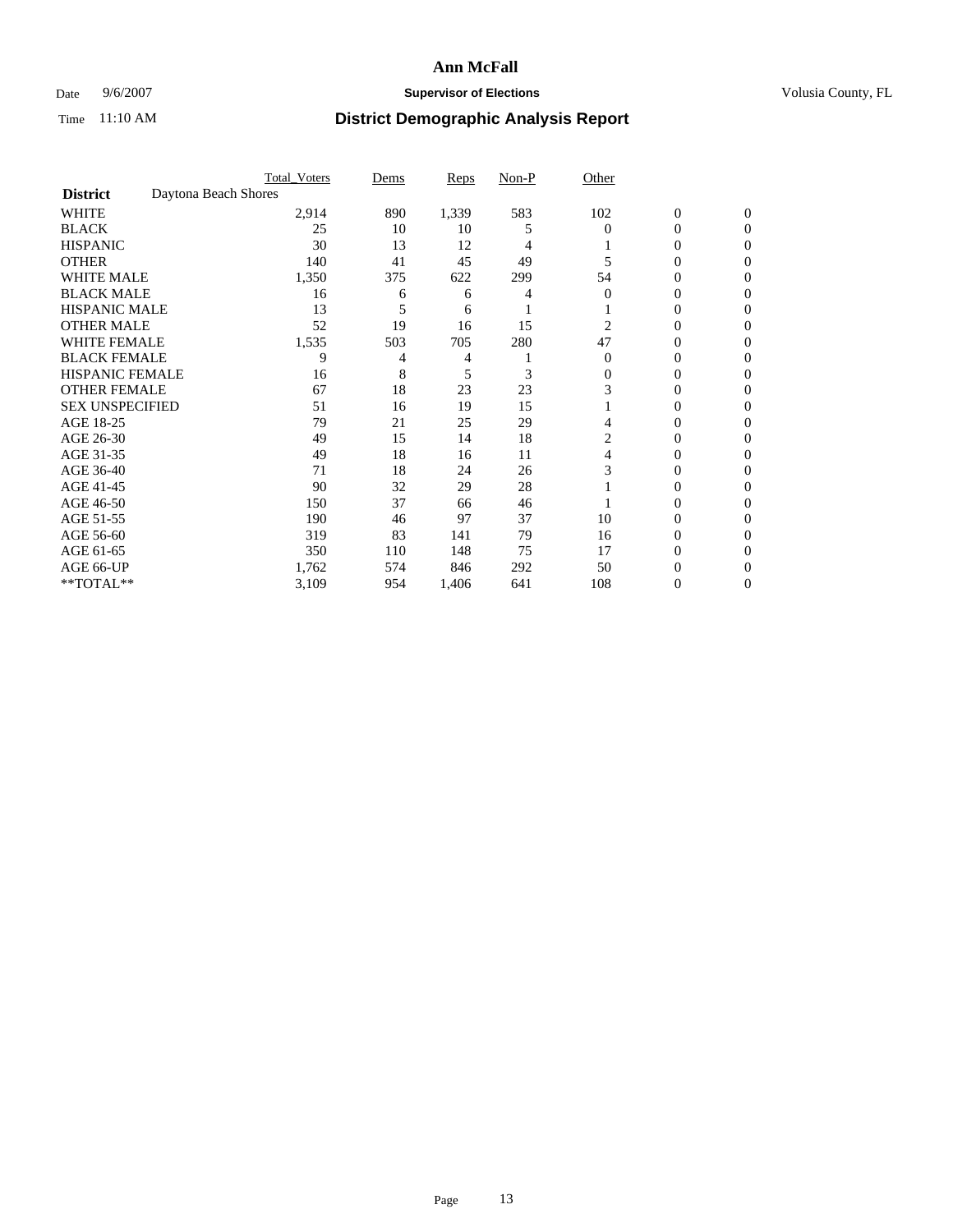# Ann McFall

Date 9/6/2007 **Supervisor of Elections** Volusia County, FL

Time 11:10 AM **District Demographic Analysis Report**

| | Total_Voters | Dems | Reps | Non-P | Other | | |
|---|---|---|---|---|---|---|---|
| **District** Daytona Beach Shores | | | | | | | |
| WHITE | 2,914 | 890 | 1,339 | 583 | 102 | 0 | 0 |
| BLACK | 25 | 10 | 10 | 5 | 0 | 0 | 0 |
| HISPANIC | 30 | 13 | 12 | 4 | 1 | 0 | 0 |
| OTHER | 140 | 41 | 45 | 49 | 5 | 0 | 0 |
| WHITE MALE | 1,350 | 375 | 622 | 299 | 54 | 0 | 0 |
| BLACK MALE | 16 | 6 | 6 | 4 | 0 | 0 | 0 |
| HISPANIC MALE | 13 | 5 | 6 | 1 | 1 | 0 | 0 |
| OTHER MALE | 52 | 19 | 16 | 15 | 2 | 0 | 0 |
| WHITE FEMALE | 1,535 | 503 | 705 | 280 | 47 | 0 | 0 |
| BLACK FEMALE | 9 | 4 | 4 | 1 | 0 | 0 | 0 |
| HISPANIC FEMALE | 16 | 8 | 5 | 3 | 0 | 0 | 0 |
| OTHER FEMALE | 67 | 18 | 23 | 23 | 3 | 0 | 0 |
| SEX UNSPECIFIED | 51 | 16 | 19 | 15 | 1 | 0 | 0 |
| AGE 18-25 | 79 | 21 | 25 | 29 | 4 | 0 | 0 |
| AGE 26-30 | 49 | 15 | 14 | 18 | 2 | 0 | 0 |
| AGE 31-35 | 49 | 18 | 16 | 11 | 4 | 0 | 0 |
| AGE 36-40 | 71 | 18 | 24 | 26 | 3 | 0 | 0 |
| AGE 41-45 | 90 | 32 | 29 | 28 | 1 | 0 | 0 |
| AGE 46-50 | 150 | 37 | 66 | 46 | 1 | 0 | 0 |
| AGE 51-55 | 190 | 46 | 97 | 37 | 10 | 0 | 0 |
| AGE 56-60 | 319 | 83 | 141 | 79 | 16 | 0 | 0 |
| AGE 61-65 | 350 | 110 | 148 | 75 | 17 | 0 | 0 |
| AGE 66-UP | 1,762 | 574 | 846 | 292 | 50 | 0 | 0 |
| **TOTAL** | 3,109 | 954 | 1,406 | 641 | 108 | 0 | 0 |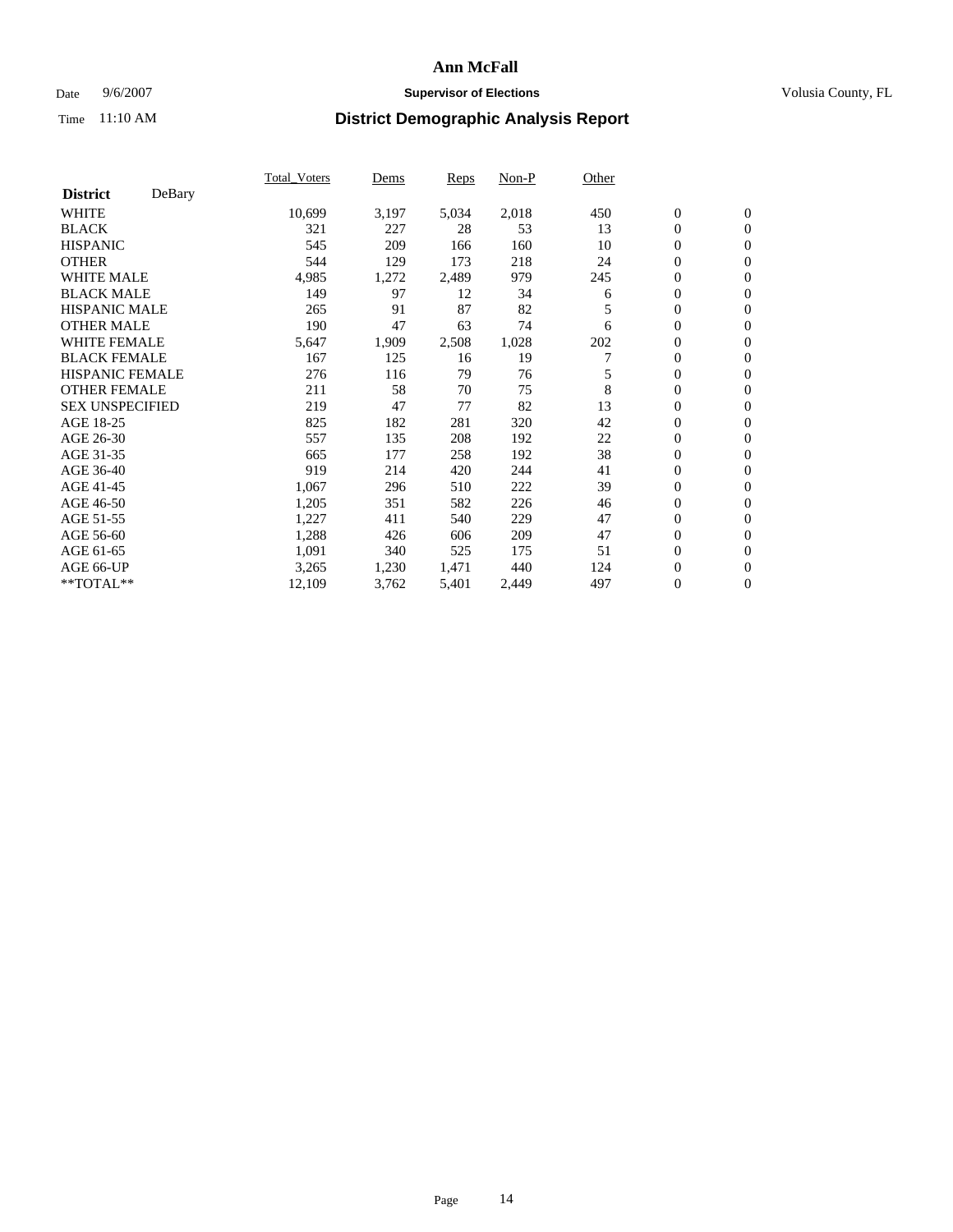# Ann McFall

Date 9/6/2007 **Supervisor of Elections** Volusia County, FL

Time 11:10 AM **District Demographic Analysis Report**

| | Total_Voters | Dems | Reps | Non-P | Other | | |
|---|---|---|---|---|---|---|---|
| **District** DeBary | | | | | | | |
| WHITE | 10,699 | 3,197 | 5,034 | 2,018 | 450 | 0 | 0 |
| BLACK | 321 | 227 | 28 | 53 | 13 | 0 | 0 |
| HISPANIC | 545 | 209 | 166 | 160 | 10 | 0 | 0 |
| OTHER | 544 | 129 | 173 | 218 | 24 | 0 | 0 |
| WHITE MALE | 4,985 | 1,272 | 2,489 | 979 | 245 | 0 | 0 |
| BLACK MALE | 149 | 97 | 12 | 34 | 6 | 0 | 0 |
| HISPANIC MALE | 265 | 91 | 87 | 82 | 5 | 0 | 0 |
| OTHER MALE | 190 | 47 | 63 | 74 | 6 | 0 | 0 |
| WHITE FEMALE | 5,647 | 1,909 | 2,508 | 1,028 | 202 | 0 | 0 |
| BLACK FEMALE | 167 | 125 | 16 | 19 | 7 | 0 | 0 |
| HISPANIC FEMALE | 276 | 116 | 79 | 76 | 5 | 0 | 0 |
| OTHER FEMALE | 211 | 58 | 70 | 75 | 8 | 0 | 0 |
| SEX UNSPECIFIED | 219 | 47 | 77 | 82 | 13 | 0 | 0 |
| AGE 18-25 | 825 | 182 | 281 | 320 | 42 | 0 | 0 |
| AGE 26-30 | 557 | 135 | 208 | 192 | 22 | 0 | 0 |
| AGE 31-35 | 665 | 177 | 258 | 192 | 38 | 0 | 0 |
| AGE 36-40 | 919 | 214 | 420 | 244 | 41 | 0 | 0 |
| AGE 41-45 | 1,067 | 296 | 510 | 222 | 39 | 0 | 0 |
| AGE 46-50 | 1,205 | 351 | 582 | 226 | 46 | 0 | 0 |
| AGE 51-55 | 1,227 | 411 | 540 | 229 | 47 | 0 | 0 |
| AGE 56-60 | 1,288 | 426 | 606 | 209 | 47 | 0 | 0 |
| AGE 61-65 | 1,091 | 340 | 525 | 175 | 51 | 0 | 0 |
| AGE 66-UP | 3,265 | 1,230 | 1,471 | 440 | 124 | 0 | 0 |
| **TOTAL** | 12,109 | 3,762 | 5,401 | 2,449 | 497 | 0 | 0 |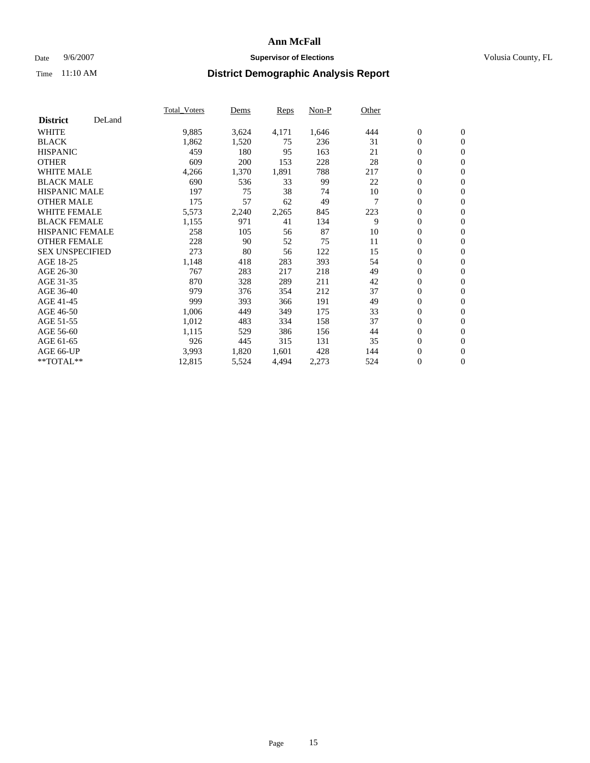# Ann McFall

Date 9/6/2007 **Supervisor of Elections** Volusia County, FL

Time 11:10 AM **District Demographic Analysis Report**

| **District** DeLand | Total_Voters | Dems | Reps | Non-P | Other | | |
|---|---|---|---|---|---|---|---|
| WHITE | 9,885 | 3,624 | 4,171 | 1,646 | 444 | 0 | 0 |
| BLACK | 1,862 | 1,520 | 75 | 236 | 31 | 0 | 0 |
| HISPANIC | 459 | 180 | 95 | 163 | 21 | 0 | 0 |
| OTHER | 609 | 200 | 153 | 228 | 28 | 0 | 0 |
| WHITE MALE | 4,266 | 1,370 | 1,891 | 788 | 217 | 0 | 0 |
| BLACK MALE | 690 | 536 | 33 | 99 | 22 | 0 | 0 |
| HISPANIC MALE | 197 | 75 | 38 | 74 | 10 | 0 | 0 |
| OTHER MALE | 175 | 57 | 62 | 49 | 7 | 0 | 0 |
| WHITE FEMALE | 5,573 | 2,240 | 2,265 | 845 | 223 | 0 | 0 |
| BLACK FEMALE | 1,155 | 971 | 41 | 134 | 9 | 0 | 0 |
| HISPANIC FEMALE | 258 | 105 | 56 | 87 | 10 | 0 | 0 |
| OTHER FEMALE | 228 | 90 | 52 | 75 | 11 | 0 | 0 |
| SEX UNSPECIFIED | 273 | 80 | 56 | 122 | 15 | 0 | 0 |
| AGE 18-25 | 1,148 | 418 | 283 | 393 | 54 | 0 | 0 |
| AGE 26-30 | 767 | 283 | 217 | 218 | 49 | 0 | 0 |
| AGE 31-35 | 870 | 328 | 289 | 211 | 42 | 0 | 0 |
| AGE 36-40 | 979 | 376 | 354 | 212 | 37 | 0 | 0 |
| AGE 41-45 | 999 | 393 | 366 | 191 | 49 | 0 | 0 |
| AGE 46-50 | 1,006 | 449 | 349 | 175 | 33 | 0 | 0 |
| AGE 51-55 | 1,012 | 483 | 334 | 158 | 37 | 0 | 0 |
| AGE 56-60 | 1,115 | 529 | 386 | 156 | 44 | 0 | 0 |
| AGE 61-65 | 926 | 445 | 315 | 131 | 35 | 0 | 0 |
| AGE 66-UP | 3,993 | 1,820 | 1,601 | 428 | 144 | 0 | 0 |
| **TOTAL** | 12,815 | 5,524 | 4,494 | 2,273 | 524 | 0 | 0 |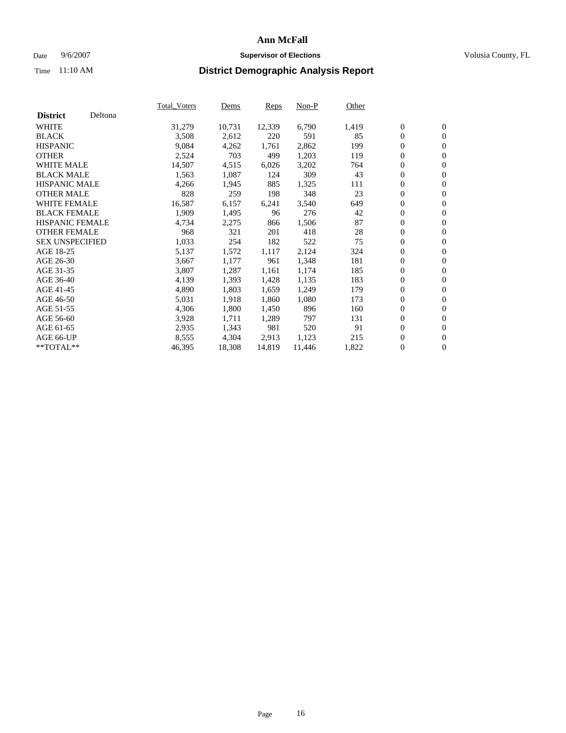# Ann McFall

Date 9/6/2007 **Supervisor of Elections** Volusia County, FL

Time 11:10 AM **District Demographic Analysis Report**

| **District** Deltona | Total_Voters | Dems | Reps | Non-P | Other | | |
|---|---|---|---|---|---|---|---|
| WHITE | 31,279 | 10,731 | 12,339 | 6,790 | 1,419 | 0 | 0 |
| BLACK | 3,508 | 2,612 | 220 | 591 | 85 | 0 | 0 |
| HISPANIC | 9,084 | 4,262 | 1,761 | 2,862 | 199 | 0 | 0 |
| OTHER | 2,524 | 703 | 499 | 1,203 | 119 | 0 | 0 |
| WHITE MALE | 14,507 | 4,515 | 6,026 | 3,202 | 764 | 0 | 0 |
| BLACK MALE | 1,563 | 1,087 | 124 | 309 | 43 | 0 | 0 |
| HISPANIC MALE | 4,266 | 1,945 | 885 | 1,325 | 111 | 0 | 0 |
| OTHER MALE | 828 | 259 | 198 | 348 | 23 | 0 | 0 |
| WHITE FEMALE | 16,587 | 6,157 | 6,241 | 3,540 | 649 | 0 | 0 |
| BLACK FEMALE | 1,909 | 1,495 | 96 | 276 | 42 | 0 | 0 |
| HISPANIC FEMALE | 4,734 | 2,275 | 866 | 1,506 | 87 | 0 | 0 |
| OTHER FEMALE | 968 | 321 | 201 | 418 | 28 | 0 | 0 |
| SEX UNSPECIFIED | 1,033 | 254 | 182 | 522 | 75 | 0 | 0 |
| AGE 18-25 | 5,137 | 1,572 | 1,117 | 2,124 | 324 | 0 | 0 |
| AGE 26-30 | 3,667 | 1,177 | 961 | 1,348 | 181 | 0 | 0 |
| AGE 31-35 | 3,807 | 1,287 | 1,161 | 1,174 | 185 | 0 | 0 |
| AGE 36-40 | 4,139 | 1,393 | 1,428 | 1,135 | 183 | 0 | 0 |
| AGE 41-45 | 4,890 | 1,803 | 1,659 | 1,249 | 179 | 0 | 0 |
| AGE 46-50 | 5,031 | 1,918 | 1,860 | 1,080 | 173 | 0 | 0 |
| AGE 51-55 | 4,306 | 1,800 | 1,450 | 896 | 160 | 0 | 0 |
| AGE 56-60 | 3,928 | 1,711 | 1,289 | 797 | 131 | 0 | 0 |
| AGE 61-65 | 2,935 | 1,343 | 981 | 520 | 91 | 0 | 0 |
| AGE 66-UP | 8,555 | 4,304 | 2,913 | 1,123 | 215 | 0 | 0 |
| **TOTAL** | 46,395 | 18,308 | 14,819 | 11,446 | 1,822 | 0 | 0 |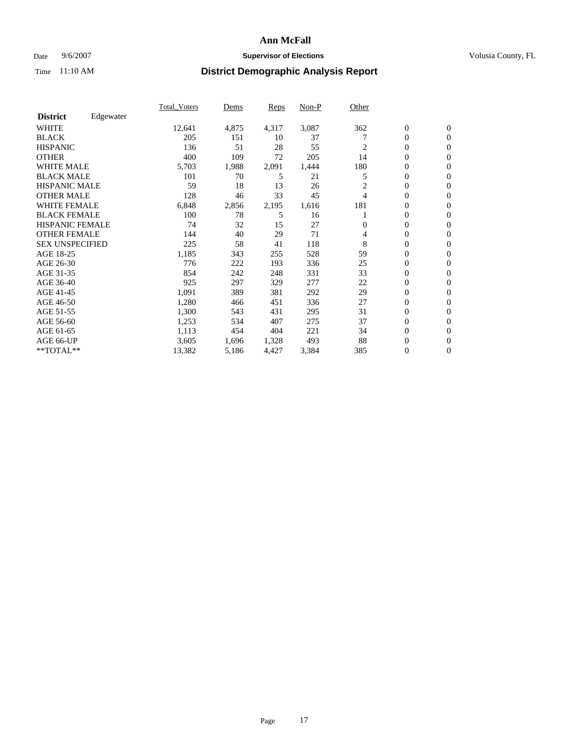# Ann McFall

Date 9/6/2007 **Supervisor of Elections** Volusia County, FL

Time 11:10 AM **District Demographic Analysis Report**

| **District** Edgewater | Total_Voters | Dems | Reps | Non-P | Other | | |
|---|---|---|---|---|---|---|---|
| WHITE | 12,641 | 4,875 | 4,317 | 3,087 | 362 | 0 | 0 |
| BLACK | 205 | 151 | 10 | 37 | 7 | 0 | 0 |
| HISPANIC | 136 | 51 | 28 | 55 | 2 | 0 | 0 |
| OTHER | 400 | 109 | 72 | 205 | 14 | 0 | 0 |
| WHITE MALE | 5,703 | 1,988 | 2,091 | 1,444 | 180 | 0 | 0 |
| BLACK MALE | 101 | 70 | 5 | 21 | 5 | 0 | 0 |
| HISPANIC MALE | 59 | 18 | 13 | 26 | 2 | 0 | 0 |
| OTHER MALE | 128 | 46 | 33 | 45 | 4 | 0 | 0 |
| WHITE FEMALE | 6,848 | 2,856 | 2,195 | 1,616 | 181 | 0 | 0 |
| BLACK FEMALE | 100 | 78 | 5 | 16 | 1 | 0 | 0 |
| HISPANIC FEMALE | 74 | 32 | 15 | 27 | 0 | 0 | 0 |
| OTHER FEMALE | 144 | 40 | 29 | 71 | 4 | 0 | 0 |
| SEX UNSPECIFIED | 225 | 58 | 41 | 118 | 8 | 0 | 0 |
| AGE 18-25 | 1,185 | 343 | 255 | 528 | 59 | 0 | 0 |
| AGE 26-30 | 776 | 222 | 193 | 336 | 25 | 0 | 0 |
| AGE 31-35 | 854 | 242 | 248 | 331 | 33 | 0 | 0 |
| AGE 36-40 | 925 | 297 | 329 | 277 | 22 | 0 | 0 |
| AGE 41-45 | 1,091 | 389 | 381 | 292 | 29 | 0 | 0 |
| AGE 46-50 | 1,280 | 466 | 451 | 336 | 27 | 0 | 0 |
| AGE 51-55 | 1,300 | 543 | 431 | 295 | 31 | 0 | 0 |
| AGE 56-60 | 1,253 | 534 | 407 | 275 | 37 | 0 | 0 |
| AGE 61-65 | 1,113 | 454 | 404 | 221 | 34 | 0 | 0 |
| AGE 66-UP | 3,605 | 1,696 | 1,328 | 493 | 88 | 0 | 0 |
| **TOTAL** | 13,382 | 5,186 | 4,427 | 3,384 | 385 | 0 | 0 |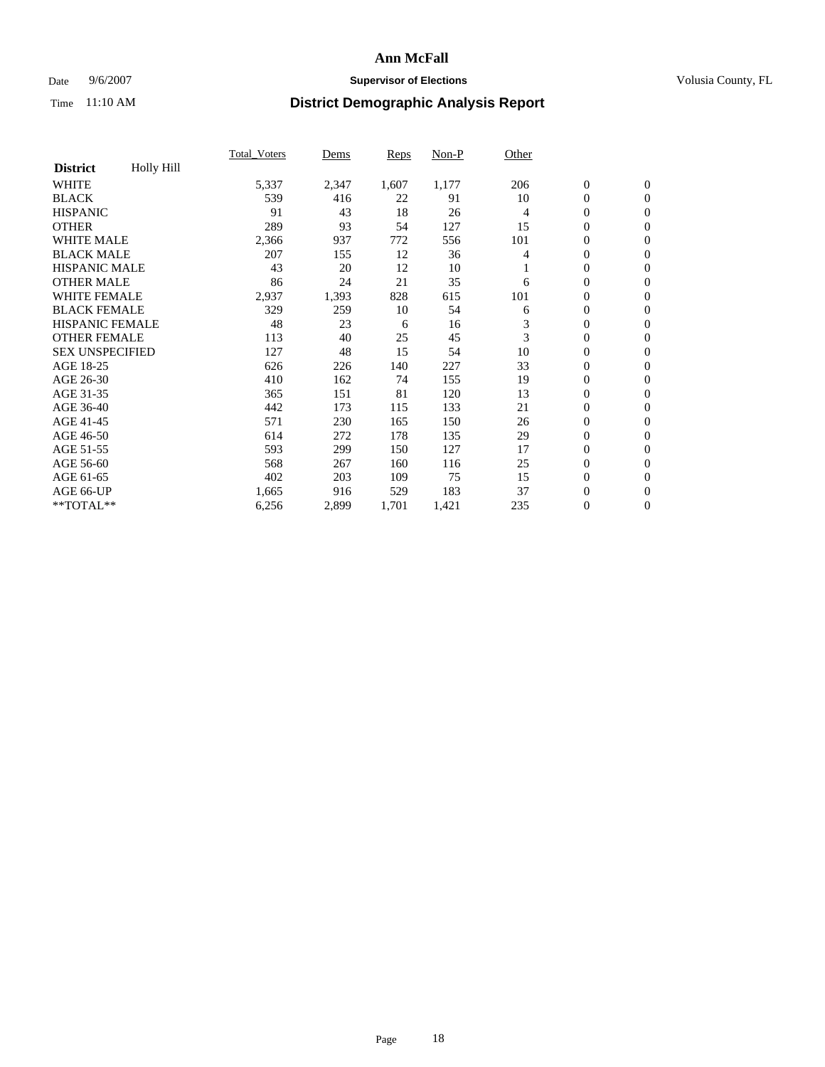# Ann McFall

Date 9/6/2007 **Supervisor of Elections** Volusia County, FL

Time 11:10 AM **District Demographic Analysis Report**

| **District** Holly Hill | Total_Voters | Dems | Reps | Non-P | Other | | |
|---|---|---|---|---|---|---|---|
| WHITE | 5,337 | 2,347 | 1,607 | 1,177 | 206 | 0 | 0 |
| BLACK | 539 | 416 | 22 | 91 | 10 | 0 | 0 |
| HISPANIC | 91 | 43 | 18 | 26 | 4 | 0 | 0 |
| OTHER | 289 | 93 | 54 | 127 | 15 | 0 | 0 |
| WHITE MALE | 2,366 | 937 | 772 | 556 | 101 | 0 | 0 |
| BLACK MALE | 207 | 155 | 12 | 36 | 4 | 0 | 0 |
| HISPANIC MALE | 43 | 20 | 12 | 10 | 1 | 0 | 0 |
| OTHER MALE | 86 | 24 | 21 | 35 | 6 | 0 | 0 |
| WHITE FEMALE | 2,937 | 1,393 | 828 | 615 | 101 | 0 | 0 |
| BLACK FEMALE | 329 | 259 | 10 | 54 | 6 | 0 | 0 |
| HISPANIC FEMALE | 48 | 23 | 6 | 16 | 3 | 0 | 0 |
| OTHER FEMALE | 113 | 40 | 25 | 45 | 3 | 0 | 0 |
| SEX UNSPECIFIED | 127 | 48 | 15 | 54 | 10 | 0 | 0 |
| AGE 18-25 | 626 | 226 | 140 | 227 | 33 | 0 | 0 |
| AGE 26-30 | 410 | 162 | 74 | 155 | 19 | 0 | 0 |
| AGE 31-35 | 365 | 151 | 81 | 120 | 13 | 0 | 0 |
| AGE 36-40 | 442 | 173 | 115 | 133 | 21 | 0 | 0 |
| AGE 41-45 | 571 | 230 | 165 | 150 | 26 | 0 | 0 |
| AGE 46-50 | 614 | 272 | 178 | 135 | 29 | 0 | 0 |
| AGE 51-55 | 593 | 299 | 150 | 127 | 17 | 0 | 0 |
| AGE 56-60 | 568 | 267 | 160 | 116 | 25 | 0 | 0 |
| AGE 61-65 | 402 | 203 | 109 | 75 | 15 | 0 | 0 |
| AGE 66-UP | 1,665 | 916 | 529 | 183 | 37 | 0 | 0 |
| **TOTAL** | 6,256 | 2,899 | 1,701 | 1,421 | 235 | 0 | 0 |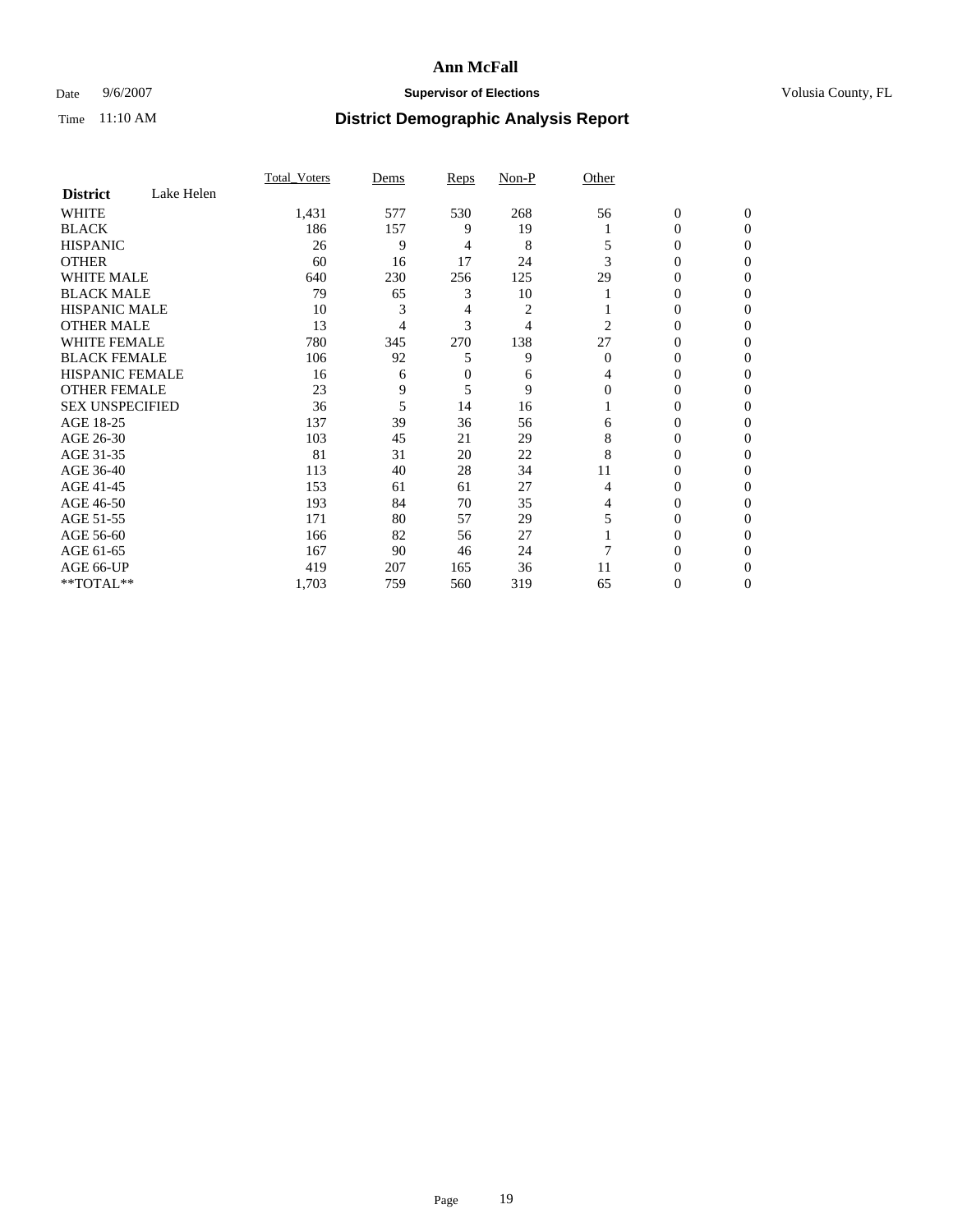# Ann McFall

Date 9/6/2007 **Supervisor of Elections** Volusia County, FL

Time 11:10 AM **District Demographic Analysis Report**

| | Total_Voters | Dems | Reps | Non-P | Other | | |
|---|---|---|---|---|---|---|---|
| **District** Lake Helen | | | | | | | |
| WHITE | 1,431 | 577 | 530 | 268 | 56 | 0 | 0 |
| BLACK | 186 | 157 | 9 | 19 | 1 | 0 | 0 |
| HISPANIC | 26 | 9 | 4 | 8 | 5 | 0 | 0 |
| OTHER | 60 | 16 | 17 | 24 | 3 | 0 | 0 |
| WHITE MALE | 640 | 230 | 256 | 125 | 29 | 0 | 0 |
| BLACK MALE | 79 | 65 | 3 | 10 | 1 | 0 | 0 |
| HISPANIC MALE | 10 | 3 | 4 | 2 | 1 | 0 | 0 |
| OTHER MALE | 13 | 4 | 3 | 4 | 2 | 0 | 0 |
| WHITE FEMALE | 780 | 345 | 270 | 138 | 27 | 0 | 0 |
| BLACK FEMALE | 106 | 92 | 5 | 9 | 0 | 0 | 0 |
| HISPANIC FEMALE | 16 | 6 | 0 | 6 | 4 | 0 | 0 |
| OTHER FEMALE | 23 | 9 | 5 | 9 | 0 | 0 | 0 |
| SEX UNSPECIFIED | 36 | 5 | 14 | 16 | 1 | 0 | 0 |
| AGE 18-25 | 137 | 39 | 36 | 56 | 6 | 0 | 0 |
| AGE 26-30 | 103 | 45 | 21 | 29 | 8 | 0 | 0 |
| AGE 31-35 | 81 | 31 | 20 | 22 | 8 | 0 | 0 |
| AGE 36-40 | 113 | 40 | 28 | 34 | 11 | 0 | 0 |
| AGE 41-45 | 153 | 61 | 61 | 27 | 4 | 0 | 0 |
| AGE 46-50 | 193 | 84 | 70 | 35 | 4 | 0 | 0 |
| AGE 51-55 | 171 | 80 | 57 | 29 | 5 | 0 | 0 |
| AGE 56-60 | 166 | 82 | 56 | 27 | 1 | 0 | 0 |
| AGE 61-65 | 167 | 90 | 46 | 24 | 7 | 0 | 0 |
| AGE 66-UP | 419 | 207 | 165 | 36 | 11 | 0 | 0 |
| **TOTAL** | 1,703 | 759 | 560 | 319 | 65 | 0 | 0 |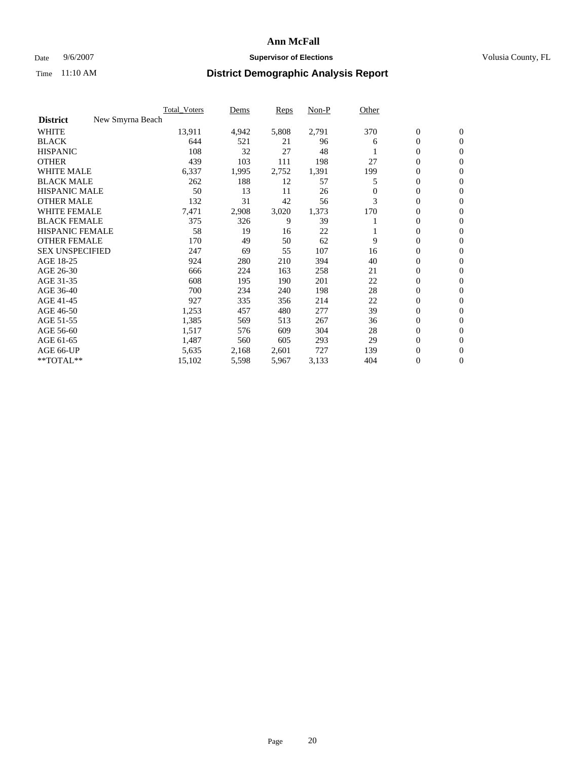# Ann McFall

Date 9/6/2007 **Supervisor of Elections** Volusia County, FL

Time 11:10 AM **District Demographic Analysis Report**

| | Total_Voters | Dems | Reps | Non-P | Other | | |
|---|---|---|---|---|---|---|---|
| **District** New Smyrna Beach | | | | | | | |
| WHITE | 13,911 | 4,942 | 5,808 | 2,791 | 370 | 0 | 0 |
| BLACK | 644 | 521 | 21 | 96 | 6 | 0 | 0 |
| HISPANIC | 108 | 32 | 27 | 48 | 1 | 0 | 0 |
| OTHER | 439 | 103 | 111 | 198 | 27 | 0 | 0 |
| WHITE MALE | 6,337 | 1,995 | 2,752 | 1,391 | 199 | 0 | 0 |
| BLACK MALE | 262 | 188 | 12 | 57 | 5 | 0 | 0 |
| HISPANIC MALE | 50 | 13 | 11 | 26 | 0 | 0 | 0 |
| OTHER MALE | 132 | 31 | 42 | 56 | 3 | 0 | 0 |
| WHITE FEMALE | 7,471 | 2,908 | 3,020 | 1,373 | 170 | 0 | 0 |
| BLACK FEMALE | 375 | 326 | 9 | 39 | 1 | 0 | 0 |
| HISPANIC FEMALE | 58 | 19 | 16 | 22 | 1 | 0 | 0 |
| OTHER FEMALE | 170 | 49 | 50 | 62 | 9 | 0 | 0 |
| SEX UNSPECIFIED | 247 | 69 | 55 | 107 | 16 | 0 | 0 |
| AGE 18-25 | 924 | 280 | 210 | 394 | 40 | 0 | 0 |
| AGE 26-30 | 666 | 224 | 163 | 258 | 21 | 0 | 0 |
| AGE 31-35 | 608 | 195 | 190 | 201 | 22 | 0 | 0 |
| AGE 36-40 | 700 | 234 | 240 | 198 | 28 | 0 | 0 |
| AGE 41-45 | 927 | 335 | 356 | 214 | 22 | 0 | 0 |
| AGE 46-50 | 1,253 | 457 | 480 | 277 | 39 | 0 | 0 |
| AGE 51-55 | 1,385 | 569 | 513 | 267 | 36 | 0 | 0 |
| AGE 56-60 | 1,517 | 576 | 609 | 304 | 28 | 0 | 0 |
| AGE 61-65 | 1,487 | 560 | 605 | 293 | 29 | 0 | 0 |
| AGE 66-UP | 5,635 | 2,168 | 2,601 | 727 | 139 | 0 | 0 |
| **TOTAL** | 15,102 | 5,598 | 5,967 | 3,133 | 404 | 0 | 0 |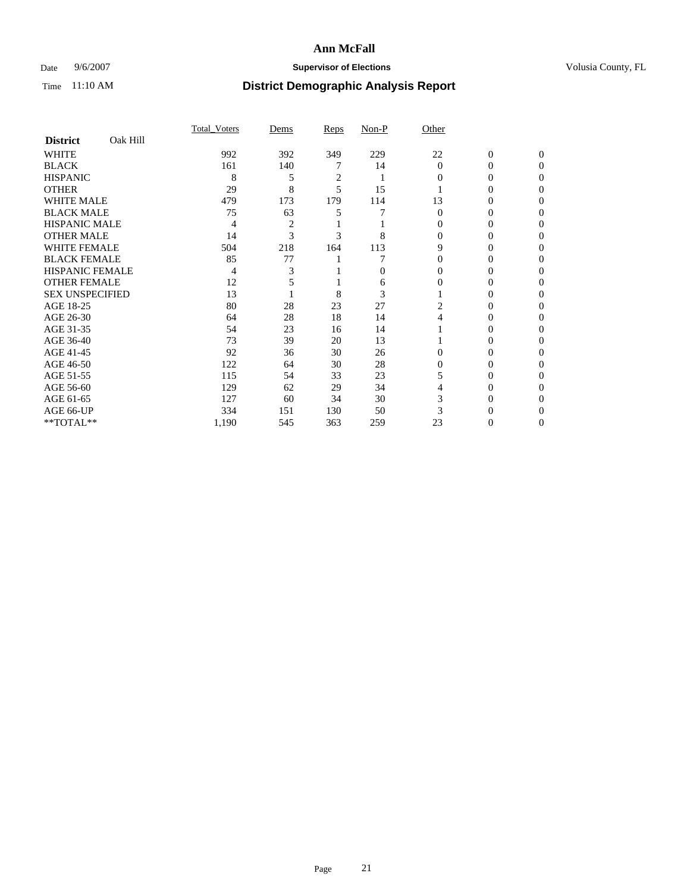# Ann McFall

Date 9/6/2007 **Supervisor of Elections** Volusia County, FL

Time 11:10 AM **District Demographic Analysis Report**

| **District** Oak Hill | Total_Voters | Dems | Reps | Non-P | Other | | |
|---|---|---|---|---|---|---|---|
| WHITE | 992 | 392 | 349 | 229 | 22 | 0 | 0 |
| BLACK | 161 | 140 | 7 | 14 | 0 | 0 | 0 |
| HISPANIC | 8 | 5 | 2 | 1 | 0 | 0 | 0 |
| OTHER | 29 | 8 | 5 | 15 | 1 | 0 | 0 |
| WHITE MALE | 479 | 173 | 179 | 114 | 13 | 0 | 0 |
| BLACK MALE | 75 | 63 | 5 | 7 | 0 | 0 | 0 |
| HISPANIC MALE | 4 | 2 | 1 | 1 | 0 | 0 | 0 |
| OTHER MALE | 14 | 3 | 3 | 8 | 0 | 0 | 0 |
| WHITE FEMALE | 504 | 218 | 164 | 113 | 9 | 0 | 0 |
| BLACK FEMALE | 85 | 77 | 1 | 7 | 0 | 0 | 0 |
| HISPANIC FEMALE | 4 | 3 | 1 | 0 | 0 | 0 | 0 |
| OTHER FEMALE | 12 | 5 | 1 | 6 | 0 | 0 | 0 |
| SEX UNSPECIFIED | 13 | 1 | 8 | 3 | 1 | 0 | 0 |
| AGE 18-25 | 80 | 28 | 23 | 27 | 2 | 0 | 0 |
| AGE 26-30 | 64 | 28 | 18 | 14 | 4 | 0 | 0 |
| AGE 31-35 | 54 | 23 | 16 | 14 | 1 | 0 | 0 |
| AGE 36-40 | 73 | 39 | 20 | 13 | 1 | 0 | 0 |
| AGE 41-45 | 92 | 36 | 30 | 26 | 0 | 0 | 0 |
| AGE 46-50 | 122 | 64 | 30 | 28 | 0 | 0 | 0 |
| AGE 51-55 | 115 | 54 | 33 | 23 | 5 | 0 | 0 |
| AGE 56-60 | 129 | 62 | 29 | 34 | 4 | 0 | 0 |
| AGE 61-65 | 127 | 60 | 34 | 30 | 3 | 0 | 0 |
| AGE 66-UP | 334 | 151 | 130 | 50 | 3 | 0 | 0 |
| **TOTAL** | 1,190 | 545 | 363 | 259 | 23 | 0 | 0 |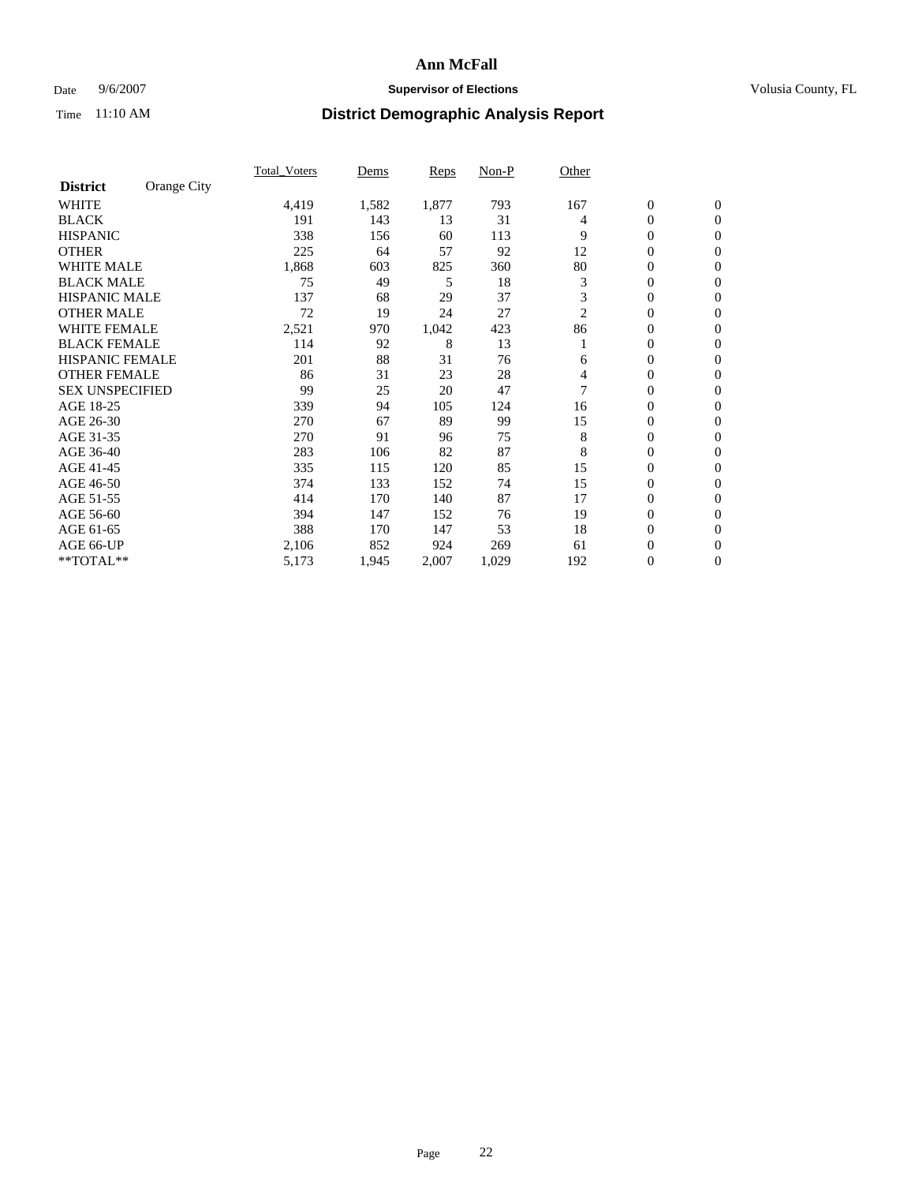**Ann McFall**

Date 9/6/2007 **Supervisor of Elections** Volusia County, FL

Time 11:10 AM **District Demographic Analysis Report**

| **District** Orange City | Total_Voters | Dems | Reps | Non-P | Other | | |
|---|---|---|---|---|---|---|---|
| WHITE | 4,419 | 1,582 | 1,877 | 793 | 167 | 0 | 0 |
| BLACK | 191 | 143 | 13 | 31 | 4 | 0 | 0 |
| HISPANIC | 338 | 156 | 60 | 113 | 9 | 0 | 0 |
| OTHER | 225 | 64 | 57 | 92 | 12 | 0 | 0 |
| WHITE MALE | 1,868 | 603 | 825 | 360 | 80 | 0 | 0 |
| BLACK MALE | 75 | 49 | 5 | 18 | 3 | 0 | 0 |
| HISPANIC MALE | 137 | 68 | 29 | 37 | 3 | 0 | 0 |
| OTHER MALE | 72 | 19 | 24 | 27 | 2 | 0 | 0 |
| WHITE FEMALE | 2,521 | 970 | 1,042 | 423 | 86 | 0 | 0 |
| BLACK FEMALE | 114 | 92 | 8 | 13 | 1 | 0 | 0 |
| HISPANIC FEMALE | 201 | 88 | 31 | 76 | 6 | 0 | 0 |
| OTHER FEMALE | 86 | 31 | 23 | 28 | 4 | 0 | 0 |
| SEX UNSPECIFIED | 99 | 25 | 20 | 47 | 7 | 0 | 0 |
| AGE 18-25 | 339 | 94 | 105 | 124 | 16 | 0 | 0 |
| AGE 26-30 | 270 | 67 | 89 | 99 | 15 | 0 | 0 |
| AGE 31-35 | 270 | 91 | 96 | 75 | 8 | 0 | 0 |
| AGE 36-40 | 283 | 106 | 82 | 87 | 8 | 0 | 0 |
| AGE 41-45 | 335 | 115 | 120 | 85 | 15 | 0 | 0 |
| AGE 46-50 | 374 | 133 | 152 | 74 | 15 | 0 | 0 |
| AGE 51-55 | 414 | 170 | 140 | 87 | 17 | 0 | 0 |
| AGE 56-60 | 394 | 147 | 152 | 76 | 19 | 0 | 0 |
| AGE 61-65 | 388 | 170 | 147 | 53 | 18 | 0 | 0 |
| AGE 66-UP | 2,106 | 852 | 924 | 269 | 61 | 0 | 0 |
| **TOTAL** | 5,173 | 1,945 | 2,007 | 1,029 | 192 | 0 | 0 |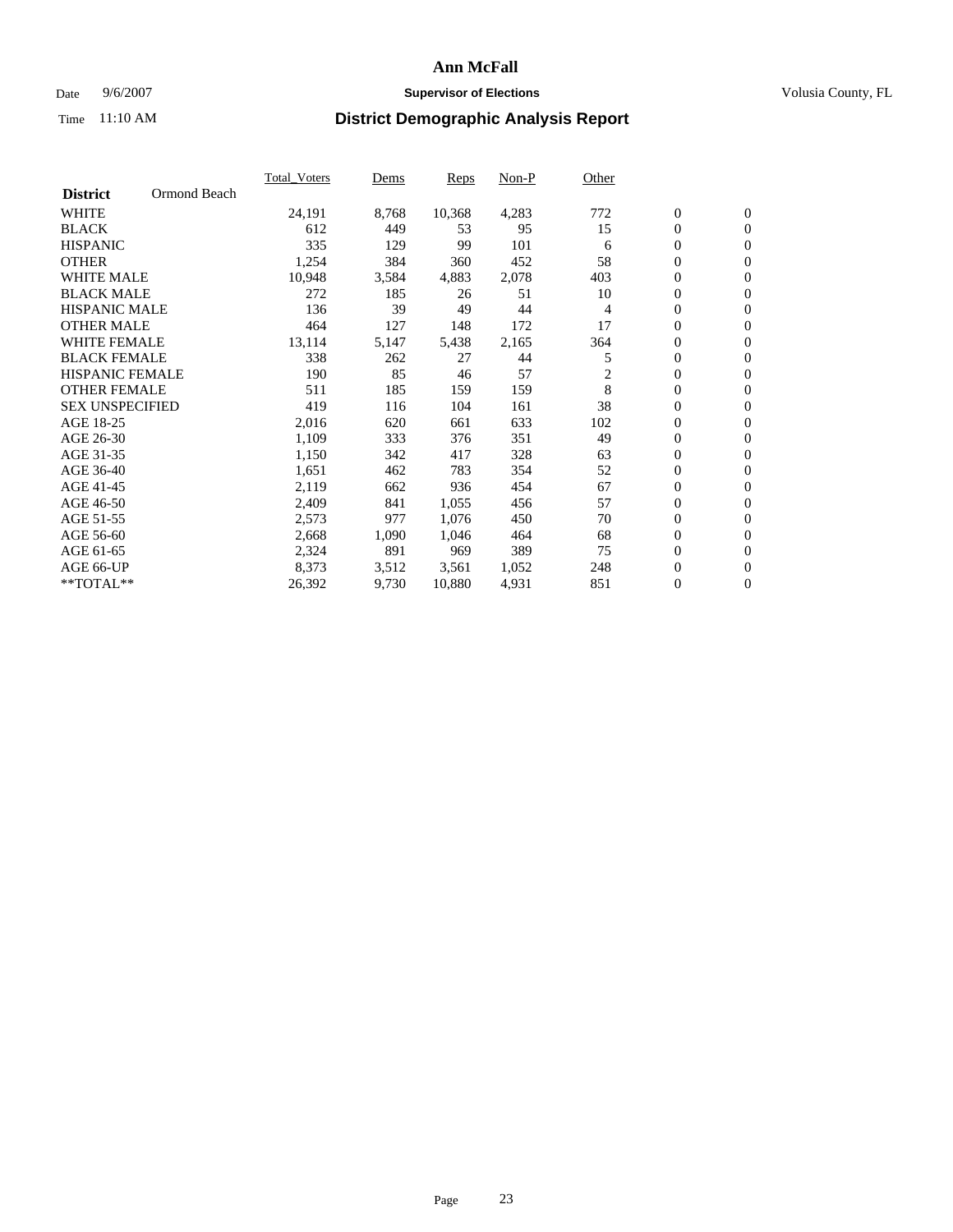# Ann McFall

Date 9/6/2007 **Supervisor of Elections** Volusia County, FL

Time 11:10 AM **District Demographic Analysis Report**

| **District** Ormond Beach | Total_Voters | Dems | Reps | Non-P | Other | | |
|---|---|---|---|---|---|---|---|
| WHITE | 24,191 | 8,768 | 10,368 | 4,283 | 772 | 0 | 0 |
| BLACK | 612 | 449 | 53 | 95 | 15 | 0 | 0 |
| HISPANIC | 335 | 129 | 99 | 101 | 6 | 0 | 0 |
| OTHER | 1,254 | 384 | 360 | 452 | 58 | 0 | 0 |
| WHITE MALE | 10,948 | 3,584 | 4,883 | 2,078 | 403 | 0 | 0 |
| BLACK MALE | 272 | 185 | 26 | 51 | 10 | 0 | 0 |
| HISPANIC MALE | 136 | 39 | 49 | 44 | 4 | 0 | 0 |
| OTHER MALE | 464 | 127 | 148 | 172 | 17 | 0 | 0 |
| WHITE FEMALE | 13,114 | 5,147 | 5,438 | 2,165 | 364 | 0 | 0 |
| BLACK FEMALE | 338 | 262 | 27 | 44 | 5 | 0 | 0 |
| HISPANIC FEMALE | 190 | 85 | 46 | 57 | 2 | 0 | 0 |
| OTHER FEMALE | 511 | 185 | 159 | 159 | 8 | 0 | 0 |
| SEX UNSPECIFIED | 419 | 116 | 104 | 161 | 38 | 0 | 0 |
| AGE 18-25 | 2,016 | 620 | 661 | 633 | 102 | 0 | 0 |
| AGE 26-30 | 1,109 | 333 | 376 | 351 | 49 | 0 | 0 |
| AGE 31-35 | 1,150 | 342 | 417 | 328 | 63 | 0 | 0 |
| AGE 36-40 | 1,651 | 462 | 783 | 354 | 52 | 0 | 0 |
| AGE 41-45 | 2,119 | 662 | 936 | 454 | 67 | 0 | 0 |
| AGE 46-50 | 2,409 | 841 | 1,055 | 456 | 57 | 0 | 0 |
| AGE 51-55 | 2,573 | 977 | 1,076 | 450 | 70 | 0 | 0 |
| AGE 56-60 | 2,668 | 1,090 | 1,046 | 464 | 68 | 0 | 0 |
| AGE 61-65 | 2,324 | 891 | 969 | 389 | 75 | 0 | 0 |
| AGE 66-UP | 8,373 | 3,512 | 3,561 | 1,052 | 248 | 0 | 0 |
| **TOTAL** | 26,392 | 9,730 | 10,880 | 4,931 | 851 | 0 | 0 |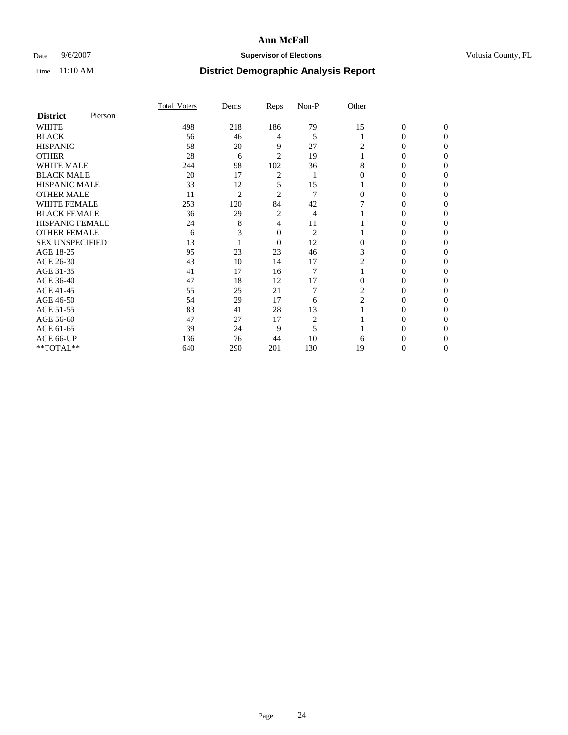# Ann McFall

Date 9/6/2007 **Supervisor of Elections** Volusia County, FL

Time 11:10 AM **District Demographic Analysis Report**

| **District** Pierson | Total_Voters | Dems | Reps | Non-P | Other | | |
|---|---|---|---|---|---|---|---|
| WHITE | 498 | 218 | 186 | 79 | 15 | 0 | 0 |
| BLACK | 56 | 46 | 4 | 5 | 1 | 0 | 0 |
| HISPANIC | 58 | 20 | 9 | 27 | 2 | 0 | 0 |
| OTHER | 28 | 6 | 2 | 19 | 1 | 0 | 0 |
| WHITE MALE | 244 | 98 | 102 | 36 | 8 | 0 | 0 |
| BLACK MALE | 20 | 17 | 2 | 1 | 0 | 0 | 0 |
| HISPANIC MALE | 33 | 12 | 5 | 15 | 1 | 0 | 0 |
| OTHER MALE | 11 | 2 | 2 | 7 | 0 | 0 | 0 |
| WHITE FEMALE | 253 | 120 | 84 | 42 | 7 | 0 | 0 |
| BLACK FEMALE | 36 | 29 | 2 | 4 | 1 | 0 | 0 |
| HISPANIC FEMALE | 24 | 8 | 4 | 11 | 1 | 0 | 0 |
| OTHER FEMALE | 6 | 3 | 0 | 2 | 1 | 0 | 0 |
| SEX UNSPECIFIED | 13 | 1 | 0 | 12 | 0 | 0 | 0 |
| AGE 18-25 | 95 | 23 | 23 | 46 | 3 | 0 | 0 |
| AGE 26-30 | 43 | 10 | 14 | 17 | 2 | 0 | 0 |
| AGE 31-35 | 41 | 17 | 16 | 7 | 1 | 0 | 0 |
| AGE 36-40 | 47 | 18 | 12 | 17 | 0 | 0 | 0 |
| AGE 41-45 | 55 | 25 | 21 | 7 | 2 | 0 | 0 |
| AGE 46-50 | 54 | 29 | 17 | 6 | 2 | 0 | 0 |
| AGE 51-55 | 83 | 41 | 28 | 13 | 1 | 0 | 0 |
| AGE 56-60 | 47 | 27 | 17 | 2 | 1 | 0 | 0 |
| AGE 61-65 | 39 | 24 | 9 | 5 | 1 | 0 | 0 |
| AGE 66-UP | 136 | 76 | 44 | 10 | 6 | 0 | 0 |
| **TOTAL** | 640 | 290 | 201 | 130 | 19 | 0 | 0 |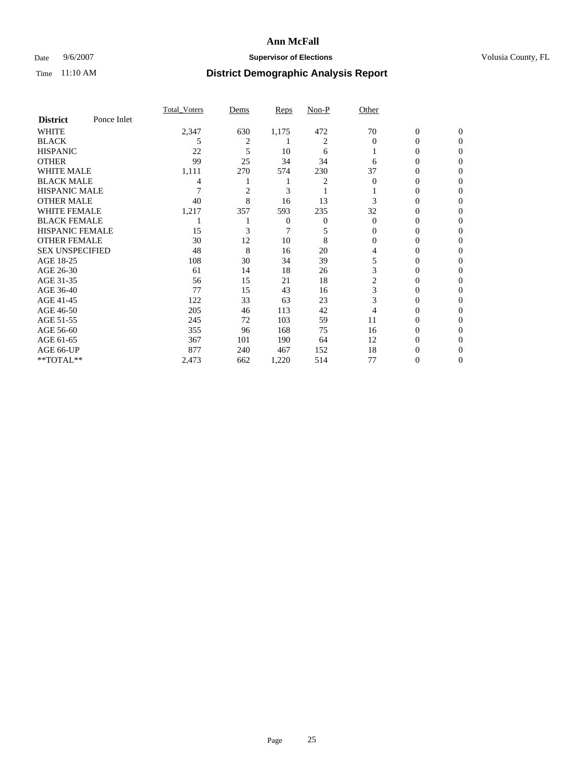# Ann McFall

Date 9/6/2007 **Supervisor of Elections** Volusia County, FL

Time 11:10 AM **District Demographic Analysis Report**

| **District** Ponce Inlet | Total_Voters | Dems | Reps | Non-P | Other | | |
|---|---|---|---|---|---|---|---|
| WHITE | 2,347 | 630 | 1,175 | 472 | 70 | 0 | 0 |
| BLACK | 5 | 2 | 1 | 2 | 0 | 0 | 0 |
| HISPANIC | 22 | 5 | 10 | 6 | 1 | 0 | 0 |
| OTHER | 99 | 25 | 34 | 34 | 6 | 0 | 0 |
| WHITE MALE | 1,111 | 270 | 574 | 230 | 37 | 0 | 0 |
| BLACK MALE | 4 | 1 | 1 | 2 | 0 | 0 | 0 |
| HISPANIC MALE | 7 | 2 | 3 | 1 | 1 | 0 | 0 |
| OTHER MALE | 40 | 8 | 16 | 13 | 3 | 0 | 0 |
| WHITE FEMALE | 1,217 | 357 | 593 | 235 | 32 | 0 | 0 |
| BLACK FEMALE | 1 | 1 | 0 | 0 | 0 | 0 | 0 |
| HISPANIC FEMALE | 15 | 3 | 7 | 5 | 0 | 0 | 0 |
| OTHER FEMALE | 30 | 12 | 10 | 8 | 0 | 0 | 0 |
| SEX UNSPECIFIED | 48 | 8 | 16 | 20 | 4 | 0 | 0 |
| AGE 18-25 | 108 | 30 | 34 | 39 | 5 | 0 | 0 |
| AGE 26-30 | 61 | 14 | 18 | 26 | 3 | 0 | 0 |
| AGE 31-35 | 56 | 15 | 21 | 18 | 2 | 0 | 0 |
| AGE 36-40 | 77 | 15 | 43 | 16 | 3 | 0 | 0 |
| AGE 41-45 | 122 | 33 | 63 | 23 | 3 | 0 | 0 |
| AGE 46-50 | 205 | 46 | 113 | 42 | 4 | 0 | 0 |
| AGE 51-55 | 245 | 72 | 103 | 59 | 11 | 0 | 0 |
| AGE 56-60 | 355 | 96 | 168 | 75 | 16 | 0 | 0 |
| AGE 61-65 | 367 | 101 | 190 | 64 | 12 | 0 | 0 |
| AGE 66-UP | 877 | 240 | 467 | 152 | 18 | 0 | 0 |
| **TOTAL** | 2,473 | 662 | 1,220 | 514 | 77 | 0 | 0 |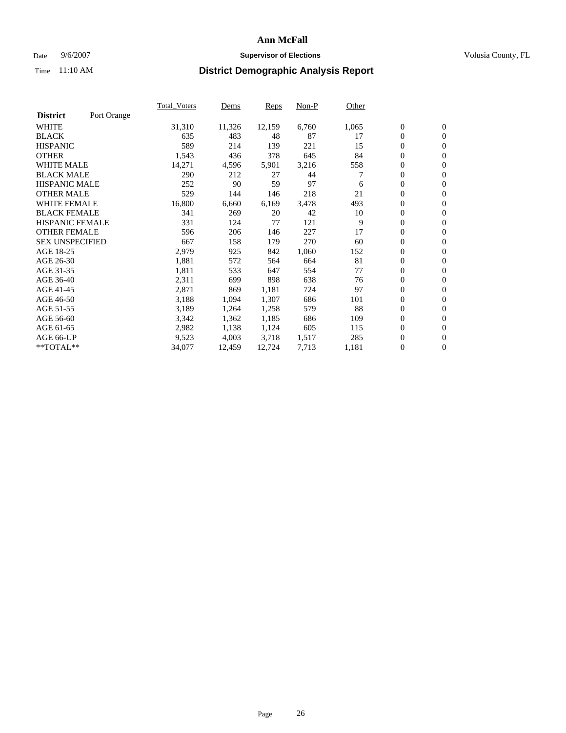# Ann McFall

Date 9/6/2007 **Supervisor of Elections** Volusia County, FL

Time 11:10 AM **District Demographic Analysis Report**

| **District** Port Orange | Total_Voters | Dems | Reps | Non-P | Other | | |
|---|---|---|---|---|---|---|---|
| WHITE | 31,310 | 11,326 | 12,159 | 6,760 | 1,065 | 0 | 0 |
| BLACK | 635 | 483 | 48 | 87 | 17 | 0 | 0 |
| HISPANIC | 589 | 214 | 139 | 221 | 15 | 0 | 0 |
| OTHER | 1,543 | 436 | 378 | 645 | 84 | 0 | 0 |
| WHITE MALE | 14,271 | 4,596 | 5,901 | 3,216 | 558 | 0 | 0 |
| BLACK MALE | 290 | 212 | 27 | 44 | 7 | 0 | 0 |
| HISPANIC MALE | 252 | 90 | 59 | 97 | 6 | 0 | 0 |
| OTHER MALE | 529 | 144 | 146 | 218 | 21 | 0 | 0 |
| WHITE FEMALE | 16,800 | 6,660 | 6,169 | 3,478 | 493 | 0 | 0 |
| BLACK FEMALE | 341 | 269 | 20 | 42 | 10 | 0 | 0 |
| HISPANIC FEMALE | 331 | 124 | 77 | 121 | 9 | 0 | 0 |
| OTHER FEMALE | 596 | 206 | 146 | 227 | 17 | 0 | 0 |
| SEX UNSPECIFIED | 667 | 158 | 179 | 270 | 60 | 0 | 0 |
| AGE 18-25 | 2,979 | 925 | 842 | 1,060 | 152 | 0 | 0 |
| AGE 26-30 | 1,881 | 572 | 564 | 664 | 81 | 0 | 0 |
| AGE 31-35 | 1,811 | 533 | 647 | 554 | 77 | 0 | 0 |
| AGE 36-40 | 2,311 | 699 | 898 | 638 | 76 | 0 | 0 |
| AGE 41-45 | 2,871 | 869 | 1,181 | 724 | 97 | 0 | 0 |
| AGE 46-50 | 3,188 | 1,094 | 1,307 | 686 | 101 | 0 | 0 |
| AGE 51-55 | 3,189 | 1,264 | 1,258 | 579 | 88 | 0 | 0 |
| AGE 56-60 | 3,342 | 1,362 | 1,185 | 686 | 109 | 0 | 0 |
| AGE 61-65 | 2,982 | 1,138 | 1,124 | 605 | 115 | 0 | 0 |
| AGE 66-UP | 9,523 | 4,003 | 3,718 | 1,517 | 285 | 0 | 0 |
| **TOTAL** | 34,077 | 12,459 | 12,724 | 7,713 | 1,181 | 0 | 0 |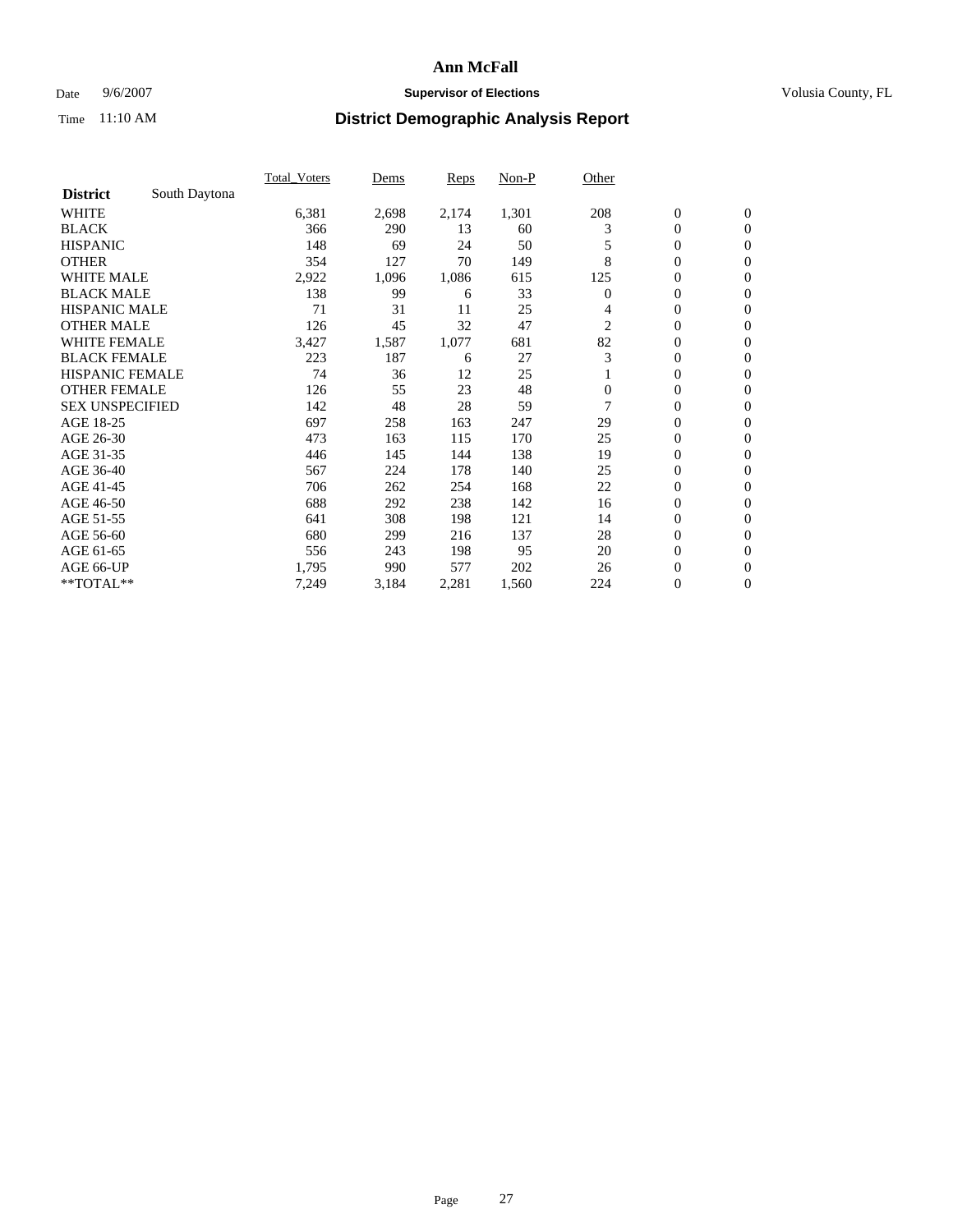# Ann McFall

Date 9/6/2007 **Supervisor of Elections** Volusia County, FL

Time 11:10 AM **District Demographic Analysis Report**

| | Total_Voters | Dems | Reps | Non-P | Other | | |
|---|---|---|---|---|---|---|---|
| **District** South Daytona | | | | | | | |
| WHITE | 6,381 | 2,698 | 2,174 | 1,301 | 208 | 0 | 0 |
| BLACK | 366 | 290 | 13 | 60 | 3 | 0 | 0 |
| HISPANIC | 148 | 69 | 24 | 50 | 5 | 0 | 0 |
| OTHER | 354 | 127 | 70 | 149 | 8 | 0 | 0 |
| WHITE MALE | 2,922 | 1,096 | 1,086 | 615 | 125 | 0 | 0 |
| BLACK MALE | 138 | 99 | 6 | 33 | 0 | 0 | 0 |
| HISPANIC MALE | 71 | 31 | 11 | 25 | 4 | 0 | 0 |
| OTHER MALE | 126 | 45 | 32 | 47 | 2 | 0 | 0 |
| WHITE FEMALE | 3,427 | 1,587 | 1,077 | 681 | 82 | 0 | 0 |
| BLACK FEMALE | 223 | 187 | 6 | 27 | 3 | 0 | 0 |
| HISPANIC FEMALE | 74 | 36 | 12 | 25 | 1 | 0 | 0 |
| OTHER FEMALE | 126 | 55 | 23 | 48 | 0 | 0 | 0 |
| SEX UNSPECIFIED | 142 | 48 | 28 | 59 | 7 | 0 | 0 |
| AGE 18-25 | 697 | 258 | 163 | 247 | 29 | 0 | 0 |
| AGE 26-30 | 473 | 163 | 115 | 170 | 25 | 0 | 0 |
| AGE 31-35 | 446 | 145 | 144 | 138 | 19 | 0 | 0 |
| AGE 36-40 | 567 | 224 | 178 | 140 | 25 | 0 | 0 |
| AGE 41-45 | 706 | 262 | 254 | 168 | 22 | 0 | 0 |
| AGE 46-50 | 688 | 292 | 238 | 142 | 16 | 0 | 0 |
| AGE 51-55 | 641 | 308 | 198 | 121 | 14 | 0 | 0 |
| AGE 56-60 | 680 | 299 | 216 | 137 | 28 | 0 | 0 |
| AGE 61-65 | 556 | 243 | 198 | 95 | 20 | 0 | 0 |
| AGE 66-UP | 1,795 | 990 | 577 | 202 | 26 | 0 | 0 |
| **TOTAL** | 7,249 | 3,184 | 2,281 | 1,560 | 224 | 0 | 0 |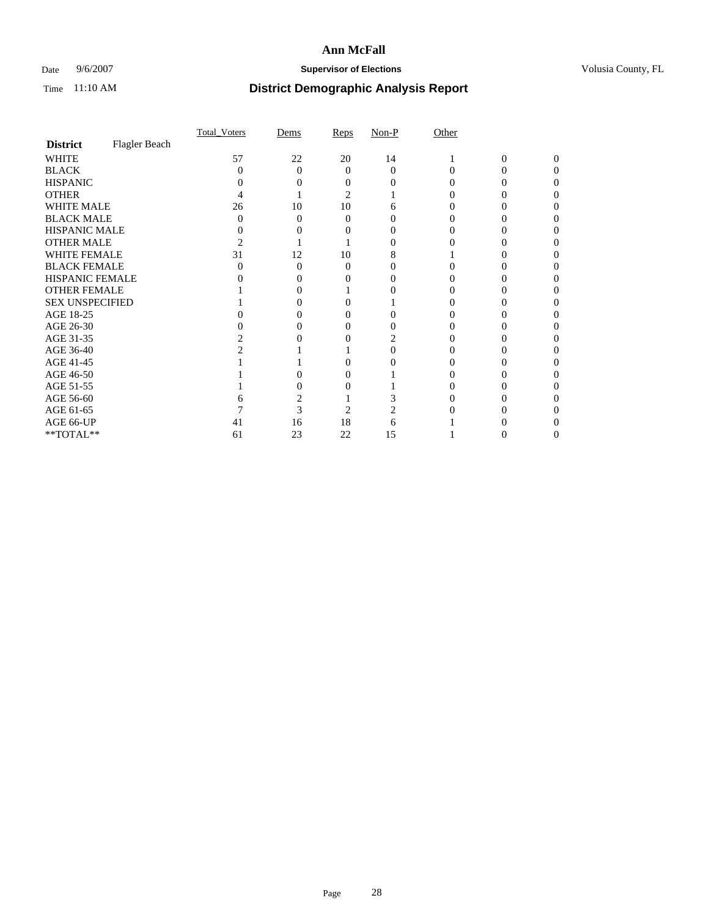**Ann McFall**

Date 9/6/2007 **Supervisor of Elections** Volusia County, FL

Time 11:10 AM **District Demographic Analysis Report**

| | Total_Voters | Dems | Reps | Non-P | Other | | |
|---|---|---|---|---|---|---|---|
| **District** Flagler Beach | | | | | | | |
| WHITE | 57 | 22 | 20 | 14 | 1 | 0 | 0 |
| BLACK | 0 | 0 | 0 | 0 | 0 | 0 | 0 |
| HISPANIC | 0 | 0 | 0 | 0 | 0 | 0 | 0 |
| OTHER | 4 | 1 | 2 | 1 | 0 | 0 | 0 |
| WHITE MALE | 26 | 10 | 10 | 6 | 0 | 0 | 0 |
| BLACK MALE | 0 | 0 | 0 | 0 | 0 | 0 | 0 |
| HISPANIC MALE | 0 | 0 | 0 | 0 | 0 | 0 | 0 |
| OTHER MALE | 2 | 1 | 1 | 0 | 0 | 0 | 0 |
| WHITE FEMALE | 31 | 12 | 10 | 8 | 1 | 0 | 0 |
| BLACK FEMALE | 0 | 0 | 0 | 0 | 0 | 0 | 0 |
| HISPANIC FEMALE | 0 | 0 | 0 | 0 | 0 | 0 | 0 |
| OTHER FEMALE | 1 | 0 | 1 | 0 | 0 | 0 | 0 |
| SEX UNSPECIFIED | 1 | 0 | 0 | 1 | 0 | 0 | 0 |
| AGE 18-25 | 0 | 0 | 0 | 0 | 0 | 0 | 0 |
| AGE 26-30 | 0 | 0 | 0 | 0 | 0 | 0 | 0 |
| AGE 31-35 | 2 | 0 | 0 | 2 | 0 | 0 | 0 |
| AGE 36-40 | 2 | 1 | 1 | 0 | 0 | 0 | 0 |
| AGE 41-45 | 1 | 1 | 0 | 0 | 0 | 0 | 0 |
| AGE 46-50 | 1 | 0 | 0 | 1 | 0 | 0 | 0 |
| AGE 51-55 | 1 | 0 | 0 | 1 | 0 | 0 | 0 |
| AGE 56-60 | 6 | 2 | 1 | 3 | 0 | 0 | 0 |
| AGE 61-65 | 7 | 3 | 2 | 2 | 0 | 0 | 0 |
| AGE 66-UP | 41 | 16 | 18 | 6 | 1 | 0 | 0 |
| **TOTAL** | 61 | 23 | 22 | 15 | 1 | 0 | 0 |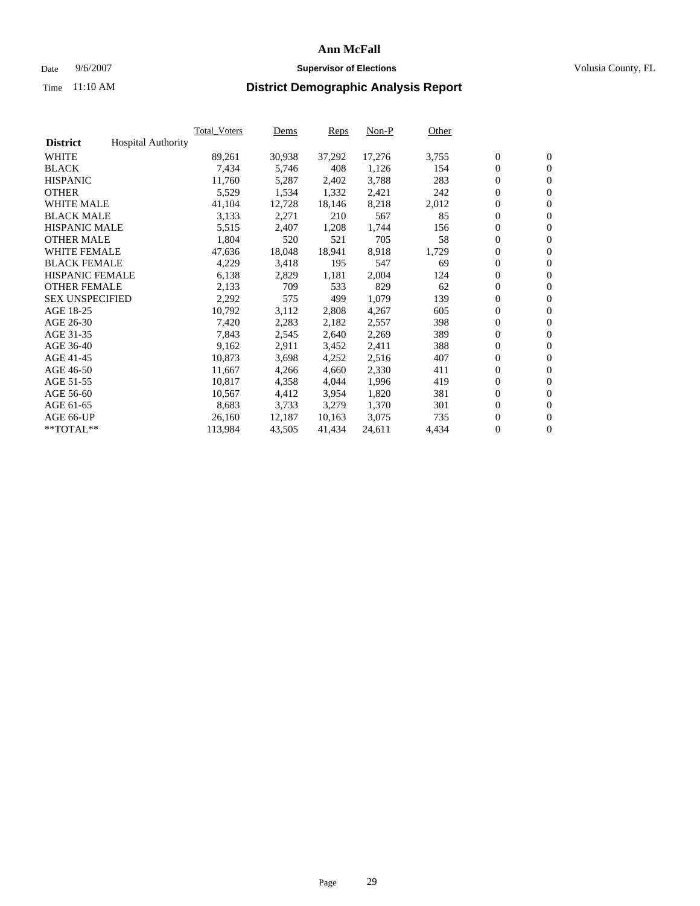# Ann McFall

Date 9/6/2007 **Supervisor of Elections** Volusia County, FL

Time 11:10 AM **District Demographic Analysis Report**

| **District** Hospital Authority | Total_Voters | Dems | Reps | Non-P | Other | | |
|---|---|---|---|---|---|---|---|
| WHITE | 89,261 | 30,938 | 37,292 | 17,276 | 3,755 | 0 | 0 |
| BLACK | 7,434 | 5,746 | 408 | 1,126 | 154 | 0 | 0 |
| HISPANIC | 11,760 | 5,287 | 2,402 | 3,788 | 283 | 0 | 0 |
| OTHER | 5,529 | 1,534 | 1,332 | 2,421 | 242 | 0 | 0 |
| WHITE MALE | 41,104 | 12,728 | 18,146 | 8,218 | 2,012 | 0 | 0 |
| BLACK MALE | 3,133 | 2,271 | 210 | 567 | 85 | 0 | 0 |
| HISPANIC MALE | 5,515 | 2,407 | 1,208 | 1,744 | 156 | 0 | 0 |
| OTHER MALE | 1,804 | 520 | 521 | 705 | 58 | 0 | 0 |
| WHITE FEMALE | 47,636 | 18,048 | 18,941 | 8,918 | 1,729 | 0 | 0 |
| BLACK FEMALE | 4,229 | 3,418 | 195 | 547 | 69 | 0 | 0 |
| HISPANIC FEMALE | 6,138 | 2,829 | 1,181 | 2,004 | 124 | 0 | 0 |
| OTHER FEMALE | 2,133 | 709 | 533 | 829 | 62 | 0 | 0 |
| SEX UNSPECIFIED | 2,292 | 575 | 499 | 1,079 | 139 | 0 | 0 |
| AGE 18-25 | 10,792 | 3,112 | 2,808 | 4,267 | 605 | 0 | 0 |
| AGE 26-30 | 7,420 | 2,283 | 2,182 | 2,557 | 398 | 0 | 0 |
| AGE 31-35 | 7,843 | 2,545 | 2,640 | 2,269 | 389 | 0 | 0 |
| AGE 36-40 | 9,162 | 2,911 | 3,452 | 2,411 | 388 | 0 | 0 |
| AGE 41-45 | 10,873 | 3,698 | 4,252 | 2,516 | 407 | 0 | 0 |
| AGE 46-50 | 11,667 | 4,266 | 4,660 | 2,330 | 411 | 0 | 0 |
| AGE 51-55 | 10,817 | 4,358 | 4,044 | 1,996 | 419 | 0 | 0 |
| AGE 56-60 | 10,567 | 4,412 | 3,954 | 1,820 | 381 | 0 | 0 |
| AGE 61-65 | 8,683 | 3,733 | 3,279 | 1,370 | 301 | 0 | 0 |
| AGE 66-UP | 26,160 | 12,187 | 10,163 | 3,075 | 735 | 0 | 0 |
| **TOTAL** | 113,984 | 43,505 | 41,434 | 24,611 | 4,434 | 0 | 0 |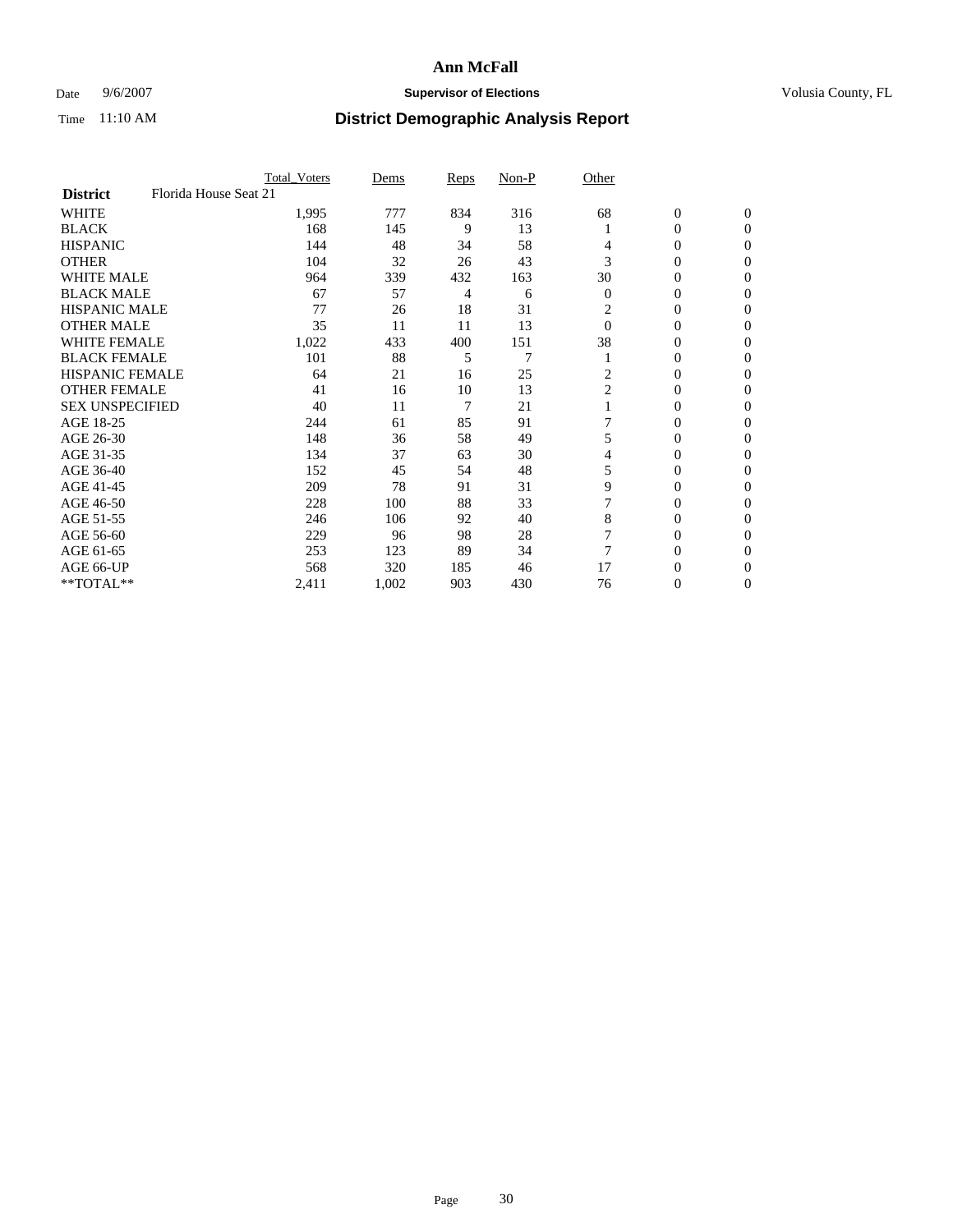# Ann McFall

Date 9/6/2007 **Supervisor of Elections** Volusia County, FL

Time 11:10 AM **District Demographic Analysis Report**

| | Total_Voters | Dems | Reps | Non-P | Other | | |
|---|---|---|---|---|---|---|---|
| **District** Florida House Seat 21 | | | | | | | |
| WHITE | 1,995 | 777 | 834 | 316 | 68 | 0 | 0 |
| BLACK | 168 | 145 | 9 | 13 | 1 | 0 | 0 |
| HISPANIC | 144 | 48 | 34 | 58 | 4 | 0 | 0 |
| OTHER | 104 | 32 | 26 | 43 | 3 | 0 | 0 |
| WHITE MALE | 964 | 339 | 432 | 163 | 30 | 0 | 0 |
| BLACK MALE | 67 | 57 | 4 | 6 | 0 | 0 | 0 |
| HISPANIC MALE | 77 | 26 | 18 | 31 | 2 | 0 | 0 |
| OTHER MALE | 35 | 11 | 11 | 13 | 0 | 0 | 0 |
| WHITE FEMALE | 1,022 | 433 | 400 | 151 | 38 | 0 | 0 |
| BLACK FEMALE | 101 | 88 | 5 | 7 | 1 | 0 | 0 |
| HISPANIC FEMALE | 64 | 21 | 16 | 25 | 2 | 0 | 0 |
| OTHER FEMALE | 41 | 16 | 10 | 13 | 2 | 0 | 0 |
| SEX UNSPECIFIED | 40 | 11 | 7 | 21 | 1 | 0 | 0 |
| AGE 18-25 | 244 | 61 | 85 | 91 | 7 | 0 | 0 |
| AGE 26-30 | 148 | 36 | 58 | 49 | 5 | 0 | 0 |
| AGE 31-35 | 134 | 37 | 63 | 30 | 4 | 0 | 0 |
| AGE 36-40 | 152 | 45 | 54 | 48 | 5 | 0 | 0 |
| AGE 41-45 | 209 | 78 | 91 | 31 | 9 | 0 | 0 |
| AGE 46-50 | 228 | 100 | 88 | 33 | 7 | 0 | 0 |
| AGE 51-55 | 246 | 106 | 92 | 40 | 8 | 0 | 0 |
| AGE 56-60 | 229 | 96 | 98 | 28 | 7 | 0 | 0 |
| AGE 61-65 | 253 | 123 | 89 | 34 | 7 | 0 | 0 |
| AGE 66-UP | 568 | 320 | 185 | 46 | 17 | 0 | 0 |
| **TOTAL** | 2,411 | 1,002 | 903 | 430 | 76 | 0 | 0 |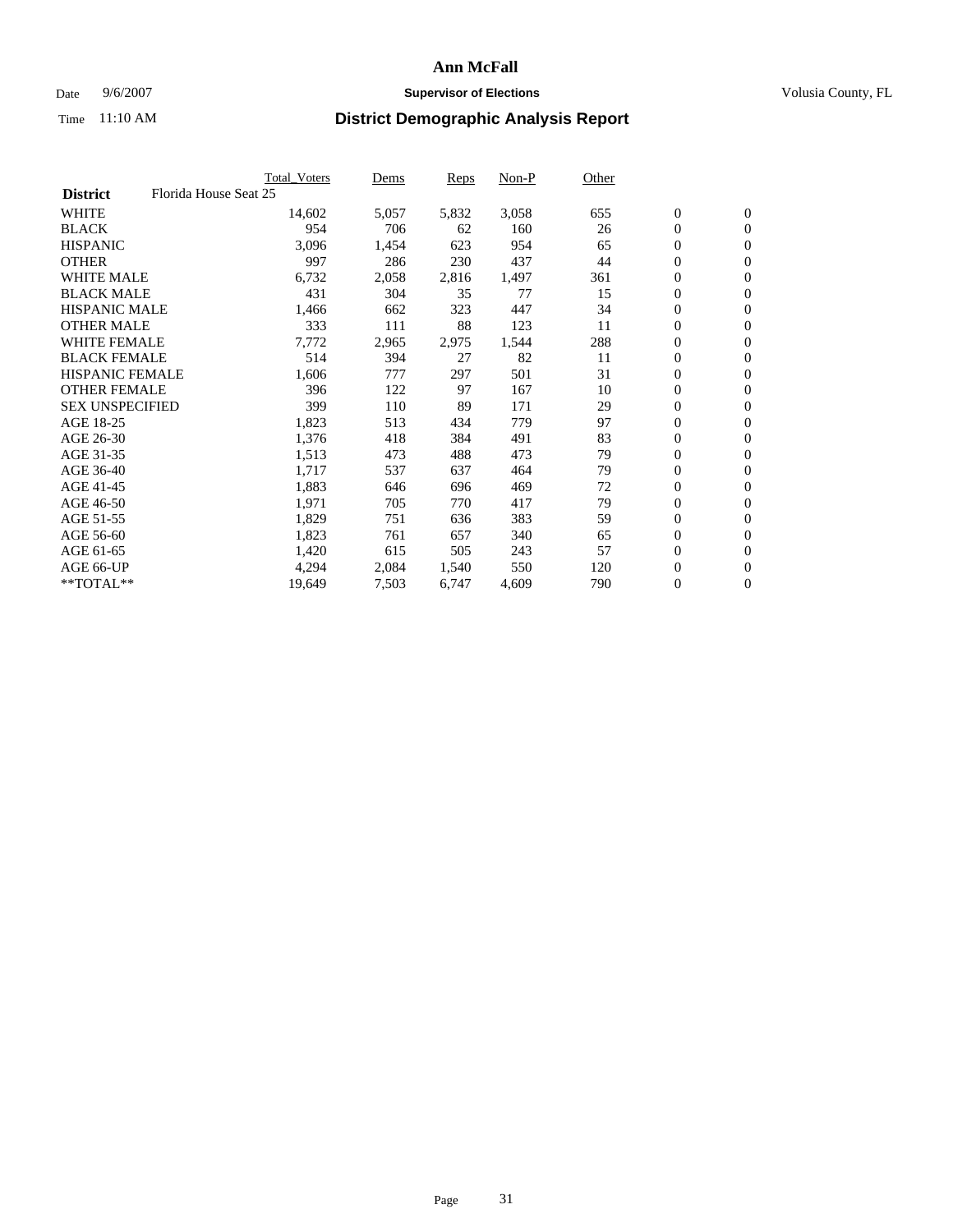# Ann McFall

Date 9/6/2007 **Supervisor of Elections** Volusia County, FL

Time 11:10 AM **District Demographic Analysis Report**

| | Total_Voters | Dems | Reps | Non-P | Other | | |
|---|---|---|---|---|---|---|---|
| **District** Florida House Seat 25 | | | | | | | |
| WHITE | 14,602 | 5,057 | 5,832 | 3,058 | 655 | 0 | 0 |
| BLACK | 954 | 706 | 62 | 160 | 26 | 0 | 0 |
| HISPANIC | 3,096 | 1,454 | 623 | 954 | 65 | 0 | 0 |
| OTHER | 997 | 286 | 230 | 437 | 44 | 0 | 0 |
| WHITE MALE | 6,732 | 2,058 | 2,816 | 1,497 | 361 | 0 | 0 |
| BLACK MALE | 431 | 304 | 35 | 77 | 15 | 0 | 0 |
| HISPANIC MALE | 1,466 | 662 | 323 | 447 | 34 | 0 | 0 |
| OTHER MALE | 333 | 111 | 88 | 123 | 11 | 0 | 0 |
| WHITE FEMALE | 7,772 | 2,965 | 2,975 | 1,544 | 288 | 0 | 0 |
| BLACK FEMALE | 514 | 394 | 27 | 82 | 11 | 0 | 0 |
| HISPANIC FEMALE | 1,606 | 777 | 297 | 501 | 31 | 0 | 0 |
| OTHER FEMALE | 396 | 122 | 97 | 167 | 10 | 0 | 0 |
| SEX UNSPECIFIED | 399 | 110 | 89 | 171 | 29 | 0 | 0 |
| AGE 18-25 | 1,823 | 513 | 434 | 779 | 97 | 0 | 0 |
| AGE 26-30 | 1,376 | 418 | 384 | 491 | 83 | 0 | 0 |
| AGE 31-35 | 1,513 | 473 | 488 | 473 | 79 | 0 | 0 |
| AGE 36-40 | 1,717 | 537 | 637 | 464 | 79 | 0 | 0 |
| AGE 41-45 | 1,883 | 646 | 696 | 469 | 72 | 0 | 0 |
| AGE 46-50 | 1,971 | 705 | 770 | 417 | 79 | 0 | 0 |
| AGE 51-55 | 1,829 | 751 | 636 | 383 | 59 | 0 | 0 |
| AGE 56-60 | 1,823 | 761 | 657 | 340 | 65 | 0 | 0 |
| AGE 61-65 | 1,420 | 615 | 505 | 243 | 57 | 0 | 0 |
| AGE 66-UP | 4,294 | 2,084 | 1,540 | 550 | 120 | 0 | 0 |
| **TOTAL** | 19,649 | 7,503 | 6,747 | 4,609 | 790 | 0 | 0 |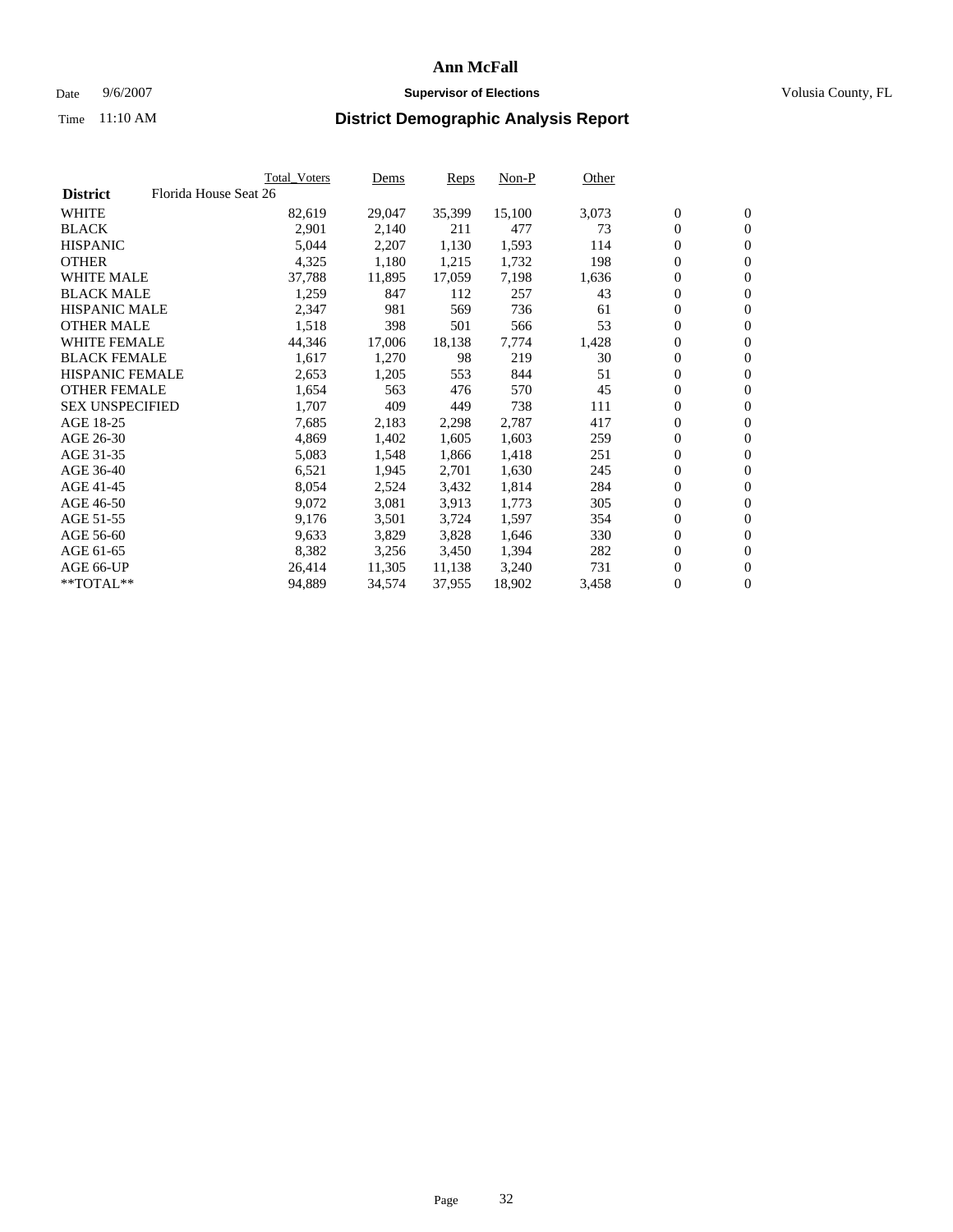# Ann McFall

Date 9/6/2007 **Supervisor of Elections** Volusia County, FL

Time 11:10 AM **District Demographic Analysis Report**

| | Total_Voters | Dems | Reps | Non-P | Other | | |
|---|---|---|---|---|---|---|---|
| **District** Florida House Seat 26 | | | | | | | |
| WHITE | 82,619 | 29,047 | 35,399 | 15,100 | 3,073 | 0 | 0 |
| BLACK | 2,901 | 2,140 | 211 | 477 | 73 | 0 | 0 |
| HISPANIC | 5,044 | 2,207 | 1,130 | 1,593 | 114 | 0 | 0 |
| OTHER | 4,325 | 1,180 | 1,215 | 1,732 | 198 | 0 | 0 |
| WHITE MALE | 37,788 | 11,895 | 17,059 | 7,198 | 1,636 | 0 | 0 |
| BLACK MALE | 1,259 | 847 | 112 | 257 | 43 | 0 | 0 |
| HISPANIC MALE | 2,347 | 981 | 569 | 736 | 61 | 0 | 0 |
| OTHER MALE | 1,518 | 398 | 501 | 566 | 53 | 0 | 0 |
| WHITE FEMALE | 44,346 | 17,006 | 18,138 | 7,774 | 1,428 | 0 | 0 |
| BLACK FEMALE | 1,617 | 1,270 | 98 | 219 | 30 | 0 | 0 |
| HISPANIC FEMALE | 2,653 | 1,205 | 553 | 844 | 51 | 0 | 0 |
| OTHER FEMALE | 1,654 | 563 | 476 | 570 | 45 | 0 | 0 |
| SEX UNSPECIFIED | 1,707 | 409 | 449 | 738 | 111 | 0 | 0 |
| AGE 18-25 | 7,685 | 2,183 | 2,298 | 2,787 | 417 | 0 | 0 |
| AGE 26-30 | 4,869 | 1,402 | 1,605 | 1,603 | 259 | 0 | 0 |
| AGE 31-35 | 5,083 | 1,548 | 1,866 | 1,418 | 251 | 0 | 0 |
| AGE 36-40 | 6,521 | 1,945 | 2,701 | 1,630 | 245 | 0 | 0 |
| AGE 41-45 | 8,054 | 2,524 | 3,432 | 1,814 | 284 | 0 | 0 |
| AGE 46-50 | 9,072 | 3,081 | 3,913 | 1,773 | 305 | 0 | 0 |
| AGE 51-55 | 9,176 | 3,501 | 3,724 | 1,597 | 354 | 0 | 0 |
| AGE 56-60 | 9,633 | 3,829 | 3,828 | 1,646 | 330 | 0 | 0 |
| AGE 61-65 | 8,382 | 3,256 | 3,450 | 1,394 | 282 | 0 | 0 |
| AGE 66-UP | 26,414 | 11,305 | 11,138 | 3,240 | 731 | 0 | 0 |
| **TOTAL** | 94,889 | 34,574 | 37,955 | 18,902 | 3,458 | 0 | 0 |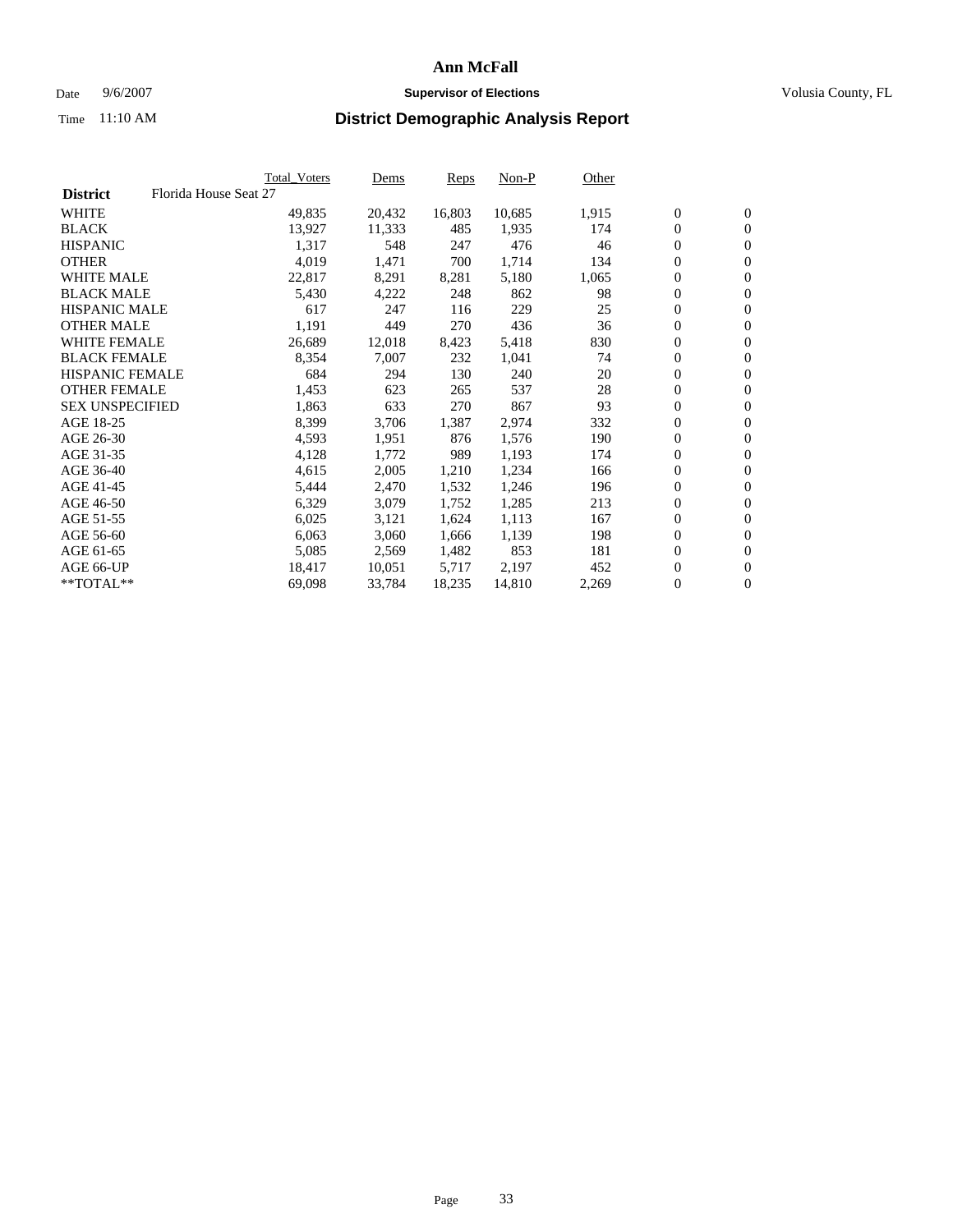# Ann McFall

Date 9/6/2007 **Supervisor of Elections** Volusia County, FL

Time 11:10 AM

## District Demographic Analysis Report

| **District** Florida House Seat 27 | Total_Voters | Dems | Reps | Non-P | Other | | |
|---|---|---|---|---|---|---|---|
| WHITE | 49,835 | 20,432 | 16,803 | 10,685 | 1,915 | 0 | 0 |
| BLACK | 13,927 | 11,333 | 485 | 1,935 | 174 | 0 | 0 |
| HISPANIC | 1,317 | 548 | 247 | 476 | 46 | 0 | 0 |
| OTHER | 4,019 | 1,471 | 700 | 1,714 | 134 | 0 | 0 |
| WHITE MALE | 22,817 | 8,291 | 8,281 | 5,180 | 1,065 | 0 | 0 |
| BLACK MALE | 5,430 | 4,222 | 248 | 862 | 98 | 0 | 0 |
| HISPANIC MALE | 617 | 247 | 116 | 229 | 25 | 0 | 0 |
| OTHER MALE | 1,191 | 449 | 270 | 436 | 36 | 0 | 0 |
| WHITE FEMALE | 26,689 | 12,018 | 8,423 | 5,418 | 830 | 0 | 0 |
| BLACK FEMALE | 8,354 | 7,007 | 232 | 1,041 | 74 | 0 | 0 |
| HISPANIC FEMALE | 684 | 294 | 130 | 240 | 20 | 0 | 0 |
| OTHER FEMALE | 1,453 | 623 | 265 | 537 | 28 | 0 | 0 |
| SEX UNSPECIFIED | 1,863 | 633 | 270 | 867 | 93 | 0 | 0 |
| AGE 18-25 | 8,399 | 3,706 | 1,387 | 2,974 | 332 | 0 | 0 |
| AGE 26-30 | 4,593 | 1,951 | 876 | 1,576 | 190 | 0 | 0 |
| AGE 31-35 | 4,128 | 1,772 | 989 | 1,193 | 174 | 0 | 0 |
| AGE 36-40 | 4,615 | 2,005 | 1,210 | 1,234 | 166 | 0 | 0 |
| AGE 41-45 | 5,444 | 2,470 | 1,532 | 1,246 | 196 | 0 | 0 |
| AGE 46-50 | 6,329 | 3,079 | 1,752 | 1,285 | 213 | 0 | 0 |
| AGE 51-55 | 6,025 | 3,121 | 1,624 | 1,113 | 167 | 0 | 0 |
| AGE 56-60 | 6,063 | 3,060 | 1,666 | 1,139 | 198 | 0 | 0 |
| AGE 61-65 | 5,085 | 2,569 | 1,482 | 853 | 181 | 0 | 0 |
| AGE 66-UP | 18,417 | 10,051 | 5,717 | 2,197 | 452 | 0 | 0 |
| **TOTAL** | 69,098 | 33,784 | 18,235 | 14,810 | 2,269 | 0 | 0 |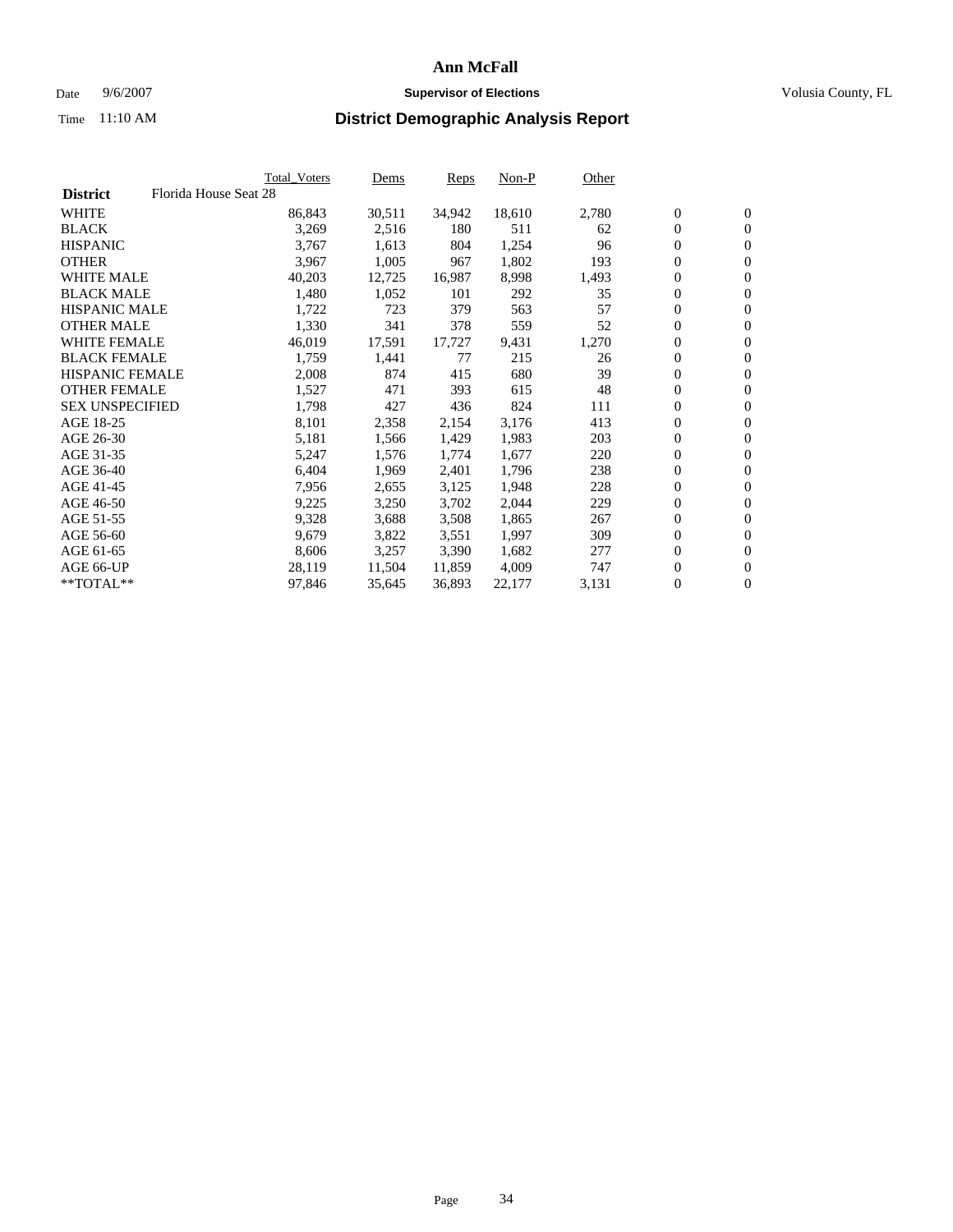# Ann McFall

Date 9/6/2007 **Supervisor of Elections** Volusia County, FL

Time 11:10 AM **District Demographic Analysis Report**

| | Total_Voters | Dems | Reps | Non-P | Other | | |
|---|---|---|---|---|---|---|---|
| **District** Florida House Seat 28 | | | | | | | |
| WHITE | 86,843 | 30,511 | 34,942 | 18,610 | 2,780 | 0 | 0 |
| BLACK | 3,269 | 2,516 | 180 | 511 | 62 | 0 | 0 |
| HISPANIC | 3,767 | 1,613 | 804 | 1,254 | 96 | 0 | 0 |
| OTHER | 3,967 | 1,005 | 967 | 1,802 | 193 | 0 | 0 |
| WHITE MALE | 40,203 | 12,725 | 16,987 | 8,998 | 1,493 | 0 | 0 |
| BLACK MALE | 1,480 | 1,052 | 101 | 292 | 35 | 0 | 0 |
| HISPANIC MALE | 1,722 | 723 | 379 | 563 | 57 | 0 | 0 |
| OTHER MALE | 1,330 | 341 | 378 | 559 | 52 | 0 | 0 |
| WHITE FEMALE | 46,019 | 17,591 | 17,727 | 9,431 | 1,270 | 0 | 0 |
| BLACK FEMALE | 1,759 | 1,441 | 77 | 215 | 26 | 0 | 0 |
| HISPANIC FEMALE | 2,008 | 874 | 415 | 680 | 39 | 0 | 0 |
| OTHER FEMALE | 1,527 | 471 | 393 | 615 | 48 | 0 | 0 |
| SEX UNSPECIFIED | 1,798 | 427 | 436 | 824 | 111 | 0 | 0 |
| AGE 18-25 | 8,101 | 2,358 | 2,154 | 3,176 | 413 | 0 | 0 |
| AGE 26-30 | 5,181 | 1,566 | 1,429 | 1,983 | 203 | 0 | 0 |
| AGE 31-35 | 5,247 | 1,576 | 1,774 | 1,677 | 220 | 0 | 0 |
| AGE 36-40 | 6,404 | 1,969 | 2,401 | 1,796 | 238 | 0 | 0 |
| AGE 41-45 | 7,956 | 2,655 | 3,125 | 1,948 | 228 | 0 | 0 |
| AGE 46-50 | 9,225 | 3,250 | 3,702 | 2,044 | 229 | 0 | 0 |
| AGE 51-55 | 9,328 | 3,688 | 3,508 | 1,865 | 267 | 0 | 0 |
| AGE 56-60 | 9,679 | 3,822 | 3,551 | 1,997 | 309 | 0 | 0 |
| AGE 61-65 | 8,606 | 3,257 | 3,390 | 1,682 | 277 | 0 | 0 |
| AGE 66-UP | 28,119 | 11,504 | 11,859 | 4,009 | 747 | 0 | 0 |
| **TOTAL** | 97,846 | 35,645 | 36,893 | 22,177 | 3,131 | 0 | 0 |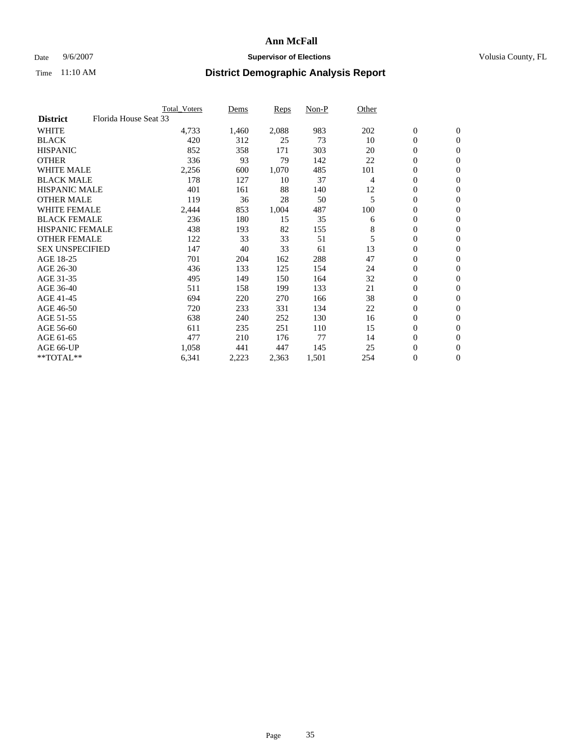# Ann McFall

Date 9/6/2007 **Supervisor of Elections** Volusia County, FL

Time 11:10 AM

## District Demographic Analysis Report

| District | Florida House Seat 33 | Total_Voters | Dems | Reps | Non-P | Other | | |
|---|---|---|---|---|---|---|---|---|
| WHITE | | 4,733 | 1,460 | 2,088 | 983 | 202 | 0 | 0 |
| BLACK | | 420 | 312 | 25 | 73 | 10 | 0 | 0 |
| HISPANIC | | 852 | 358 | 171 | 303 | 20 | 0 | 0 |
| OTHER | | 336 | 93 | 79 | 142 | 22 | 0 | 0 |
| WHITE MALE | | 2,256 | 600 | 1,070 | 485 | 101 | 0 | 0 |
| BLACK MALE | | 178 | 127 | 10 | 37 | 4 | 0 | 0 |
| HISPANIC MALE | | 401 | 161 | 88 | 140 | 12 | 0 | 0 |
| OTHER MALE | | 119 | 36 | 28 | 50 | 5 | 0 | 0 |
| WHITE FEMALE | | 2,444 | 853 | 1,004 | 487 | 100 | 0 | 0 |
| BLACK FEMALE | | 236 | 180 | 15 | 35 | 6 | 0 | 0 |
| HISPANIC FEMALE | | 438 | 193 | 82 | 155 | 8 | 0 | 0 |
| OTHER FEMALE | | 122 | 33 | 33 | 51 | 5 | 0 | 0 |
| SEX UNSPECIFIED | | 147 | 40 | 33 | 61 | 13 | 0 | 0 |
| AGE 18-25 | | 701 | 204 | 162 | 288 | 47 | 0 | 0 |
| AGE 26-30 | | 436 | 133 | 125 | 154 | 24 | 0 | 0 |
| AGE 31-35 | | 495 | 149 | 150 | 164 | 32 | 0 | 0 |
| AGE 36-40 | | 511 | 158 | 199 | 133 | 21 | 0 | 0 |
| AGE 41-45 | | 694 | 220 | 270 | 166 | 38 | 0 | 0 |
| AGE 46-50 | | 720 | 233 | 331 | 134 | 22 | 0 | 0 |
| AGE 51-55 | | 638 | 240 | 252 | 130 | 16 | 0 | 0 |
| AGE 56-60 | | 611 | 235 | 251 | 110 | 15 | 0 | 0 |
| AGE 61-65 | | 477 | 210 | 176 | 77 | 14 | 0 | 0 |
| AGE 66-UP | | 1,058 | 441 | 447 | 145 | 25 | 0 | 0 |
| **TOTAL** | | 6,341 | 2,223 | 2,363 | 1,501 | 254 | 0 | 0 |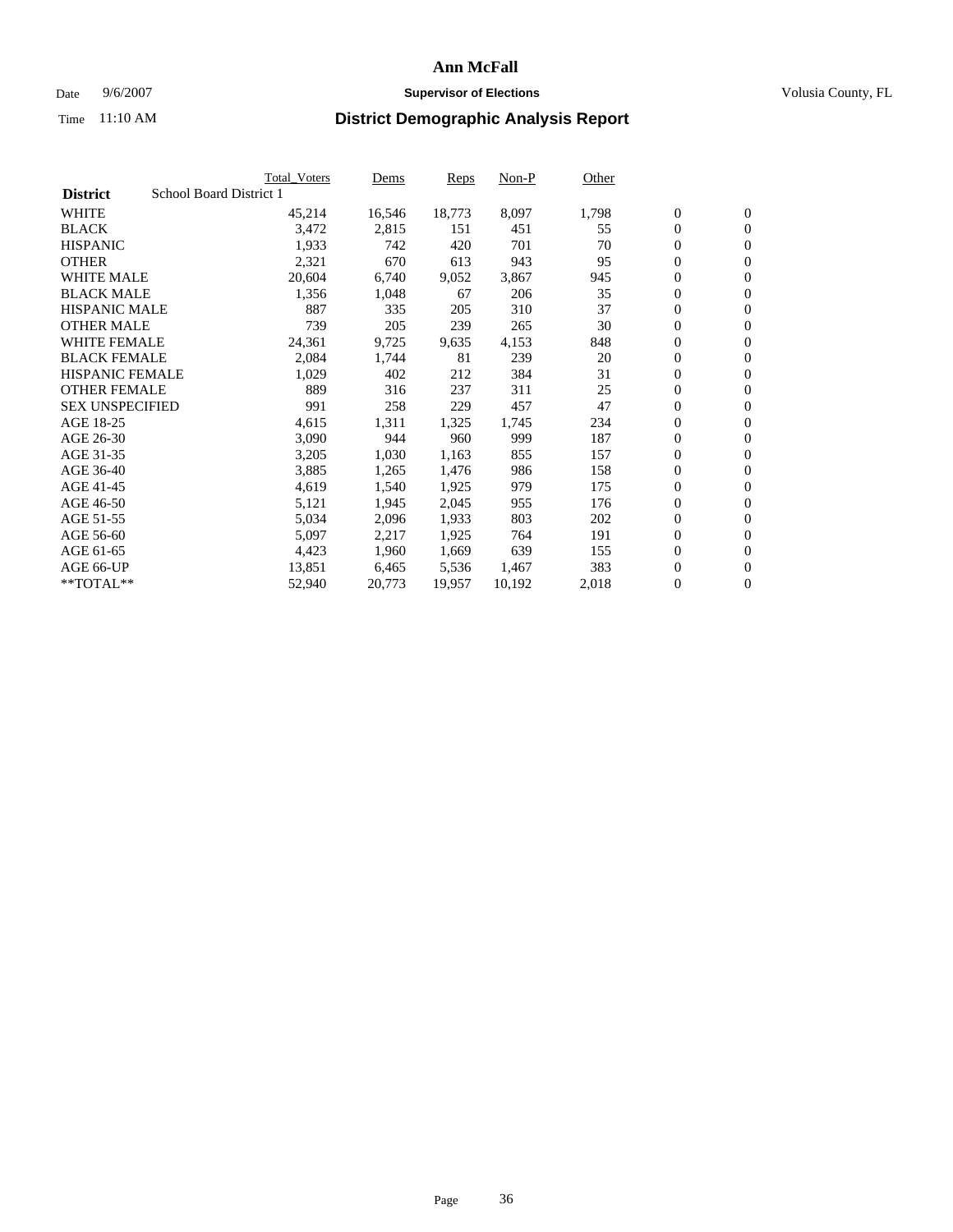# Ann McFall

Date 9/6/2007 **Supervisor of Elections** Volusia County, FL

Time 11:10 AM **District Demographic Analysis Report**

| **District** School Board District 1 | Total_Voters | Dems | Reps | Non-P | Other | | |
|---|---|---|---|---|---|---|---|
| WHITE | 45,214 | 16,546 | 18,773 | 8,097 | 1,798 | 0 | 0 |
| BLACK | 3,472 | 2,815 | 151 | 451 | 55 | 0 | 0 |
| HISPANIC | 1,933 | 742 | 420 | 701 | 70 | 0 | 0 |
| OTHER | 2,321 | 670 | 613 | 943 | 95 | 0 | 0 |
| WHITE MALE | 20,604 | 6,740 | 9,052 | 3,867 | 945 | 0 | 0 |
| BLACK MALE | 1,356 | 1,048 | 67 | 206 | 35 | 0 | 0 |
| HISPANIC MALE | 887 | 335 | 205 | 310 | 37 | 0 | 0 |
| OTHER MALE | 739 | 205 | 239 | 265 | 30 | 0 | 0 |
| WHITE FEMALE | 24,361 | 9,725 | 9,635 | 4,153 | 848 | 0 | 0 |
| BLACK FEMALE | 2,084 | 1,744 | 81 | 239 | 20 | 0 | 0 |
| HISPANIC FEMALE | 1,029 | 402 | 212 | 384 | 31 | 0 | 0 |
| OTHER FEMALE | 889 | 316 | 237 | 311 | 25 | 0 | 0 |
| SEX UNSPECIFIED | 991 | 258 | 229 | 457 | 47 | 0 | 0 |
| AGE 18-25 | 4,615 | 1,311 | 1,325 | 1,745 | 234 | 0 | 0 |
| AGE 26-30 | 3,090 | 944 | 960 | 999 | 187 | 0 | 0 |
| AGE 31-35 | 3,205 | 1,030 | 1,163 | 855 | 157 | 0 | 0 |
| AGE 36-40 | 3,885 | 1,265 | 1,476 | 986 | 158 | 0 | 0 |
| AGE 41-45 | 4,619 | 1,540 | 1,925 | 979 | 175 | 0 | 0 |
| AGE 46-50 | 5,121 | 1,945 | 2,045 | 955 | 176 | 0 | 0 |
| AGE 51-55 | 5,034 | 2,096 | 1,933 | 803 | 202 | 0 | 0 |
| AGE 56-60 | 5,097 | 2,217 | 1,925 | 764 | 191 | 0 | 0 |
| AGE 61-65 | 4,423 | 1,960 | 1,669 | 639 | 155 | 0 | 0 |
| AGE 66-UP | 13,851 | 6,465 | 5,536 | 1,467 | 383 | 0 | 0 |
| **TOTAL** | 52,940 | 20,773 | 19,957 | 10,192 | 2,018 | 0 | 0 |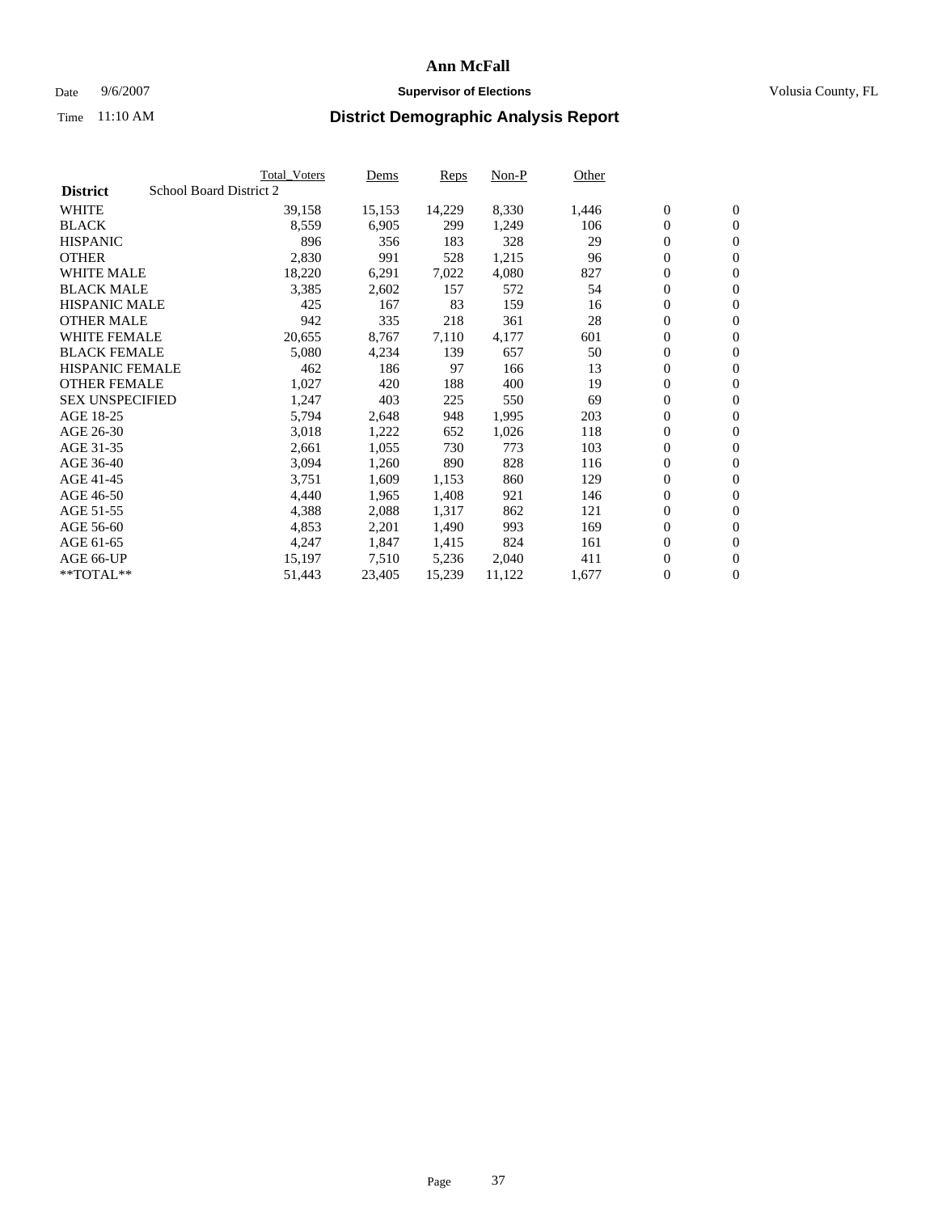# Ann McFall

Date 9/6/2007 **Supervisor of Elections** Volusia County, FL

Time 11:10 AM **District Demographic Analysis Report**

| **District** School Board District 2 | Total_Voters | Dems | Reps | Non-P | Other | | |
|---|---|---|---|---|---|---|---|
| WHITE | 39,158 | 15,153 | 14,229 | 8,330 | 1,446 | 0 | 0 |
| BLACK | 8,559 | 6,905 | 299 | 1,249 | 106 | 0 | 0 |
| HISPANIC | 896 | 356 | 183 | 328 | 29 | 0 | 0 |
| OTHER | 2,830 | 991 | 528 | 1,215 | 96 | 0 | 0 |
| WHITE MALE | 18,220 | 6,291 | 7,022 | 4,080 | 827 | 0 | 0 |
| BLACK MALE | 3,385 | 2,602 | 157 | 572 | 54 | 0 | 0 |
| HISPANIC MALE | 425 | 167 | 83 | 159 | 16 | 0 | 0 |
| OTHER MALE | 942 | 335 | 218 | 361 | 28 | 0 | 0 |
| WHITE FEMALE | 20,655 | 8,767 | 7,110 | 4,177 | 601 | 0 | 0 |
| BLACK FEMALE | 5,080 | 4,234 | 139 | 657 | 50 | 0 | 0 |
| HISPANIC FEMALE | 462 | 186 | 97 | 166 | 13 | 0 | 0 |
| OTHER FEMALE | 1,027 | 420 | 188 | 400 | 19 | 0 | 0 |
| SEX UNSPECIFIED | 1,247 | 403 | 225 | 550 | 69 | 0 | 0 |
| AGE 18-25 | 5,794 | 2,648 | 948 | 1,995 | 203 | 0 | 0 |
| AGE 26-30 | 3,018 | 1,222 | 652 | 1,026 | 118 | 0 | 0 |
| AGE 31-35 | 2,661 | 1,055 | 730 | 773 | 103 | 0 | 0 |
| AGE 36-40 | 3,094 | 1,260 | 890 | 828 | 116 | 0 | 0 |
| AGE 41-45 | 3,751 | 1,609 | 1,153 | 860 | 129 | 0 | 0 |
| AGE 46-50 | 4,440 | 1,965 | 1,408 | 921 | 146 | 0 | 0 |
| AGE 51-55 | 4,388 | 2,088 | 1,317 | 862 | 121 | 0 | 0 |
| AGE 56-60 | 4,853 | 2,201 | 1,490 | 993 | 169 | 0 | 0 |
| AGE 61-65 | 4,247 | 1,847 | 1,415 | 824 | 161 | 0 | 0 |
| AGE 66-UP | 15,197 | 7,510 | 5,236 | 2,040 | 411 | 0 | 0 |
| **TOTAL** | 51,443 | 23,405 | 15,239 | 11,122 | 1,677 | 0 | 0 |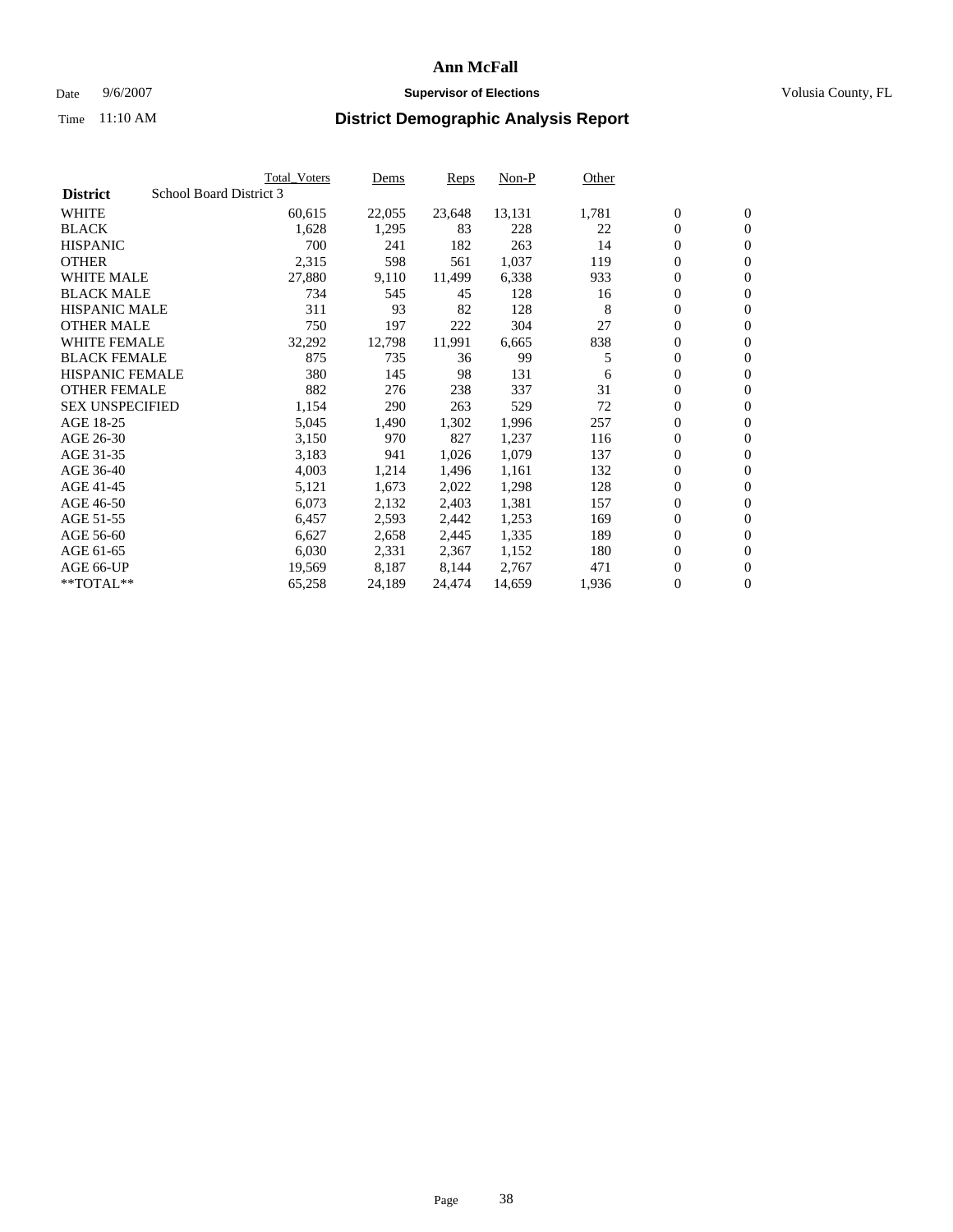# Ann McFall

Date 9/6/2007 **Supervisor of Elections** Volusia County, FL

Time 11:10 AM **District Demographic Analysis Report**

| | Total_Voters | Dems | Reps | Non-P | Other | | |
|---|---|---|---|---|---|---|---|
| **District** School Board District 3 | | | | | | | |
| WHITE | 60,615 | 22,055 | 23,648 | 13,131 | 1,781 | 0 | 0 |
| BLACK | 1,628 | 1,295 | 83 | 228 | 22 | 0 | 0 |
| HISPANIC | 700 | 241 | 182 | 263 | 14 | 0 | 0 |
| OTHER | 2,315 | 598 | 561 | 1,037 | 119 | 0 | 0 |
| WHITE MALE | 27,880 | 9,110 | 11,499 | 6,338 | 933 | 0 | 0 |
| BLACK MALE | 734 | 545 | 45 | 128 | 16 | 0 | 0 |
| HISPANIC MALE | 311 | 93 | 82 | 128 | 8 | 0 | 0 |
| OTHER MALE | 750 | 197 | 222 | 304 | 27 | 0 | 0 |
| WHITE FEMALE | 32,292 | 12,798 | 11,991 | 6,665 | 838 | 0 | 0 |
| BLACK FEMALE | 875 | 735 | 36 | 99 | 5 | 0 | 0 |
| HISPANIC FEMALE | 380 | 145 | 98 | 131 | 6 | 0 | 0 |
| OTHER FEMALE | 882 | 276 | 238 | 337 | 31 | 0 | 0 |
| SEX UNSPECIFIED | 1,154 | 290 | 263 | 529 | 72 | 0 | 0 |
| AGE 18-25 | 5,045 | 1,490 | 1,302 | 1,996 | 257 | 0 | 0 |
| AGE 26-30 | 3,150 | 970 | 827 | 1,237 | 116 | 0 | 0 |
| AGE 31-35 | 3,183 | 941 | 1,026 | 1,079 | 137 | 0 | 0 |
| AGE 36-40 | 4,003 | 1,214 | 1,496 | 1,161 | 132 | 0 | 0 |
| AGE 41-45 | 5,121 | 1,673 | 2,022 | 1,298 | 128 | 0 | 0 |
| AGE 46-50 | 6,073 | 2,132 | 2,403 | 1,381 | 157 | 0 | 0 |
| AGE 51-55 | 6,457 | 2,593 | 2,442 | 1,253 | 169 | 0 | 0 |
| AGE 56-60 | 6,627 | 2,658 | 2,445 | 1,335 | 189 | 0 | 0 |
| AGE 61-65 | 6,030 | 2,331 | 2,367 | 1,152 | 180 | 0 | 0 |
| AGE 66-UP | 19,569 | 8,187 | 8,144 | 2,767 | 471 | 0 | 0 |
| **TOTAL** | 65,258 | 24,189 | 24,474 | 14,659 | 1,936 | 0 | 0 |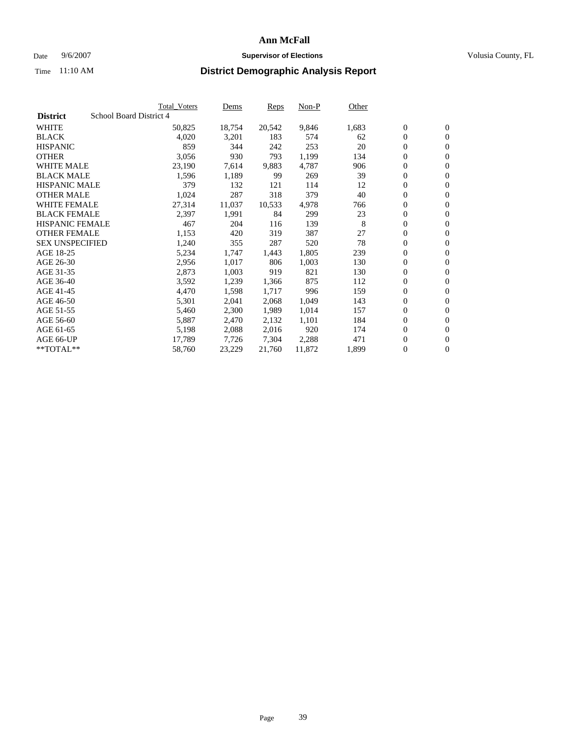# Ann McFall

Date 9/6/2007 **Supervisor of Elections** Volusia County, FL

Time 11:10 AM **District Demographic Analysis Report**

| **District** School Board District 4 | Total_Voters | Dems | Reps | Non-P | Other | | |
|---|---|---|---|---|---|---|---|
| WHITE | 50,825 | 18,754 | 20,542 | 9,846 | 1,683 | 0 | 0 |
| BLACK | 4,020 | 3,201 | 183 | 574 | 62 | 0 | 0 |
| HISPANIC | 859 | 344 | 242 | 253 | 20 | 0 | 0 |
| OTHER | 3,056 | 930 | 793 | 1,199 | 134 | 0 | 0 |
| WHITE MALE | 23,190 | 7,614 | 9,883 | 4,787 | 906 | 0 | 0 |
| BLACK MALE | 1,596 | 1,189 | 99 | 269 | 39 | 0 | 0 |
| HISPANIC MALE | 379 | 132 | 121 | 114 | 12 | 0 | 0 |
| OTHER MALE | 1,024 | 287 | 318 | 379 | 40 | 0 | 0 |
| WHITE FEMALE | 27,314 | 11,037 | 10,533 | 4,978 | 766 | 0 | 0 |
| BLACK FEMALE | 2,397 | 1,991 | 84 | 299 | 23 | 0 | 0 |
| HISPANIC FEMALE | 467 | 204 | 116 | 139 | 8 | 0 | 0 |
| OTHER FEMALE | 1,153 | 420 | 319 | 387 | 27 | 0 | 0 |
| SEX UNSPECIFIED | 1,240 | 355 | 287 | 520 | 78 | 0 | 0 |
| AGE 18-25 | 5,234 | 1,747 | 1,443 | 1,805 | 239 | 0 | 0 |
| AGE 26-30 | 2,956 | 1,017 | 806 | 1,003 | 130 | 0 | 0 |
| AGE 31-35 | 2,873 | 1,003 | 919 | 821 | 130 | 0 | 0 |
| AGE 36-40 | 3,592 | 1,239 | 1,366 | 875 | 112 | 0 | 0 |
| AGE 41-45 | 4,470 | 1,598 | 1,717 | 996 | 159 | 0 | 0 |
| AGE 46-50 | 5,301 | 2,041 | 2,068 | 1,049 | 143 | 0 | 0 |
| AGE 51-55 | 5,460 | 2,300 | 1,989 | 1,014 | 157 | 0 | 0 |
| AGE 56-60 | 5,887 | 2,470 | 2,132 | 1,101 | 184 | 0 | 0 |
| AGE 61-65 | 5,198 | 2,088 | 2,016 | 920 | 174 | 0 | 0 |
| AGE 66-UP | 17,789 | 7,726 | 7,304 | 2,288 | 471 | 0 | 0 |
| **TOTAL** | 58,760 | 23,229 | 21,760 | 11,872 | 1,899 | 0 | 0 |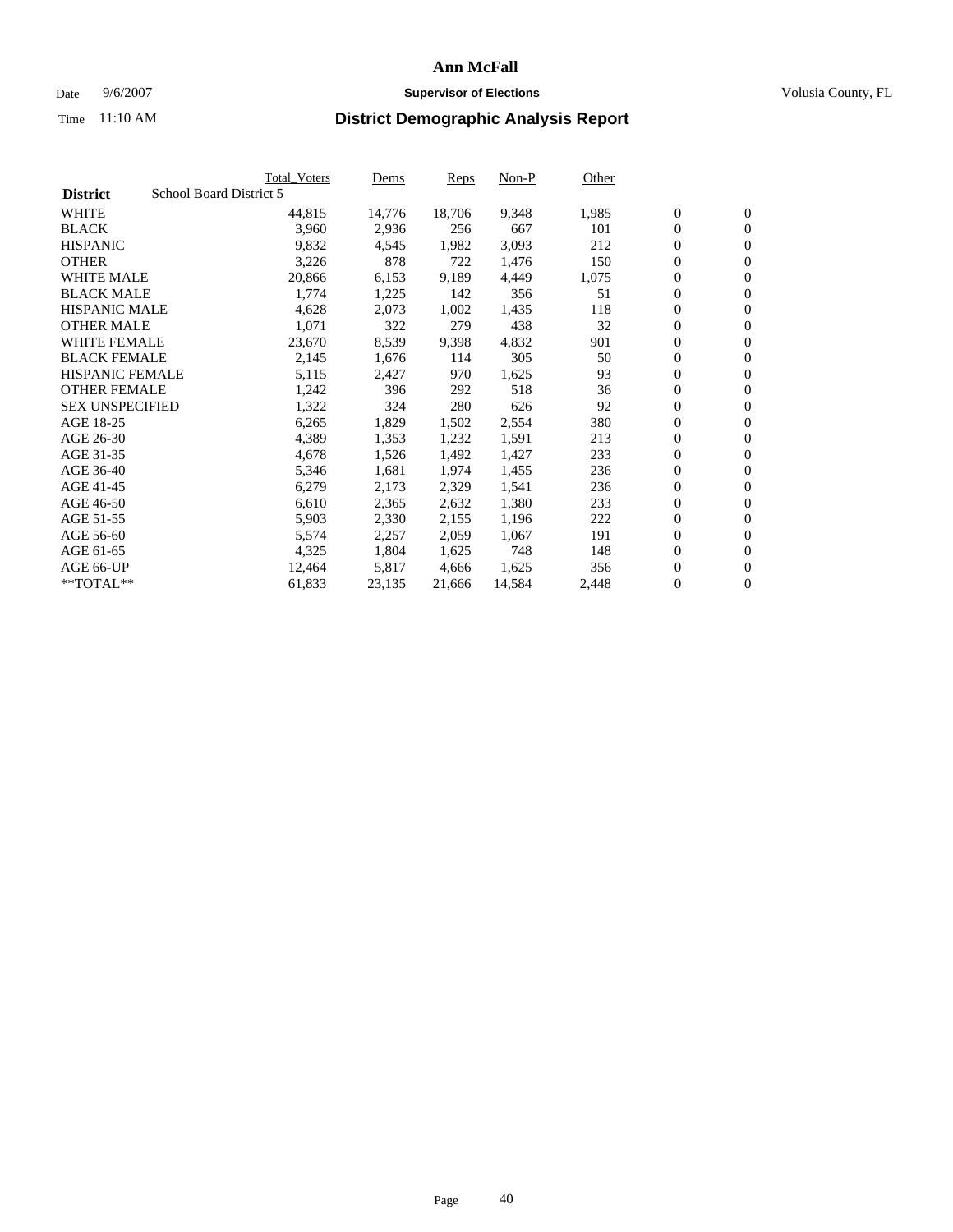# Ann McFall

Date 9/6/2007 **Supervisor of Elections** Volusia County, FL

Time 11:10 AM **District Demographic Analysis Report**

| | Total_Voters | Dems | Reps | Non-P | Other | | |
|---|---|---|---|---|---|---|---|
| **District** School Board District 5 | | | | | | | |
| WHITE | 44,815 | 14,776 | 18,706 | 9,348 | 1,985 | 0 | 0 |
| BLACK | 3,960 | 2,936 | 256 | 667 | 101 | 0 | 0 |
| HISPANIC | 9,832 | 4,545 | 1,982 | 3,093 | 212 | 0 | 0 |
| OTHER | 3,226 | 878 | 722 | 1,476 | 150 | 0 | 0 |
| WHITE MALE | 20,866 | 6,153 | 9,189 | 4,449 | 1,075 | 0 | 0 |
| BLACK MALE | 1,774 | 1,225 | 142 | 356 | 51 | 0 | 0 |
| HISPANIC MALE | 4,628 | 2,073 | 1,002 | 1,435 | 118 | 0 | 0 |
| OTHER MALE | 1,071 | 322 | 279 | 438 | 32 | 0 | 0 |
| WHITE FEMALE | 23,670 | 8,539 | 9,398 | 4,832 | 901 | 0 | 0 |
| BLACK FEMALE | 2,145 | 1,676 | 114 | 305 | 50 | 0 | 0 |
| HISPANIC FEMALE | 5,115 | 2,427 | 970 | 1,625 | 93 | 0 | 0 |
| OTHER FEMALE | 1,242 | 396 | 292 | 518 | 36 | 0 | 0 |
| SEX UNSPECIFIED | 1,322 | 324 | 280 | 626 | 92 | 0 | 0 |
| AGE 18-25 | 6,265 | 1,829 | 1,502 | 2,554 | 380 | 0 | 0 |
| AGE 26-30 | 4,389 | 1,353 | 1,232 | 1,591 | 213 | 0 | 0 |
| AGE 31-35 | 4,678 | 1,526 | 1,492 | 1,427 | 233 | 0 | 0 |
| AGE 36-40 | 5,346 | 1,681 | 1,974 | 1,455 | 236 | 0 | 0 |
| AGE 41-45 | 6,279 | 2,173 | 2,329 | 1,541 | 236 | 0 | 0 |
| AGE 46-50 | 6,610 | 2,365 | 2,632 | 1,380 | 233 | 0 | 0 |
| AGE 51-55 | 5,903 | 2,330 | 2,155 | 1,196 | 222 | 0 | 0 |
| AGE 56-60 | 5,574 | 2,257 | 2,059 | 1,067 | 191 | 0 | 0 |
| AGE 61-65 | 4,325 | 1,804 | 1,625 | 748 | 148 | 0 | 0 |
| AGE 66-UP | 12,464 | 5,817 | 4,666 | 1,625 | 356 | 0 | 0 |
| **TOTAL** | 61,833 | 23,135 | 21,666 | 14,584 | 2,448 | 0 | 0 |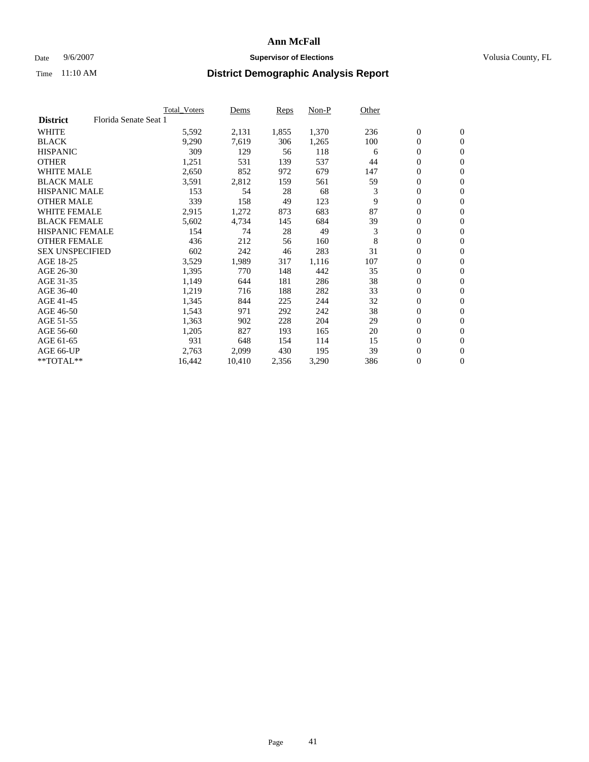# Ann McFall

Date 9/6/2007 **Supervisor of Elections** Volusia County, FL

Time 11:10 AM **District Demographic Analysis Report**

| **District** Florida Senate Seat 1 | Total_Voters | Dems | Reps | Non-P | Other | | |
|---|---|---|---|---|---|---|---|
| WHITE | 5,592 | 2,131 | 1,855 | 1,370 | 236 | 0 | 0 |
| BLACK | 9,290 | 7,619 | 306 | 1,265 | 100 | 0 | 0 |
| HISPANIC | 309 | 129 | 56 | 118 | 6 | 0 | 0 |
| OTHER | 1,251 | 531 | 139 | 537 | 44 | 0 | 0 |
| WHITE MALE | 2,650 | 852 | 972 | 679 | 147 | 0 | 0 |
| BLACK MALE | 3,591 | 2,812 | 159 | 561 | 59 | 0 | 0 |
| HISPANIC MALE | 153 | 54 | 28 | 68 | 3 | 0 | 0 |
| OTHER MALE | 339 | 158 | 49 | 123 | 9 | 0 | 0 |
| WHITE FEMALE | 2,915 | 1,272 | 873 | 683 | 87 | 0 | 0 |
| BLACK FEMALE | 5,602 | 4,734 | 145 | 684 | 39 | 0 | 0 |
| HISPANIC FEMALE | 154 | 74 | 28 | 49 | 3 | 0 | 0 |
| OTHER FEMALE | 436 | 212 | 56 | 160 | 8 | 0 | 0 |
| SEX UNSPECIFIED | 602 | 242 | 46 | 283 | 31 | 0 | 0 |
| AGE 18-25 | 3,529 | 1,989 | 317 | 1,116 | 107 | 0 | 0 |
| AGE 26-30 | 1,395 | 770 | 148 | 442 | 35 | 0 | 0 |
| AGE 31-35 | 1,149 | 644 | 181 | 286 | 38 | 0 | 0 |
| AGE 36-40 | 1,219 | 716 | 188 | 282 | 33 | 0 | 0 |
| AGE 41-45 | 1,345 | 844 | 225 | 244 | 32 | 0 | 0 |
| AGE 46-50 | 1,543 | 971 | 292 | 242 | 38 | 0 | 0 |
| AGE 51-55 | 1,363 | 902 | 228 | 204 | 29 | 0 | 0 |
| AGE 56-60 | 1,205 | 827 | 193 | 165 | 20 | 0 | 0 |
| AGE 61-65 | 931 | 648 | 154 | 114 | 15 | 0 | 0 |
| AGE 66-UP | 2,763 | 2,099 | 430 | 195 | 39 | 0 | 0 |
| **TOTAL** | 16,442 | 10,410 | 2,356 | 3,290 | 386 | 0 | 0 |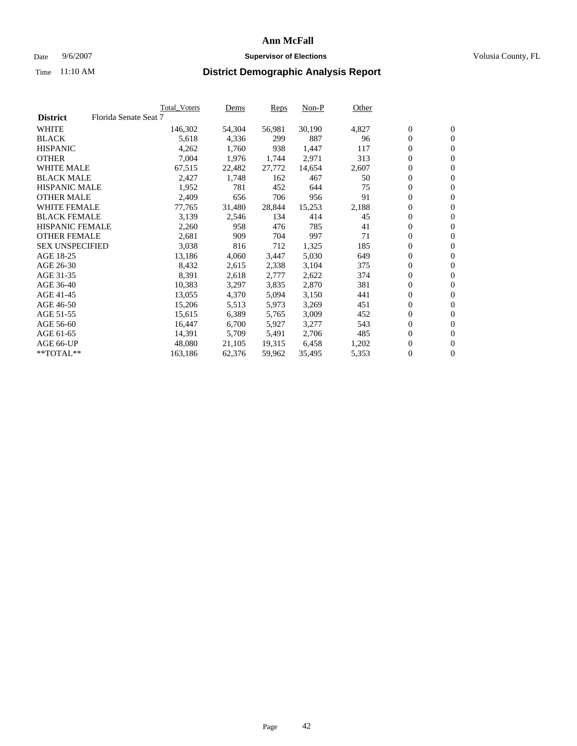# Ann McFall

Date 9/6/2007 **Supervisor of Elections** Volusia County, FL

Time 11:10 AM

## District Demographic Analysis Report

| **District** Florida Senate Seat 7 | Total_Voters | Dems | Reps | Non-P | Other | | |
|---|---|---|---|---|---|---|---|
| WHITE | 146,302 | 54,304 | 56,981 | 30,190 | 4,827 | 0 | 0 |
| BLACK | 5,618 | 4,336 | 299 | 887 | 96 | 0 | 0 |
| HISPANIC | 4,262 | 1,760 | 938 | 1,447 | 117 | 0 | 0 |
| OTHER | 7,004 | 1,976 | 1,744 | 2,971 | 313 | 0 | 0 |
| WHITE MALE | 67,515 | 22,482 | 27,772 | 14,654 | 2,607 | 0 | 0 |
| BLACK MALE | 2,427 | 1,748 | 162 | 467 | 50 | 0 | 0 |
| HISPANIC MALE | 1,952 | 781 | 452 | 644 | 75 | 0 | 0 |
| OTHER MALE | 2,409 | 656 | 706 | 956 | 91 | 0 | 0 |
| WHITE FEMALE | 77,765 | 31,480 | 28,844 | 15,253 | 2,188 | 0 | 0 |
| BLACK FEMALE | 3,139 | 2,546 | 134 | 414 | 45 | 0 | 0 |
| HISPANIC FEMALE | 2,260 | 958 | 476 | 785 | 41 | 0 | 0 |
| OTHER FEMALE | 2,681 | 909 | 704 | 997 | 71 | 0 | 0 |
| SEX UNSPECIFIED | 3,038 | 816 | 712 | 1,325 | 185 | 0 | 0 |
| AGE 18-25 | 13,186 | 4,060 | 3,447 | 5,030 | 649 | 0 | 0 |
| AGE 26-30 | 8,432 | 2,615 | 2,338 | 3,104 | 375 | 0 | 0 |
| AGE 31-35 | 8,391 | 2,618 | 2,777 | 2,622 | 374 | 0 | 0 |
| AGE 36-40 | 10,383 | 3,297 | 3,835 | 2,870 | 381 | 0 | 0 |
| AGE 41-45 | 13,055 | 4,370 | 5,094 | 3,150 | 441 | 0 | 0 |
| AGE 46-50 | 15,206 | 5,513 | 5,973 | 3,269 | 451 | 0 | 0 |
| AGE 51-55 | 15,615 | 6,389 | 5,765 | 3,009 | 452 | 0 | 0 |
| AGE 56-60 | 16,447 | 6,700 | 5,927 | 3,277 | 543 | 0 | 0 |
| AGE 61-65 | 14,391 | 5,709 | 5,491 | 2,706 | 485 | 0 | 0 |
| AGE 66-UP | 48,080 | 21,105 | 19,315 | 6,458 | 1,202 | 0 | 0 |
| **TOTAL** | 163,186 | 62,376 | 59,962 | 35,495 | 5,353 | 0 | 0 |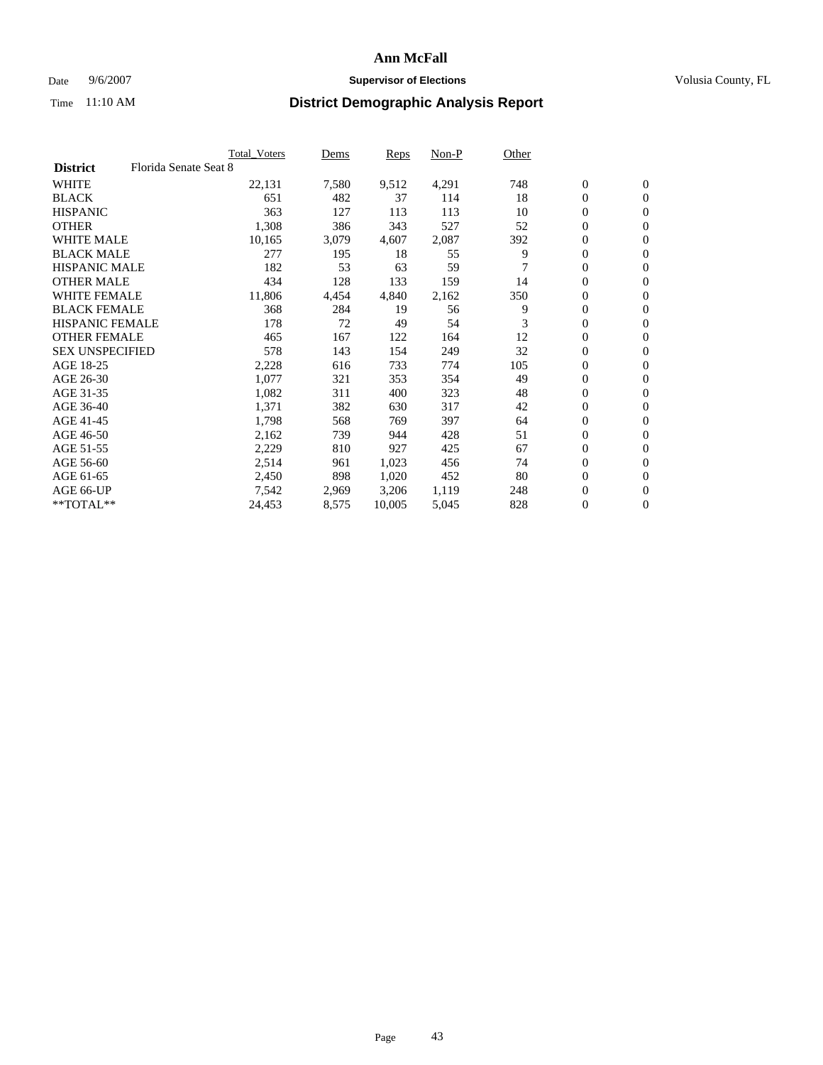# Ann McFall

Date 9/6/2007 **Supervisor of Elections** Volusia County, FL

Time 11:10 AM **District Demographic Analysis Report**

| | Total_Voters | Dems | Reps | Non-P | Other | | |
|---|---|---|---|---|---|---|---|
| **District** Florida Senate Seat 8 | | | | | | | |
| WHITE | 22,131 | 7,580 | 9,512 | 4,291 | 748 | 0 | 0 |
| BLACK | 651 | 482 | 37 | 114 | 18 | 0 | 0 |
| HISPANIC | 363 | 127 | 113 | 113 | 10 | 0 | 0 |
| OTHER | 1,308 | 386 | 343 | 527 | 52 | 0 | 0 |
| WHITE MALE | 10,165 | 3,079 | 4,607 | 2,087 | 392 | 0 | 0 |
| BLACK MALE | 277 | 195 | 18 | 55 | 9 | 0 | 0 |
| HISPANIC MALE | 182 | 53 | 63 | 59 | 7 | 0 | 0 |
| OTHER MALE | 434 | 128 | 133 | 159 | 14 | 0 | 0 |
| WHITE FEMALE | 11,806 | 4,454 | 4,840 | 2,162 | 350 | 0 | 0 |
| BLACK FEMALE | 368 | 284 | 19 | 56 | 9 | 0 | 0 |
| HISPANIC FEMALE | 178 | 72 | 49 | 54 | 3 | 0 | 0 |
| OTHER FEMALE | 465 | 167 | 122 | 164 | 12 | 0 | 0 |
| SEX UNSPECIFIED | 578 | 143 | 154 | 249 | 32 | 0 | 0 |
| AGE 18-25 | 2,228 | 616 | 733 | 774 | 105 | 0 | 0 |
| AGE 26-30 | 1,077 | 321 | 353 | 354 | 49 | 0 | 0 |
| AGE 31-35 | 1,082 | 311 | 400 | 323 | 48 | 0 | 0 |
| AGE 36-40 | 1,371 | 382 | 630 | 317 | 42 | 0 | 0 |
| AGE 41-45 | 1,798 | 568 | 769 | 397 | 64 | 0 | 0 |
| AGE 46-50 | 2,162 | 739 | 944 | 428 | 51 | 0 | 0 |
| AGE 51-55 | 2,229 | 810 | 927 | 425 | 67 | 0 | 0 |
| AGE 56-60 | 2,514 | 961 | 1,023 | 456 | 74 | 0 | 0 |
| AGE 61-65 | 2,450 | 898 | 1,020 | 452 | 80 | 0 | 0 |
| AGE 66-UP | 7,542 | 2,969 | 3,206 | 1,119 | 248 | 0 | 0 |
| **TOTAL** | 24,453 | 8,575 | 10,005 | 5,045 | 828 | 0 | 0 |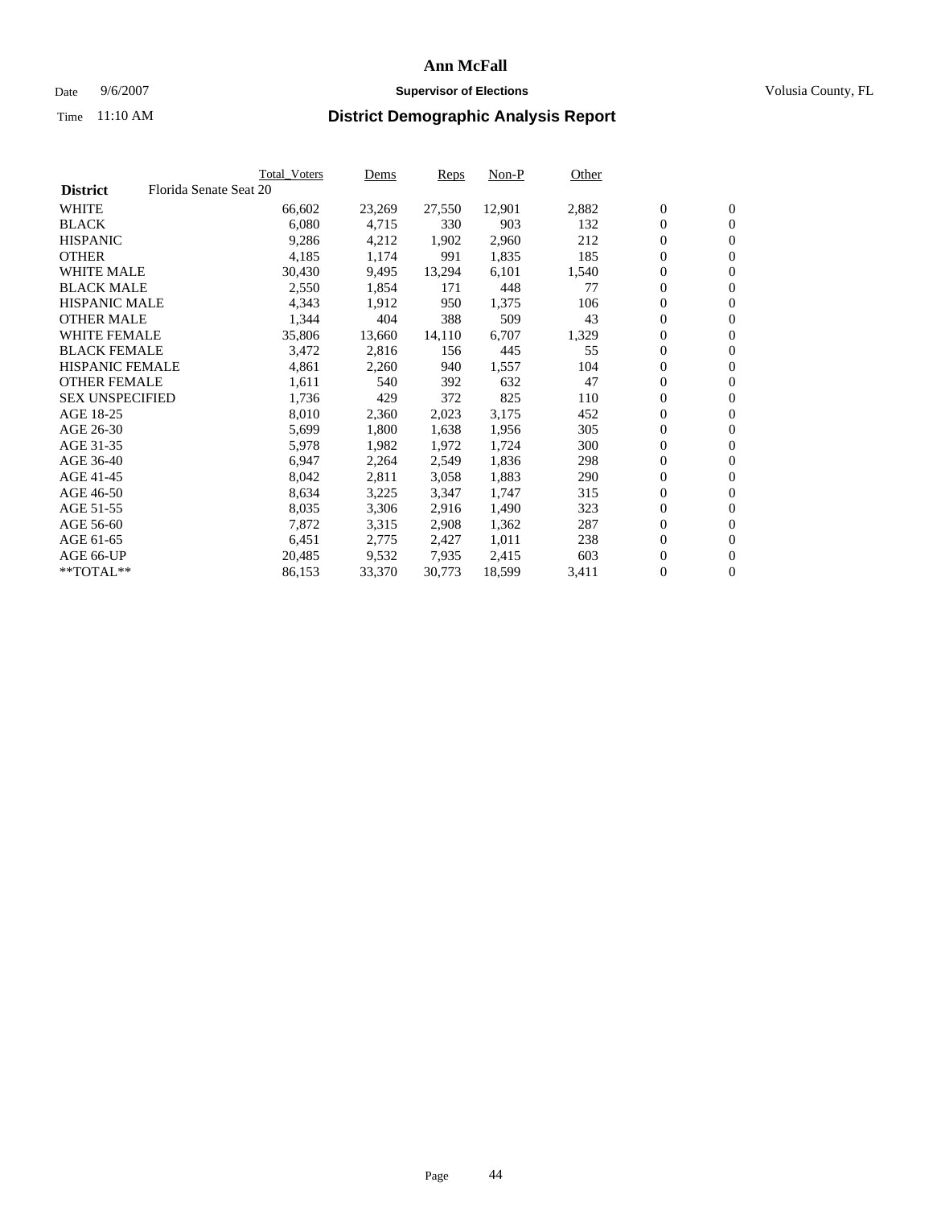# Ann McFall

Date 9/6/2007 **Supervisor of Elections** Volusia County, FL

Time 11:10 AM **District Demographic Analysis Report**

| **District** Florida Senate Seat 20 | Total_Voters | Dems | Reps | Non-P | Other | | |
|---|---|---|---|---|---|---|---|
| WHITE | 66,602 | 23,269 | 27,550 | 12,901 | 2,882 | 0 | 0 |
| BLACK | 6,080 | 4,715 | 330 | 903 | 132 | 0 | 0 |
| HISPANIC | 9,286 | 4,212 | 1,902 | 2,960 | 212 | 0 | 0 |
| OTHER | 4,185 | 1,174 | 991 | 1,835 | 185 | 0 | 0 |
| WHITE MALE | 30,430 | 9,495 | 13,294 | 6,101 | 1,540 | 0 | 0 |
| BLACK MALE | 2,550 | 1,854 | 171 | 448 | 77 | 0 | 0 |
| HISPANIC MALE | 4,343 | 1,912 | 950 | 1,375 | 106 | 0 | 0 |
| OTHER MALE | 1,344 | 404 | 388 | 509 | 43 | 0 | 0 |
| WHITE FEMALE | 35,806 | 13,660 | 14,110 | 6,707 | 1,329 | 0 | 0 |
| BLACK FEMALE | 3,472 | 2,816 | 156 | 445 | 55 | 0 | 0 |
| HISPANIC FEMALE | 4,861 | 2,260 | 940 | 1,557 | 104 | 0 | 0 |
| OTHER FEMALE | 1,611 | 540 | 392 | 632 | 47 | 0 | 0 |
| SEX UNSPECIFIED | 1,736 | 429 | 372 | 825 | 110 | 0 | 0 |
| AGE 18-25 | 8,010 | 2,360 | 2,023 | 3,175 | 452 | 0 | 0 |
| AGE 26-30 | 5,699 | 1,800 | 1,638 | 1,956 | 305 | 0 | 0 |
| AGE 31-35 | 5,978 | 1,982 | 1,972 | 1,724 | 300 | 0 | 0 |
| AGE 36-40 | 6,947 | 2,264 | 2,549 | 1,836 | 298 | 0 | 0 |
| AGE 41-45 | 8,042 | 2,811 | 3,058 | 1,883 | 290 | 0 | 0 |
| AGE 46-50 | 8,634 | 3,225 | 3,347 | 1,747 | 315 | 0 | 0 |
| AGE 51-55 | 8,035 | 3,306 | 2,916 | 1,490 | 323 | 0 | 0 |
| AGE 56-60 | 7,872 | 3,315 | 2,908 | 1,362 | 287 | 0 | 0 |
| AGE 61-65 | 6,451 | 2,775 | 2,427 | 1,011 | 238 | 0 | 0 |
| AGE 66-UP | 20,485 | 9,532 | 7,935 | 2,415 | 603 | 0 | 0 |
| **TOTAL** | 86,153 | 33,370 | 30,773 | 18,599 | 3,411 | 0 | 0 |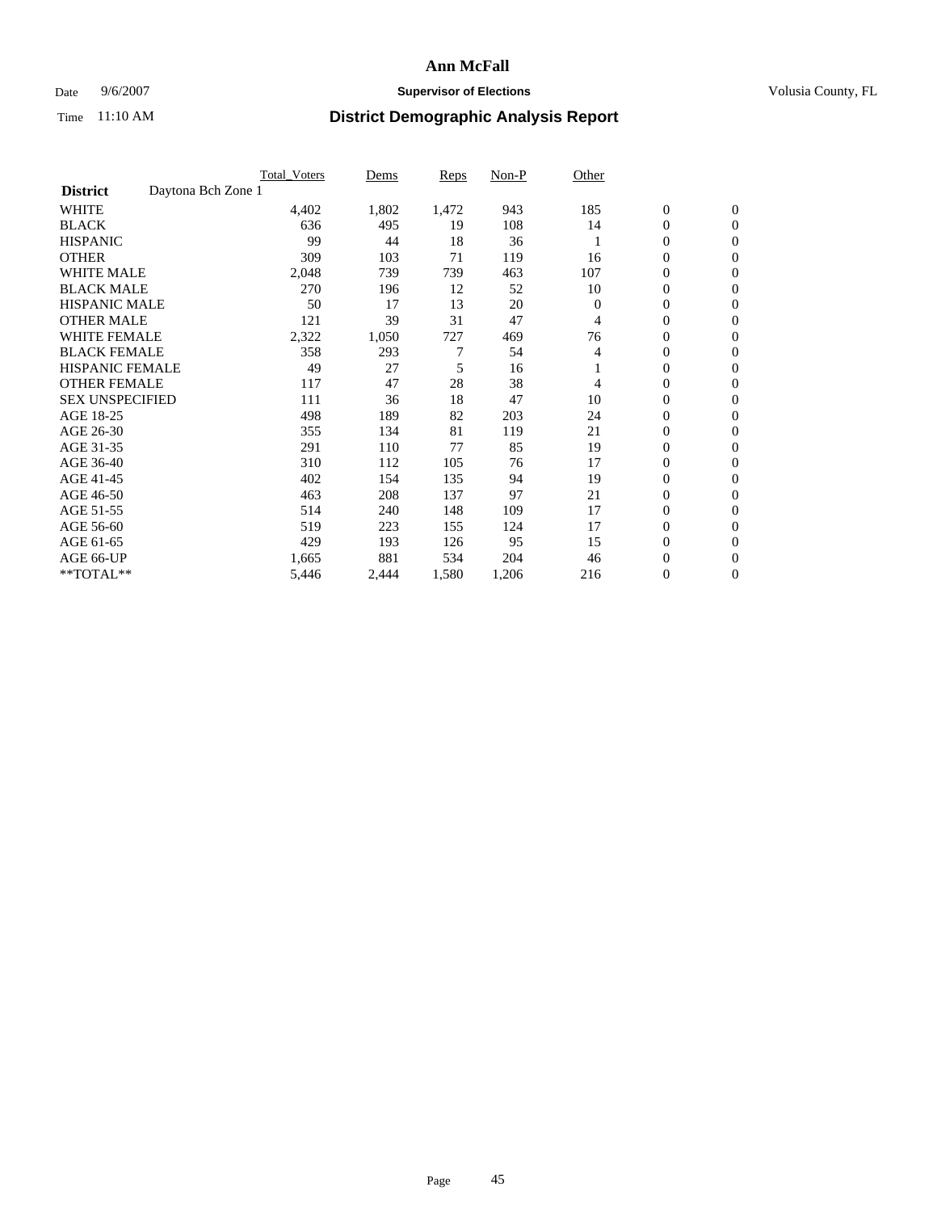# Ann McFall

Date 9/6/2007 **Supervisor of Elections** Volusia County, FL

Time 11:10 AM **District Demographic Analysis Report**

| | Total_Voters | Dems | Reps | Non-P | Other | | |
|---|---|---|---|---|---|---|---|
| **District** Daytona Bch Zone 1 | | | | | | | |
| WHITE | 4,402 | 1,802 | 1,472 | 943 | 185 | 0 | 0 |
| BLACK | 636 | 495 | 19 | 108 | 14 | 0 | 0 |
| HISPANIC | 99 | 44 | 18 | 36 | 1 | 0 | 0 |
| OTHER | 309 | 103 | 71 | 119 | 16 | 0 | 0 |
| WHITE MALE | 2,048 | 739 | 739 | 463 | 107 | 0 | 0 |
| BLACK MALE | 270 | 196 | 12 | 52 | 10 | 0 | 0 |
| HISPANIC MALE | 50 | 17 | 13 | 20 | 0 | 0 | 0 |
| OTHER MALE | 121 | 39 | 31 | 47 | 4 | 0 | 0 |
| WHITE FEMALE | 2,322 | 1,050 | 727 | 469 | 76 | 0 | 0 |
| BLACK FEMALE | 358 | 293 | 7 | 54 | 4 | 0 | 0 |
| HISPANIC FEMALE | 49 | 27 | 5 | 16 | 1 | 0 | 0 |
| OTHER FEMALE | 117 | 47 | 28 | 38 | 4 | 0 | 0 |
| SEX UNSPECIFIED | 111 | 36 | 18 | 47 | 10 | 0 | 0 |
| AGE 18-25 | 498 | 189 | 82 | 203 | 24 | 0 | 0 |
| AGE 26-30 | 355 | 134 | 81 | 119 | 21 | 0 | 0 |
| AGE 31-35 | 291 | 110 | 77 | 85 | 19 | 0 | 0 |
| AGE 36-40 | 310 | 112 | 105 | 76 | 17 | 0 | 0 |
| AGE 41-45 | 402 | 154 | 135 | 94 | 19 | 0 | 0 |
| AGE 46-50 | 463 | 208 | 137 | 97 | 21 | 0 | 0 |
| AGE 51-55 | 514 | 240 | 148 | 109 | 17 | 0 | 0 |
| AGE 56-60 | 519 | 223 | 155 | 124 | 17 | 0 | 0 |
| AGE 61-65 | 429 | 193 | 126 | 95 | 15 | 0 | 0 |
| AGE 66-UP | 1,665 | 881 | 534 | 204 | 46 | 0 | 0 |
| **TOTAL** | 5,446 | 2,444 | 1,580 | 1,206 | 216 | 0 | 0 |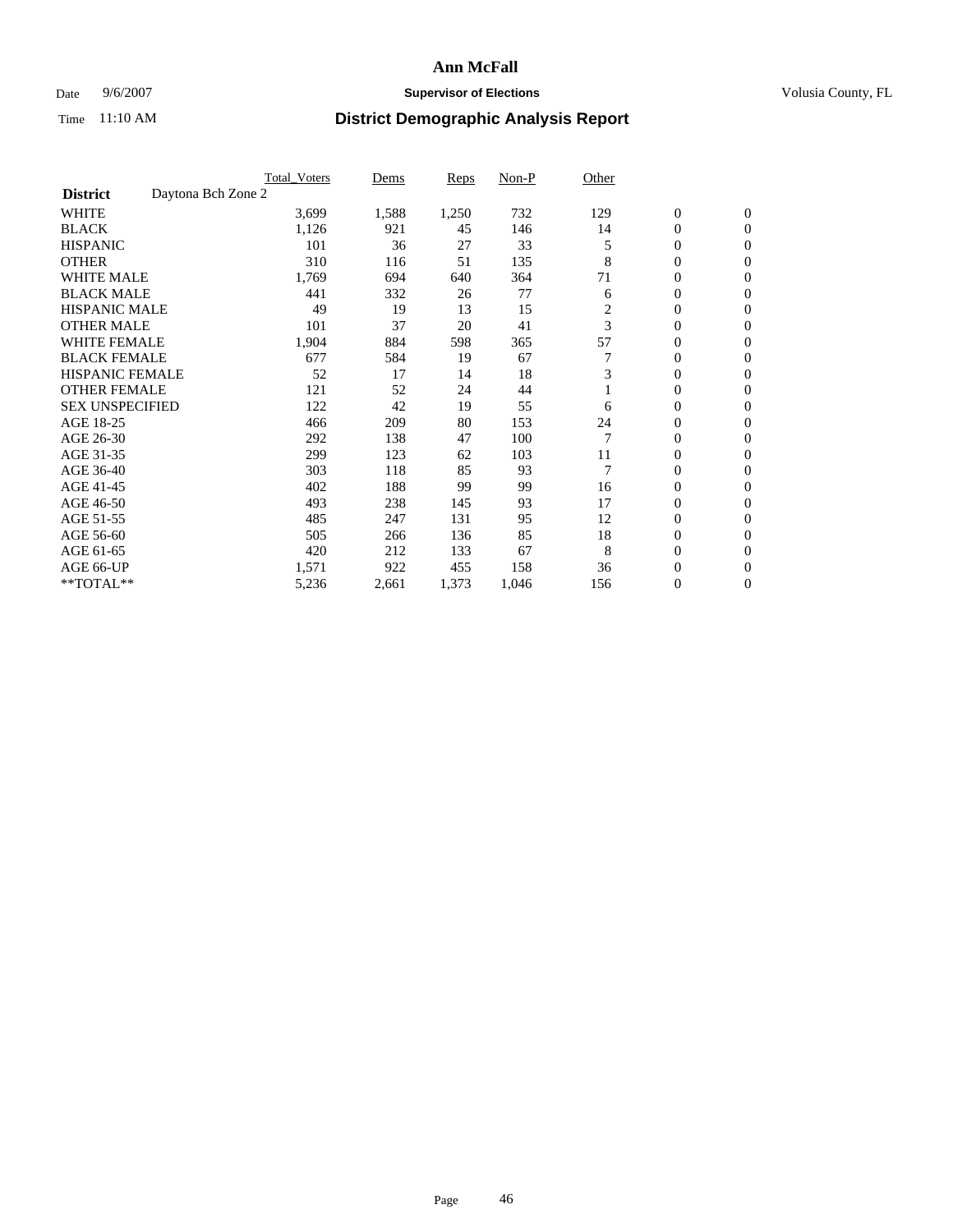# Ann McFall

Date 9/6/2007 **Supervisor of Elections** Volusia County, FL

Time 11:10 AM **District Demographic Analysis Report**

| | Total_Voters | Dems | Reps | Non-P | Other | | |
|---|---|---|---|---|---|---|---|
| **District** Daytona Bch Zone 2 | | | | | | | |
| WHITE | 3,699 | 1,588 | 1,250 | 732 | 129 | 0 | 0 |
| BLACK | 1,126 | 921 | 45 | 146 | 14 | 0 | 0 |
| HISPANIC | 101 | 36 | 27 | 33 | 5 | 0 | 0 |
| OTHER | 310 | 116 | 51 | 135 | 8 | 0 | 0 |
| WHITE MALE | 1,769 | 694 | 640 | 364 | 71 | 0 | 0 |
| BLACK MALE | 441 | 332 | 26 | 77 | 6 | 0 | 0 |
| HISPANIC MALE | 49 | 19 | 13 | 15 | 2 | 0 | 0 |
| OTHER MALE | 101 | 37 | 20 | 41 | 3 | 0 | 0 |
| WHITE FEMALE | 1,904 | 884 | 598 | 365 | 57 | 0 | 0 |
| BLACK FEMALE | 677 | 584 | 19 | 67 | 7 | 0 | 0 |
| HISPANIC FEMALE | 52 | 17 | 14 | 18 | 3 | 0 | 0 |
| OTHER FEMALE | 121 | 52 | 24 | 44 | 1 | 0 | 0 |
| SEX UNSPECIFIED | 122 | 42 | 19 | 55 | 6 | 0 | 0 |
| AGE 18-25 | 466 | 209 | 80 | 153 | 24 | 0 | 0 |
| AGE 26-30 | 292 | 138 | 47 | 100 | 7 | 0 | 0 |
| AGE 31-35 | 299 | 123 | 62 | 103 | 11 | 0 | 0 |
| AGE 36-40 | 303 | 118 | 85 | 93 | 7 | 0 | 0 |
| AGE 41-45 | 402 | 188 | 99 | 99 | 16 | 0 | 0 |
| AGE 46-50 | 493 | 238 | 145 | 93 | 17 | 0 | 0 |
| AGE 51-55 | 485 | 247 | 131 | 95 | 12 | 0 | 0 |
| AGE 56-60 | 505 | 266 | 136 | 85 | 18 | 0 | 0 |
| AGE 61-65 | 420 | 212 | 133 | 67 | 8 | 0 | 0 |
| AGE 66-UP | 1,571 | 922 | 455 | 158 | 36 | 0 | 0 |
| **TOTAL** | 5,236 | 2,661 | 1,373 | 1,046 | 156 | 0 | 0 |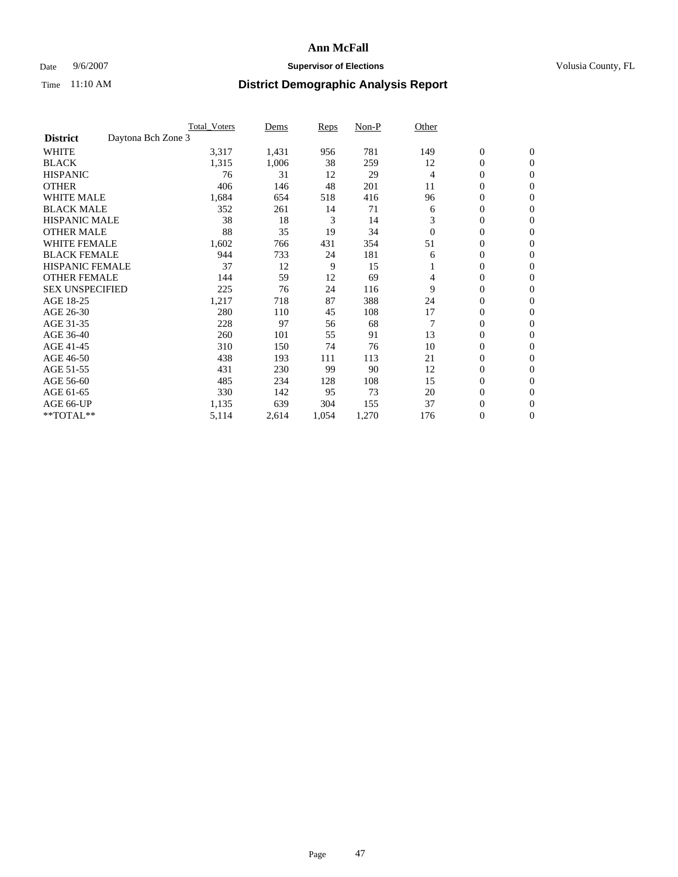# Ann McFall

Date 9/6/2007 **Supervisor of Elections** Volusia County, FL

Time 11:10 AM **District Demographic Analysis Report**

| | Total_Voters | Dems | Reps | Non-P | Other | | |
|---|---|---|---|---|---|---|---|
| **District** Daytona Bch Zone 3 | | | | | | | |
| WHITE | 3,317 | 1,431 | 956 | 781 | 149 | 0 | 0 |
| BLACK | 1,315 | 1,006 | 38 | 259 | 12 | 0 | 0 |
| HISPANIC | 76 | 31 | 12 | 29 | 4 | 0 | 0 |
| OTHER | 406 | 146 | 48 | 201 | 11 | 0 | 0 |
| WHITE MALE | 1,684 | 654 | 518 | 416 | 96 | 0 | 0 |
| BLACK MALE | 352 | 261 | 14 | 71 | 6 | 0 | 0 |
| HISPANIC MALE | 38 | 18 | 3 | 14 | 3 | 0 | 0 |
| OTHER MALE | 88 | 35 | 19 | 34 | 0 | 0 | 0 |
| WHITE FEMALE | 1,602 | 766 | 431 | 354 | 51 | 0 | 0 |
| BLACK FEMALE | 944 | 733 | 24 | 181 | 6 | 0 | 0 |
| HISPANIC FEMALE | 37 | 12 | 9 | 15 | 1 | 0 | 0 |
| OTHER FEMALE | 144 | 59 | 12 | 69 | 4 | 0 | 0 |
| SEX UNSPECIFIED | 225 | 76 | 24 | 116 | 9 | 0 | 0 |
| AGE 18-25 | 1,217 | 718 | 87 | 388 | 24 | 0 | 0 |
| AGE 26-30 | 280 | 110 | 45 | 108 | 17 | 0 | 0 |
| AGE 31-35 | 228 | 97 | 56 | 68 | 7 | 0 | 0 |
| AGE 36-40 | 260 | 101 | 55 | 91 | 13 | 0 | 0 |
| AGE 41-45 | 310 | 150 | 74 | 76 | 10 | 0 | 0 |
| AGE 46-50 | 438 | 193 | 111 | 113 | 21 | 0 | 0 |
| AGE 51-55 | 431 | 230 | 99 | 90 | 12 | 0 | 0 |
| AGE 56-60 | 485 | 234 | 128 | 108 | 15 | 0 | 0 |
| AGE 61-65 | 330 | 142 | 95 | 73 | 20 | 0 | 0 |
| AGE 66-UP | 1,135 | 639 | 304 | 155 | 37 | 0 | 0 |
| **TOTAL** | 5,114 | 2,614 | 1,054 | 1,270 | 176 | 0 | 0 |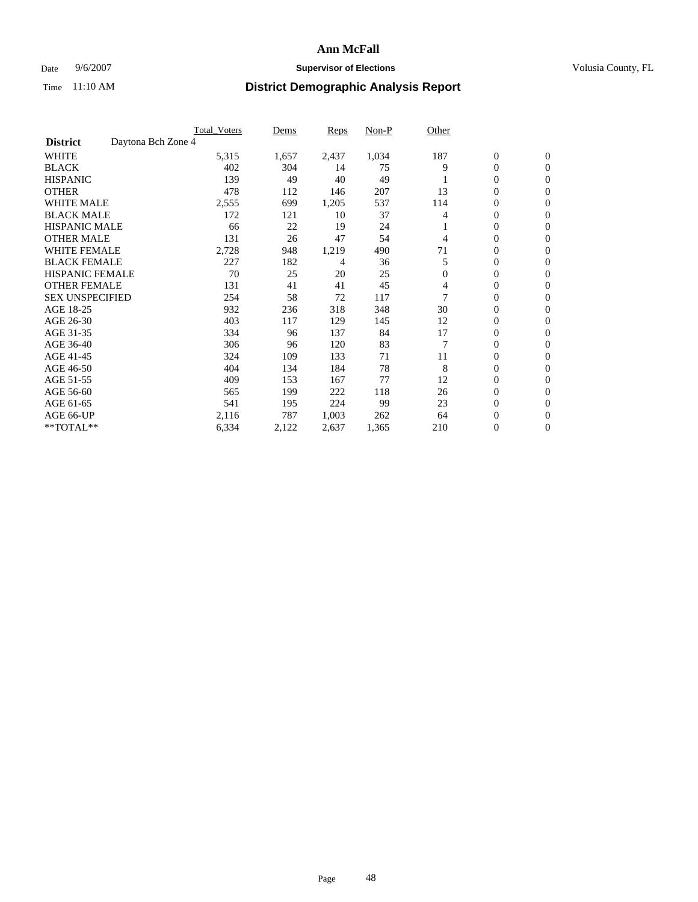# Ann McFall

Date 9/6/2007 **Supervisor of Elections** Volusia County, FL

Time 11:10 AM **District Demographic Analysis Report**

| | Total_Voters | Dems | Reps | Non-P | Other | | |
|---|---|---|---|---|---|---|---|
| **District** Daytona Bch Zone 4 | | | | | | | |
| WHITE | 5,315 | 1,657 | 2,437 | 1,034 | 187 | 0 | 0 |
| BLACK | 402 | 304 | 14 | 75 | 9 | 0 | 0 |
| HISPANIC | 139 | 49 | 40 | 49 | 1 | 0 | 0 |
| OTHER | 478 | 112 | 146 | 207 | 13 | 0 | 0 |
| WHITE MALE | 2,555 | 699 | 1,205 | 537 | 114 | 0 | 0 |
| BLACK MALE | 172 | 121 | 10 | 37 | 4 | 0 | 0 |
| HISPANIC MALE | 66 | 22 | 19 | 24 | 1 | 0 | 0 |
| OTHER MALE | 131 | 26 | 47 | 54 | 4 | 0 | 0 |
| WHITE FEMALE | 2,728 | 948 | 1,219 | 490 | 71 | 0 | 0 |
| BLACK FEMALE | 227 | 182 | 4 | 36 | 5 | 0 | 0 |
| HISPANIC FEMALE | 70 | 25 | 20 | 25 | 0 | 0 | 0 |
| OTHER FEMALE | 131 | 41 | 41 | 45 | 4 | 0 | 0 |
| SEX UNSPECIFIED | 254 | 58 | 72 | 117 | 7 | 0 | 0 |
| AGE 18-25 | 932 | 236 | 318 | 348 | 30 | 0 | 0 |
| AGE 26-30 | 403 | 117 | 129 | 145 | 12 | 0 | 0 |
| AGE 31-35 | 334 | 96 | 137 | 84 | 17 | 0 | 0 |
| AGE 36-40 | 306 | 96 | 120 | 83 | 7 | 0 | 0 |
| AGE 41-45 | 324 | 109 | 133 | 71 | 11 | 0 | 0 |
| AGE 46-50 | 404 | 134 | 184 | 78 | 8 | 0 | 0 |
| AGE 51-55 | 409 | 153 | 167 | 77 | 12 | 0 | 0 |
| AGE 56-60 | 565 | 199 | 222 | 118 | 26 | 0 | 0 |
| AGE 61-65 | 541 | 195 | 224 | 99 | 23 | 0 | 0 |
| AGE 66-UP | 2,116 | 787 | 1,003 | 262 | 64 | 0 | 0 |
| **TOTAL** | 6,334 | 2,122 | 2,637 | 1,365 | 210 | 0 | 0 |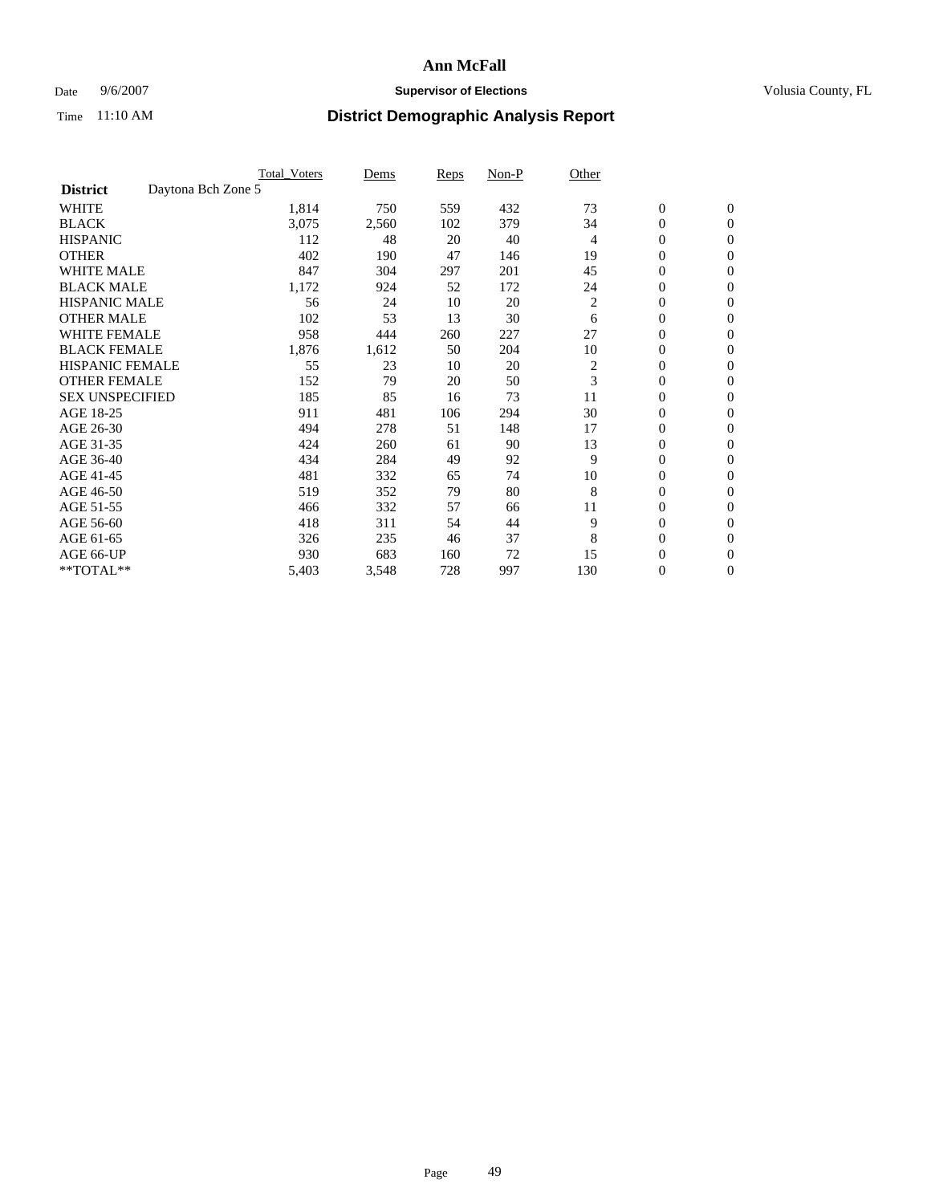# Ann McFall

Date 9/6/2007 **Supervisor of Elections** Volusia County, FL

Time 11:10 AM **District Demographic Analysis Report**

| | Total_Voters | Dems | Reps | Non-P | Other | | |
|---|---|---|---|---|---|---|---|
| **District** Daytona Bch Zone 5 | | | | | | | |
| WHITE | 1,814 | 750 | 559 | 432 | 73 | 0 | 0 |
| BLACK | 3,075 | 2,560 | 102 | 379 | 34 | 0 | 0 |
| HISPANIC | 112 | 48 | 20 | 40 | 4 | 0 | 0 |
| OTHER | 402 | 190 | 47 | 146 | 19 | 0 | 0 |
| WHITE MALE | 847 | 304 | 297 | 201 | 45 | 0 | 0 |
| BLACK MALE | 1,172 | 924 | 52 | 172 | 24 | 0 | 0 |
| HISPANIC MALE | 56 | 24 | 10 | 20 | 2 | 0 | 0 |
| OTHER MALE | 102 | 53 | 13 | 30 | 6 | 0 | 0 |
| WHITE FEMALE | 958 | 444 | 260 | 227 | 27 | 0 | 0 |
| BLACK FEMALE | 1,876 | 1,612 | 50 | 204 | 10 | 0 | 0 |
| HISPANIC FEMALE | 55 | 23 | 10 | 20 | 2 | 0 | 0 |
| OTHER FEMALE | 152 | 79 | 20 | 50 | 3 | 0 | 0 |
| SEX UNSPECIFIED | 185 | 85 | 16 | 73 | 11 | 0 | 0 |
| AGE 18-25 | 911 | 481 | 106 | 294 | 30 | 0 | 0 |
| AGE 26-30 | 494 | 278 | 51 | 148 | 17 | 0 | 0 |
| AGE 31-35 | 424 | 260 | 61 | 90 | 13 | 0 | 0 |
| AGE 36-40 | 434 | 284 | 49 | 92 | 9 | 0 | 0 |
| AGE 41-45 | 481 | 332 | 65 | 74 | 10 | 0 | 0 |
| AGE 46-50 | 519 | 352 | 79 | 80 | 8 | 0 | 0 |
| AGE 51-55 | 466 | 332 | 57 | 66 | 11 | 0 | 0 |
| AGE 56-60 | 418 | 311 | 54 | 44 | 9 | 0 | 0 |
| AGE 61-65 | 326 | 235 | 46 | 37 | 8 | 0 | 0 |
| AGE 66-UP | 930 | 683 | 160 | 72 | 15 | 0 | 0 |
| **TOTAL** | 5,403 | 3,548 | 728 | 997 | 130 | 0 | 0 |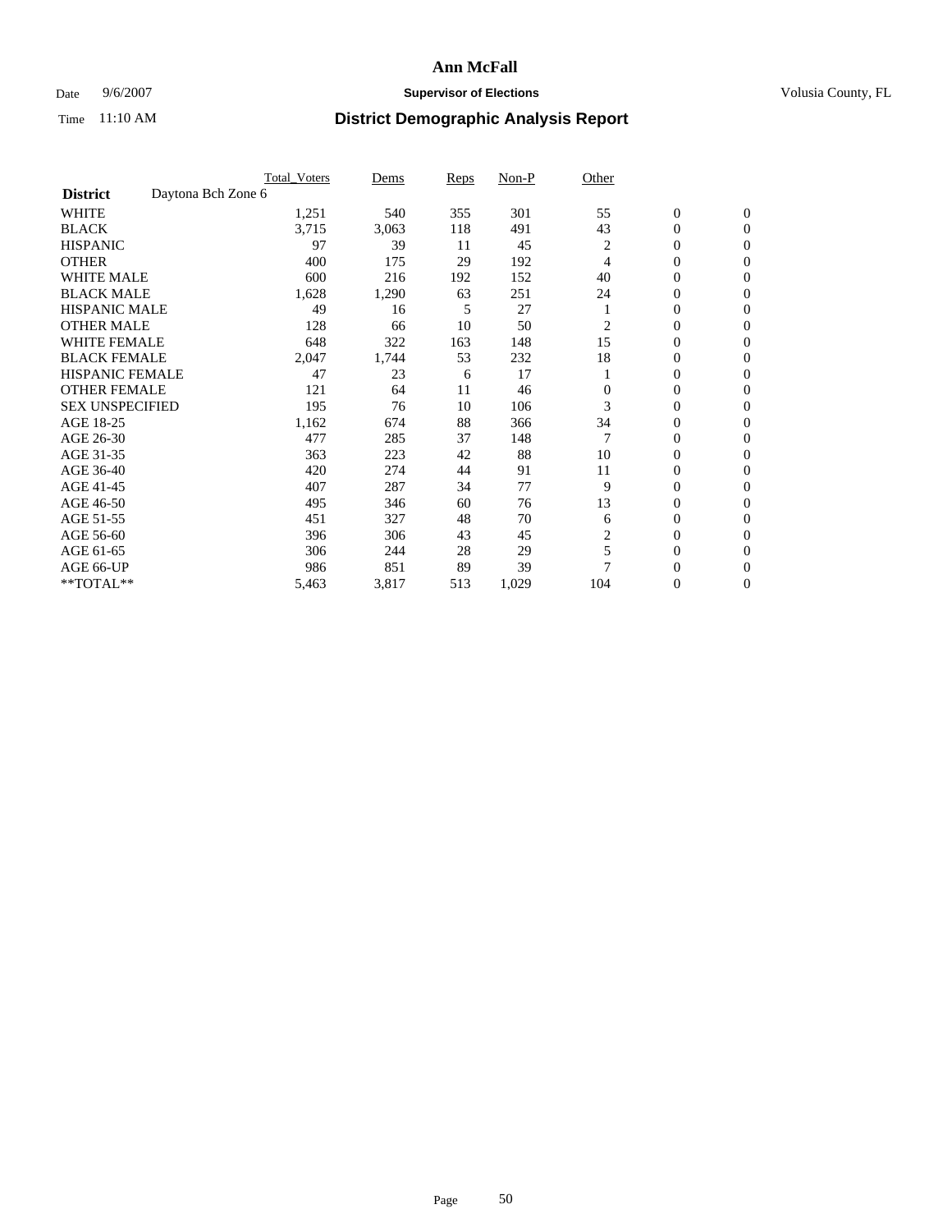# Ann McFall

Date 9/6/2007 **Supervisor of Elections** Volusia County, FL

Time 11:10 AM **District Demographic Analysis Report**

| | Total_Voters | Dems | Reps | Non-P | Other | | |
|---|---|---|---|---|---|---|---|
| **District** Daytona Bch Zone 6 | | | | | | | |
| WHITE | 1,251 | 540 | 355 | 301 | 55 | 0 | 0 |
| BLACK | 3,715 | 3,063 | 118 | 491 | 43 | 0 | 0 |
| HISPANIC | 97 | 39 | 11 | 45 | 2 | 0 | 0 |
| OTHER | 400 | 175 | 29 | 192 | 4 | 0 | 0 |
| WHITE MALE | 600 | 216 | 192 | 152 | 40 | 0 | 0 |
| BLACK MALE | 1,628 | 1,290 | 63 | 251 | 24 | 0 | 0 |
| HISPANIC MALE | 49 | 16 | 5 | 27 | 1 | 0 | 0 |
| OTHER MALE | 128 | 66 | 10 | 50 | 2 | 0 | 0 |
| WHITE FEMALE | 648 | 322 | 163 | 148 | 15 | 0 | 0 |
| BLACK FEMALE | 2,047 | 1,744 | 53 | 232 | 18 | 0 | 0 |
| HISPANIC FEMALE | 47 | 23 | 6 | 17 | 1 | 0 | 0 |
| OTHER FEMALE | 121 | 64 | 11 | 46 | 0 | 0 | 0 |
| SEX UNSPECIFIED | 195 | 76 | 10 | 106 | 3 | 0 | 0 |
| AGE 18-25 | 1,162 | 674 | 88 | 366 | 34 | 0 | 0 |
| AGE 26-30 | 477 | 285 | 37 | 148 | 7 | 0 | 0 |
| AGE 31-35 | 363 | 223 | 42 | 88 | 10 | 0 | 0 |
| AGE 36-40 | 420 | 274 | 44 | 91 | 11 | 0 | 0 |
| AGE 41-45 | 407 | 287 | 34 | 77 | 9 | 0 | 0 |
| AGE 46-50 | 495 | 346 | 60 | 76 | 13 | 0 | 0 |
| AGE 51-55 | 451 | 327 | 48 | 70 | 6 | 0 | 0 |
| AGE 56-60 | 396 | 306 | 43 | 45 | 2 | 0 | 0 |
| AGE 61-65 | 306 | 244 | 28 | 29 | 5 | 0 | 0 |
| AGE 66-UP | 986 | 851 | 89 | 39 | 7 | 0 | 0 |
| **TOTAL** | 5,463 | 3,817 | 513 | 1,029 | 104 | 0 | 0 |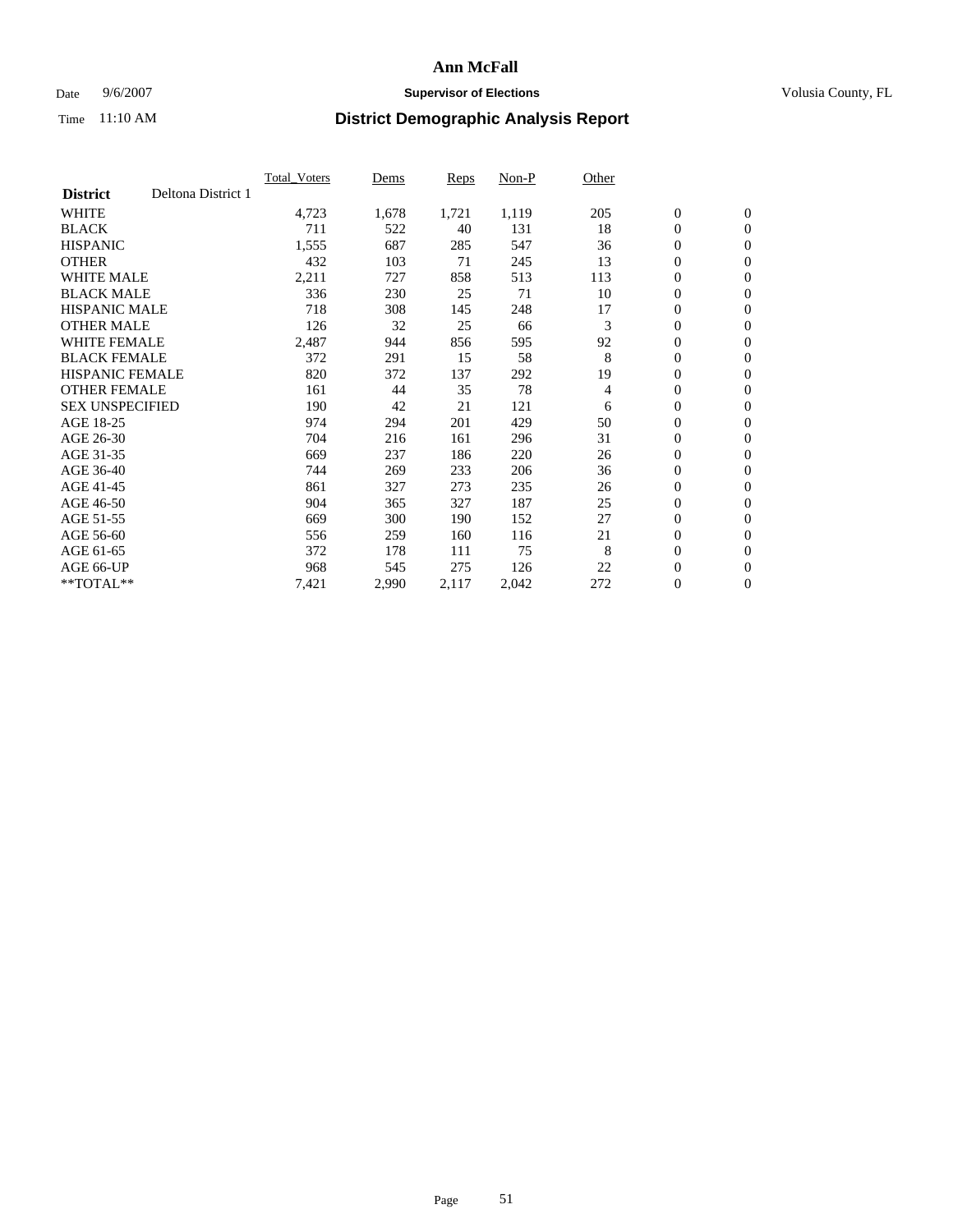# Ann McFall

Date 9/6/2007 **Supervisor of Elections** Volusia County, FL

Time 11:10 AM **District Demographic Analysis Report**

| **District** Deltona District 1 | Total_Voters | Dems | Reps | Non-P | Other | | |
|---|---|---|---|---|---|---|---|
| WHITE | 4,723 | 1,678 | 1,721 | 1,119 | 205 | 0 | 0 |
| BLACK | 711 | 522 | 40 | 131 | 18 | 0 | 0 |
| HISPANIC | 1,555 | 687 | 285 | 547 | 36 | 0 | 0 |
| OTHER | 432 | 103 | 71 | 245 | 13 | 0 | 0 |
| WHITE MALE | 2,211 | 727 | 858 | 513 | 113 | 0 | 0 |
| BLACK MALE | 336 | 230 | 25 | 71 | 10 | 0 | 0 |
| HISPANIC MALE | 718 | 308 | 145 | 248 | 17 | 0 | 0 |
| OTHER MALE | 126 | 32 | 25 | 66 | 3 | 0 | 0 |
| WHITE FEMALE | 2,487 | 944 | 856 | 595 | 92 | 0 | 0 |
| BLACK FEMALE | 372 | 291 | 15 | 58 | 8 | 0 | 0 |
| HISPANIC FEMALE | 820 | 372 | 137 | 292 | 19 | 0 | 0 |
| OTHER FEMALE | 161 | 44 | 35 | 78 | 4 | 0 | 0 |
| SEX UNSPECIFIED | 190 | 42 | 21 | 121 | 6 | 0 | 0 |
| AGE 18-25 | 974 | 294 | 201 | 429 | 50 | 0 | 0 |
| AGE 26-30 | 704 | 216 | 161 | 296 | 31 | 0 | 0 |
| AGE 31-35 | 669 | 237 | 186 | 220 | 26 | 0 | 0 |
| AGE 36-40 | 744 | 269 | 233 | 206 | 36 | 0 | 0 |
| AGE 41-45 | 861 | 327 | 273 | 235 | 26 | 0 | 0 |
| AGE 46-50 | 904 | 365 | 327 | 187 | 25 | 0 | 0 |
| AGE 51-55 | 669 | 300 | 190 | 152 | 27 | 0 | 0 |
| AGE 56-60 | 556 | 259 | 160 | 116 | 21 | 0 | 0 |
| AGE 61-65 | 372 | 178 | 111 | 75 | 8 | 0 | 0 |
| AGE 66-UP | 968 | 545 | 275 | 126 | 22 | 0 | 0 |
| **TOTAL** | 7,421 | 2,990 | 2,117 | 2,042 | 272 | 0 | 0 |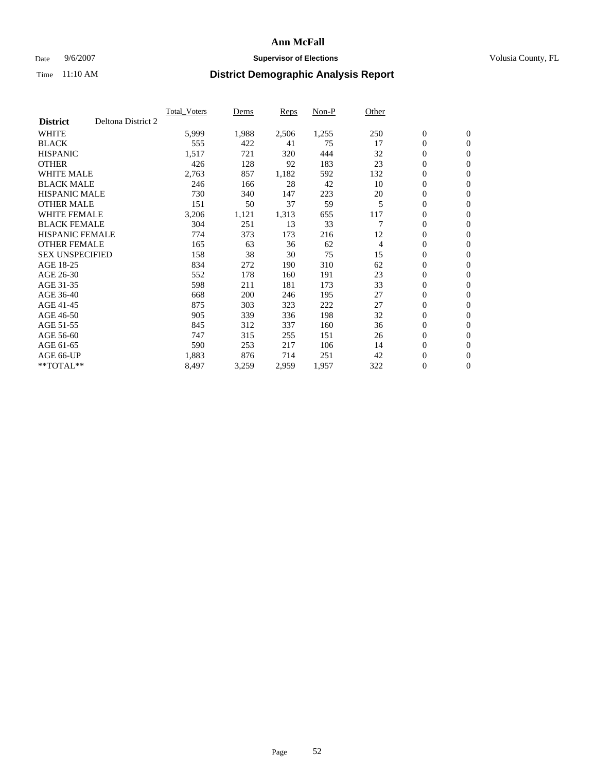# Ann McFall

Date 9/6/2007 **Supervisor of Elections** Volusia County, FL

Time 11:10 AM **District Demographic Analysis Report**

| **District** Deltona District 2 | Total_Voters | Dems | Reps | Non-P | Other | | |
|---|---|---|---|---|---|---|---|
| WHITE | 5,999 | 1,988 | 2,506 | 1,255 | 250 | 0 | 0 |
| BLACK | 555 | 422 | 41 | 75 | 17 | 0 | 0 |
| HISPANIC | 1,517 | 721 | 320 | 444 | 32 | 0 | 0 |
| OTHER | 426 | 128 | 92 | 183 | 23 | 0 | 0 |
| WHITE MALE | 2,763 | 857 | 1,182 | 592 | 132 | 0 | 0 |
| BLACK MALE | 246 | 166 | 28 | 42 | 10 | 0 | 0 |
| HISPANIC MALE | 730 | 340 | 147 | 223 | 20 | 0 | 0 |
| OTHER MALE | 151 | 50 | 37 | 59 | 5 | 0 | 0 |
| WHITE FEMALE | 3,206 | 1,121 | 1,313 | 655 | 117 | 0 | 0 |
| BLACK FEMALE | 304 | 251 | 13 | 33 | 7 | 0 | 0 |
| HISPANIC FEMALE | 774 | 373 | 173 | 216 | 12 | 0 | 0 |
| OTHER FEMALE | 165 | 63 | 36 | 62 | 4 | 0 | 0 |
| SEX UNSPECIFIED | 158 | 38 | 30 | 75 | 15 | 0 | 0 |
| AGE 18-25 | 834 | 272 | 190 | 310 | 62 | 0 | 0 |
| AGE 26-30 | 552 | 178 | 160 | 191 | 23 | 0 | 0 |
| AGE 31-35 | 598 | 211 | 181 | 173 | 33 | 0 | 0 |
| AGE 36-40 | 668 | 200 | 246 | 195 | 27 | 0 | 0 |
| AGE 41-45 | 875 | 303 | 323 | 222 | 27 | 0 | 0 |
| AGE 46-50 | 905 | 339 | 336 | 198 | 32 | 0 | 0 |
| AGE 51-55 | 845 | 312 | 337 | 160 | 36 | 0 | 0 |
| AGE 56-60 | 747 | 315 | 255 | 151 | 26 | 0 | 0 |
| AGE 61-65 | 590 | 253 | 217 | 106 | 14 | 0 | 0 |
| AGE 66-UP | 1,883 | 876 | 714 | 251 | 42 | 0 | 0 |
| **TOTAL** | 8,497 | 3,259 | 2,959 | 1,957 | 322 | 0 | 0 |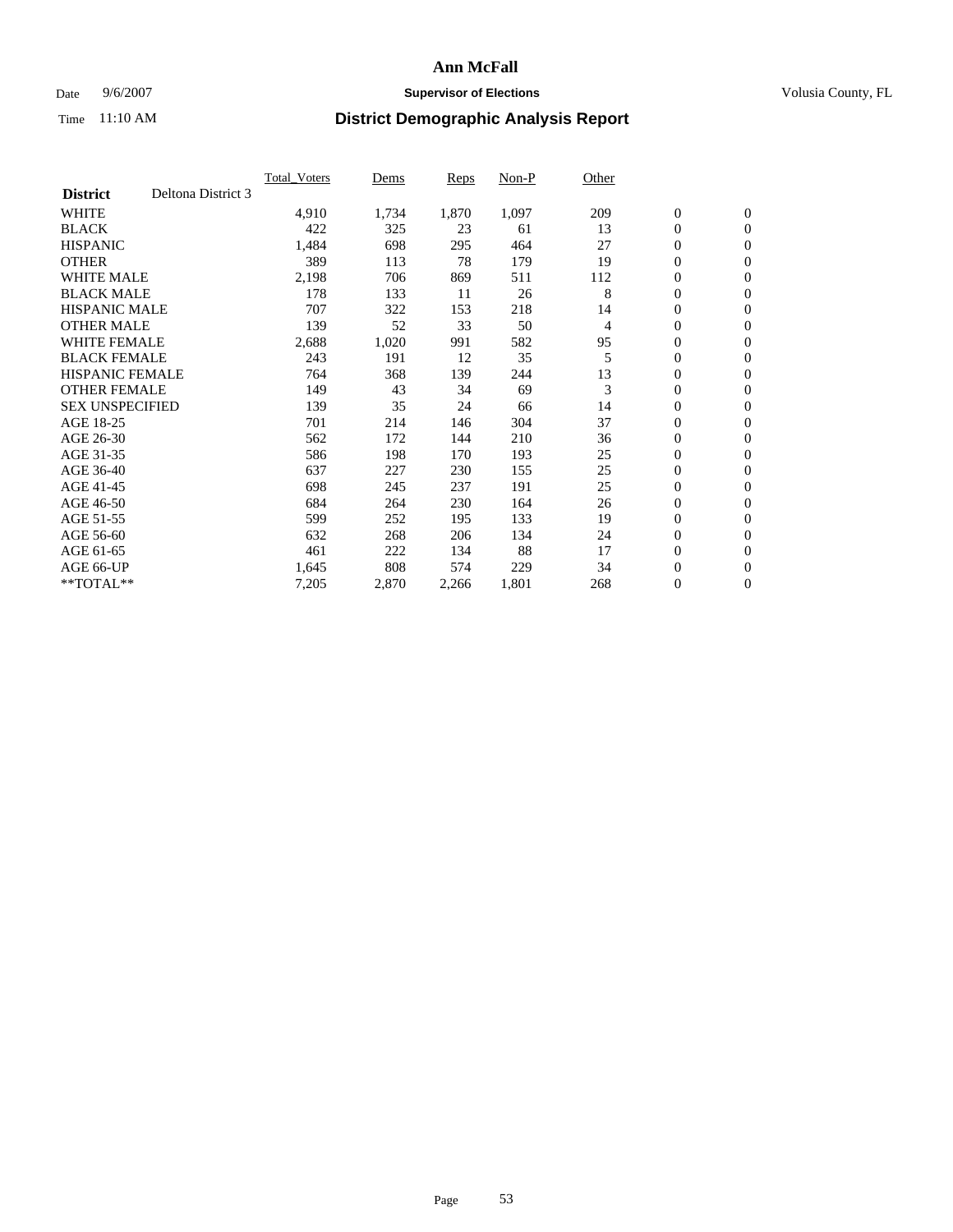# Ann McFall

Date 9/6/2007 **Supervisor of Elections** Volusia County, FL

Time 11:10 AM **District Demographic Analysis Report**

| | Total_Voters | Dems | Reps | Non-P | Other | | |
|---|---|---|---|---|---|---|---|
| **District** Deltona District 3 | | | | | | | |
| WHITE | 4,910 | 1,734 | 1,870 | 1,097 | 209 | 0 | 0 |
| BLACK | 422 | 325 | 23 | 61 | 13 | 0 | 0 |
| HISPANIC | 1,484 | 698 | 295 | 464 | 27 | 0 | 0 |
| OTHER | 389 | 113 | 78 | 179 | 19 | 0 | 0 |
| WHITE MALE | 2,198 | 706 | 869 | 511 | 112 | 0 | 0 |
| BLACK MALE | 178 | 133 | 11 | 26 | 8 | 0 | 0 |
| HISPANIC MALE | 707 | 322 | 153 | 218 | 14 | 0 | 0 |
| OTHER MALE | 139 | 52 | 33 | 50 | 4 | 0 | 0 |
| WHITE FEMALE | 2,688 | 1,020 | 991 | 582 | 95 | 0 | 0 |
| BLACK FEMALE | 243 | 191 | 12 | 35 | 5 | 0 | 0 |
| HISPANIC FEMALE | 764 | 368 | 139 | 244 | 13 | 0 | 0 |
| OTHER FEMALE | 149 | 43 | 34 | 69 | 3 | 0 | 0 |
| SEX UNSPECIFIED | 139 | 35 | 24 | 66 | 14 | 0 | 0 |
| AGE 18-25 | 701 | 214 | 146 | 304 | 37 | 0 | 0 |
| AGE 26-30 | 562 | 172 | 144 | 210 | 36 | 0 | 0 |
| AGE 31-35 | 586 | 198 | 170 | 193 | 25 | 0 | 0 |
| AGE 36-40 | 637 | 227 | 230 | 155 | 25 | 0 | 0 |
| AGE 41-45 | 698 | 245 | 237 | 191 | 25 | 0 | 0 |
| AGE 46-50 | 684 | 264 | 230 | 164 | 26 | 0 | 0 |
| AGE 51-55 | 599 | 252 | 195 | 133 | 19 | 0 | 0 |
| AGE 56-60 | 632 | 268 | 206 | 134 | 24 | 0 | 0 |
| AGE 61-65 | 461 | 222 | 134 | 88 | 17 | 0 | 0 |
| AGE 66-UP | 1,645 | 808 | 574 | 229 | 34 | 0 | 0 |
| **TOTAL** | 7,205 | 2,870 | 2,266 | 1,801 | 268 | 0 | 0 |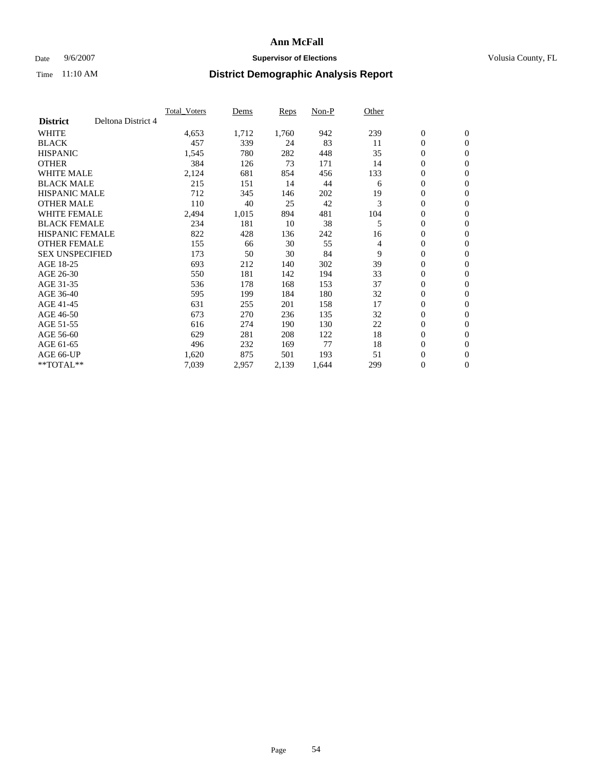**Ann McFall**

Date 9/6/2007 **Supervisor of Elections** Volusia County, FL

Time 11:10 AM **District Demographic Analysis Report**

| **District** Deltona District 4 | Total_Voters | Dems | Reps | Non-P | Other | | |
|---|---|---|---|---|---|---|---|
| WHITE | 4,653 | 1,712 | 1,760 | 942 | 239 | 0 | 0 |
| BLACK | 457 | 339 | 24 | 83 | 11 | 0 | 0 |
| HISPANIC | 1,545 | 780 | 282 | 448 | 35 | 0 | 0 |
| OTHER | 384 | 126 | 73 | 171 | 14 | 0 | 0 |
| WHITE MALE | 2,124 | 681 | 854 | 456 | 133 | 0 | 0 |
| BLACK MALE | 215 | 151 | 14 | 44 | 6 | 0 | 0 |
| HISPANIC MALE | 712 | 345 | 146 | 202 | 19 | 0 | 0 |
| OTHER MALE | 110 | 40 | 25 | 42 | 3 | 0 | 0 |
| WHITE FEMALE | 2,494 | 1,015 | 894 | 481 | 104 | 0 | 0 |
| BLACK FEMALE | 234 | 181 | 10 | 38 | 5 | 0 | 0 |
| HISPANIC FEMALE | 822 | 428 | 136 | 242 | 16 | 0 | 0 |
| OTHER FEMALE | 155 | 66 | 30 | 55 | 4 | 0 | 0 |
| SEX UNSPECIFIED | 173 | 50 | 30 | 84 | 9 | 0 | 0 |
| AGE 18-25 | 693 | 212 | 140 | 302 | 39 | 0 | 0 |
| AGE 26-30 | 550 | 181 | 142 | 194 | 33 | 0 | 0 |
| AGE 31-35 | 536 | 178 | 168 | 153 | 37 | 0 | 0 |
| AGE 36-40 | 595 | 199 | 184 | 180 | 32 | 0 | 0 |
| AGE 41-45 | 631 | 255 | 201 | 158 | 17 | 0 | 0 |
| AGE 46-50 | 673 | 270 | 236 | 135 | 32 | 0 | 0 |
| AGE 51-55 | 616 | 274 | 190 | 130 | 22 | 0 | 0 |
| AGE 56-60 | 629 | 281 | 208 | 122 | 18 | 0 | 0 |
| AGE 61-65 | 496 | 232 | 169 | 77 | 18 | 0 | 0 |
| AGE 66-UP | 1,620 | 875 | 501 | 193 | 51 | 0 | 0 |
| **TOTAL** | 7,039 | 2,957 | 2,139 | 1,644 | 299 | 0 | 0 |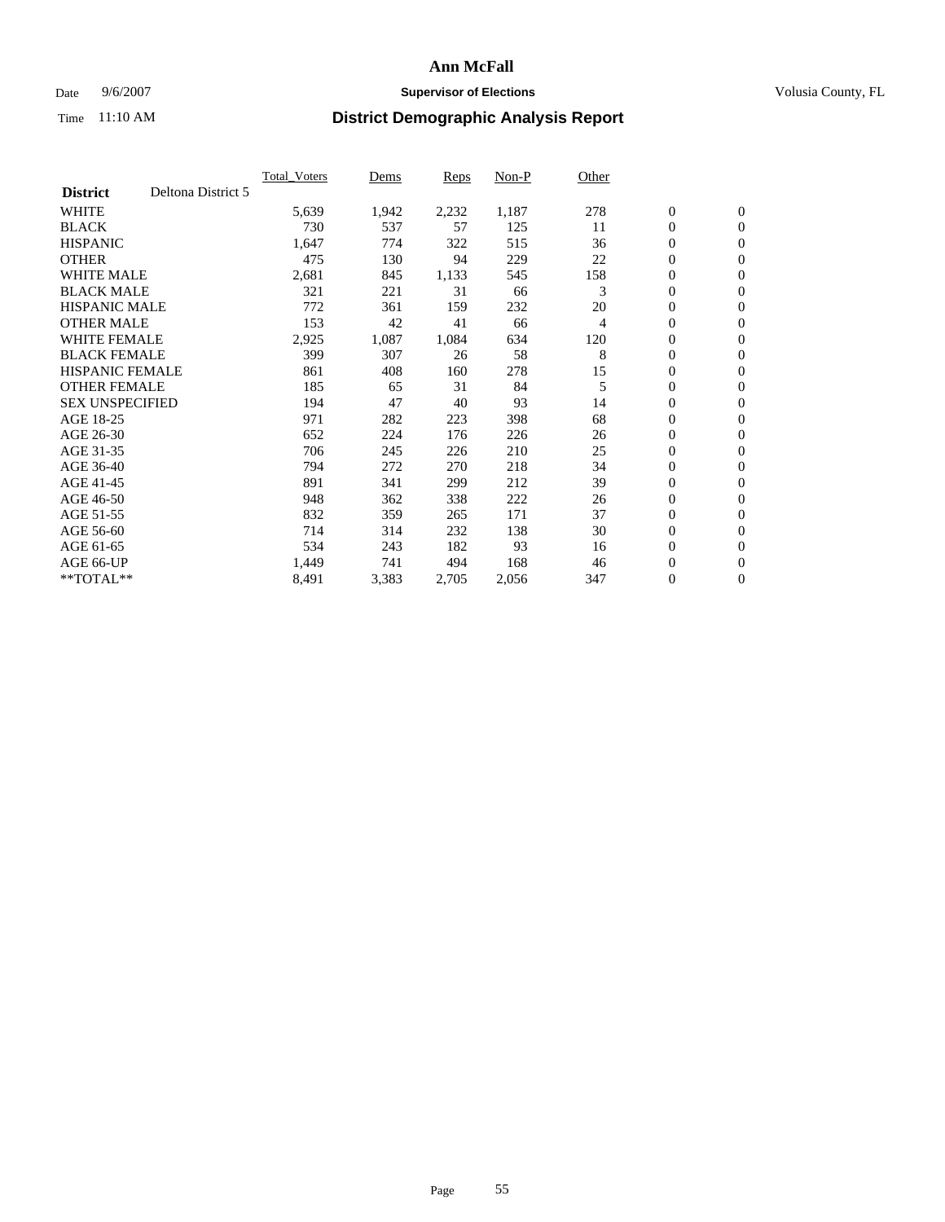# Ann McFall

Date 9/6/2007 **Supervisor of Elections** Volusia County, FL

Time 11:10 AM **District Demographic Analysis Report**

| | Total_Voters | Dems | Reps | Non-P | Other | | |
|---|---|---|---|---|---|---|---|
| **District** Deltona District 5 | | | | | | | |
| WHITE | 5,639 | 1,942 | 2,232 | 1,187 | 278 | 0 | 0 |
| BLACK | 730 | 537 | 57 | 125 | 11 | 0 | 0 |
| HISPANIC | 1,647 | 774 | 322 | 515 | 36 | 0 | 0 |
| OTHER | 475 | 130 | 94 | 229 | 22 | 0 | 0 |
| WHITE MALE | 2,681 | 845 | 1,133 | 545 | 158 | 0 | 0 |
| BLACK MALE | 321 | 221 | 31 | 66 | 3 | 0 | 0 |
| HISPANIC MALE | 772 | 361 | 159 | 232 | 20 | 0 | 0 |
| OTHER MALE | 153 | 42 | 41 | 66 | 4 | 0 | 0 |
| WHITE FEMALE | 2,925 | 1,087 | 1,084 | 634 | 120 | 0 | 0 |
| BLACK FEMALE | 399 | 307 | 26 | 58 | 8 | 0 | 0 |
| HISPANIC FEMALE | 861 | 408 | 160 | 278 | 15 | 0 | 0 |
| OTHER FEMALE | 185 | 65 | 31 | 84 | 5 | 0 | 0 |
| SEX UNSPECIFIED | 194 | 47 | 40 | 93 | 14 | 0 | 0 |
| AGE 18-25 | 971 | 282 | 223 | 398 | 68 | 0 | 0 |
| AGE 26-30 | 652 | 224 | 176 | 226 | 26 | 0 | 0 |
| AGE 31-35 | 706 | 245 | 226 | 210 | 25 | 0 | 0 |
| AGE 36-40 | 794 | 272 | 270 | 218 | 34 | 0 | 0 |
| AGE 41-45 | 891 | 341 | 299 | 212 | 39 | 0 | 0 |
| AGE 46-50 | 948 | 362 | 338 | 222 | 26 | 0 | 0 |
| AGE 51-55 | 832 | 359 | 265 | 171 | 37 | 0 | 0 |
| AGE 56-60 | 714 | 314 | 232 | 138 | 30 | 0 | 0 |
| AGE 61-65 | 534 | 243 | 182 | 93 | 16 | 0 | 0 |
| AGE 66-UP | 1,449 | 741 | 494 | 168 | 46 | 0 | 0 |
| **TOTAL** | 8,491 | 3,383 | 2,705 | 2,056 | 347 | 0 | 0 |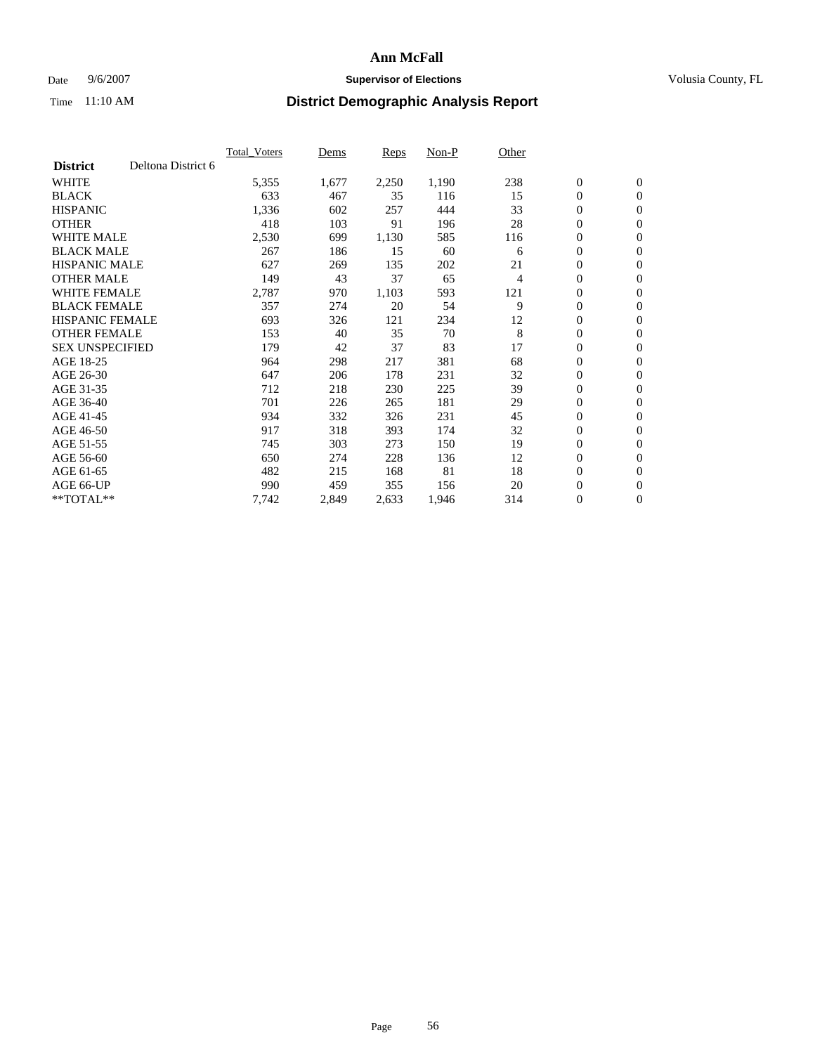# Ann McFall

Date 9/6/2007 **Supervisor of Elections** Volusia County, FL

Time 11:10 AM **District Demographic Analysis Report**

| **District** Deltona District 6 | Total_Voters | Dems | Reps | Non-P | Other | | |
|---|---|---|---|---|---|---|---|
| WHITE | 5,355 | 1,677 | 2,250 | 1,190 | 238 | 0 | 0 |
| BLACK | 633 | 467 | 35 | 116 | 15 | 0 | 0 |
| HISPANIC | 1,336 | 602 | 257 | 444 | 33 | 0 | 0 |
| OTHER | 418 | 103 | 91 | 196 | 28 | 0 | 0 |
| WHITE MALE | 2,530 | 699 | 1,130 | 585 | 116 | 0 | 0 |
| BLACK MALE | 267 | 186 | 15 | 60 | 6 | 0 | 0 |
| HISPANIC MALE | 627 | 269 | 135 | 202 | 21 | 0 | 0 |
| OTHER MALE | 149 | 43 | 37 | 65 | 4 | 0 | 0 |
| WHITE FEMALE | 2,787 | 970 | 1,103 | 593 | 121 | 0 | 0 |
| BLACK FEMALE | 357 | 274 | 20 | 54 | 9 | 0 | 0 |
| HISPANIC FEMALE | 693 | 326 | 121 | 234 | 12 | 0 | 0 |
| OTHER FEMALE | 153 | 40 | 35 | 70 | 8 | 0 | 0 |
| SEX UNSPECIFIED | 179 | 42 | 37 | 83 | 17 | 0 | 0 |
| AGE 18-25 | 964 | 298 | 217 | 381 | 68 | 0 | 0 |
| AGE 26-30 | 647 | 206 | 178 | 231 | 32 | 0 | 0 |
| AGE 31-35 | 712 | 218 | 230 | 225 | 39 | 0 | 0 |
| AGE 36-40 | 701 | 226 | 265 | 181 | 29 | 0 | 0 |
| AGE 41-45 | 934 | 332 | 326 | 231 | 45 | 0 | 0 |
| AGE 46-50 | 917 | 318 | 393 | 174 | 32 | 0 | 0 |
| AGE 51-55 | 745 | 303 | 273 | 150 | 19 | 0 | 0 |
| AGE 56-60 | 650 | 274 | 228 | 136 | 12 | 0 | 0 |
| AGE 61-65 | 482 | 215 | 168 | 81 | 18 | 0 | 0 |
| AGE 66-UP | 990 | 459 | 355 | 156 | 20 | 0 | 0 |
| **TOTAL** | 7,742 | 2,849 | 2,633 | 1,946 | 314 | 0 | 0 |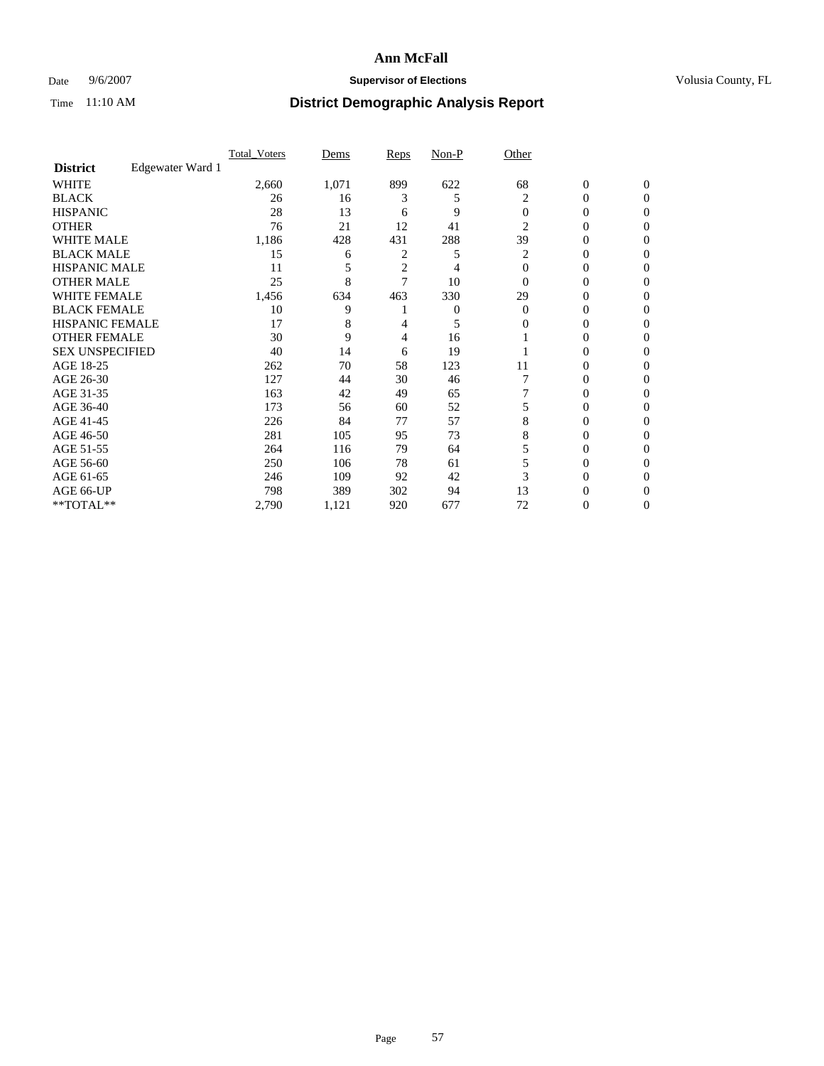# Ann McFall

Date 9/6/2007 **Supervisor of Elections** Volusia County, FL

Time 11:10 AM **District Demographic Analysis Report**

| | Total_Voters | Dems | Reps | Non-P | Other | | |
|---|---|---|---|---|---|---|---|
| **District** Edgewater Ward 1 | | | | | | | |
| WHITE | 2,660 | 1,071 | 899 | 622 | 68 | 0 | 0 |
| BLACK | 26 | 16 | 3 | 5 | 2 | 0 | 0 |
| HISPANIC | 28 | 13 | 6 | 9 | 0 | 0 | 0 |
| OTHER | 76 | 21 | 12 | 41 | 2 | 0 | 0 |
| WHITE MALE | 1,186 | 428 | 431 | 288 | 39 | 0 | 0 |
| BLACK MALE | 15 | 6 | 2 | 5 | 2 | 0 | 0 |
| HISPANIC MALE | 11 | 5 | 2 | 4 | 0 | 0 | 0 |
| OTHER MALE | 25 | 8 | 7 | 10 | 0 | 0 | 0 |
| WHITE FEMALE | 1,456 | 634 | 463 | 330 | 29 | 0 | 0 |
| BLACK FEMALE | 10 | 9 | 1 | 0 | 0 | 0 | 0 |
| HISPANIC FEMALE | 17 | 8 | 4 | 5 | 0 | 0 | 0 |
| OTHER FEMALE | 30 | 9 | 4 | 16 | 1 | 0 | 0 |
| SEX UNSPECIFIED | 40 | 14 | 6 | 19 | 1 | 0 | 0 |
| AGE 18-25 | 262 | 70 | 58 | 123 | 11 | 0 | 0 |
| AGE 26-30 | 127 | 44 | 30 | 46 | 7 | 0 | 0 |
| AGE 31-35 | 163 | 42 | 49 | 65 | 7 | 0 | 0 |
| AGE 36-40 | 173 | 56 | 60 | 52 | 5 | 0 | 0 |
| AGE 41-45 | 226 | 84 | 77 | 57 | 8 | 0 | 0 |
| AGE 46-50 | 281 | 105 | 95 | 73 | 8 | 0 | 0 |
| AGE 51-55 | 264 | 116 | 79 | 64 | 5 | 0 | 0 |
| AGE 56-60 | 250 | 106 | 78 | 61 | 5 | 0 | 0 |
| AGE 61-65 | 246 | 109 | 92 | 42 | 3 | 0 | 0 |
| AGE 66-UP | 798 | 389 | 302 | 94 | 13 | 0 | 0 |
| **TOTAL** | 2,790 | 1,121 | 920 | 677 | 72 | 0 | 0 |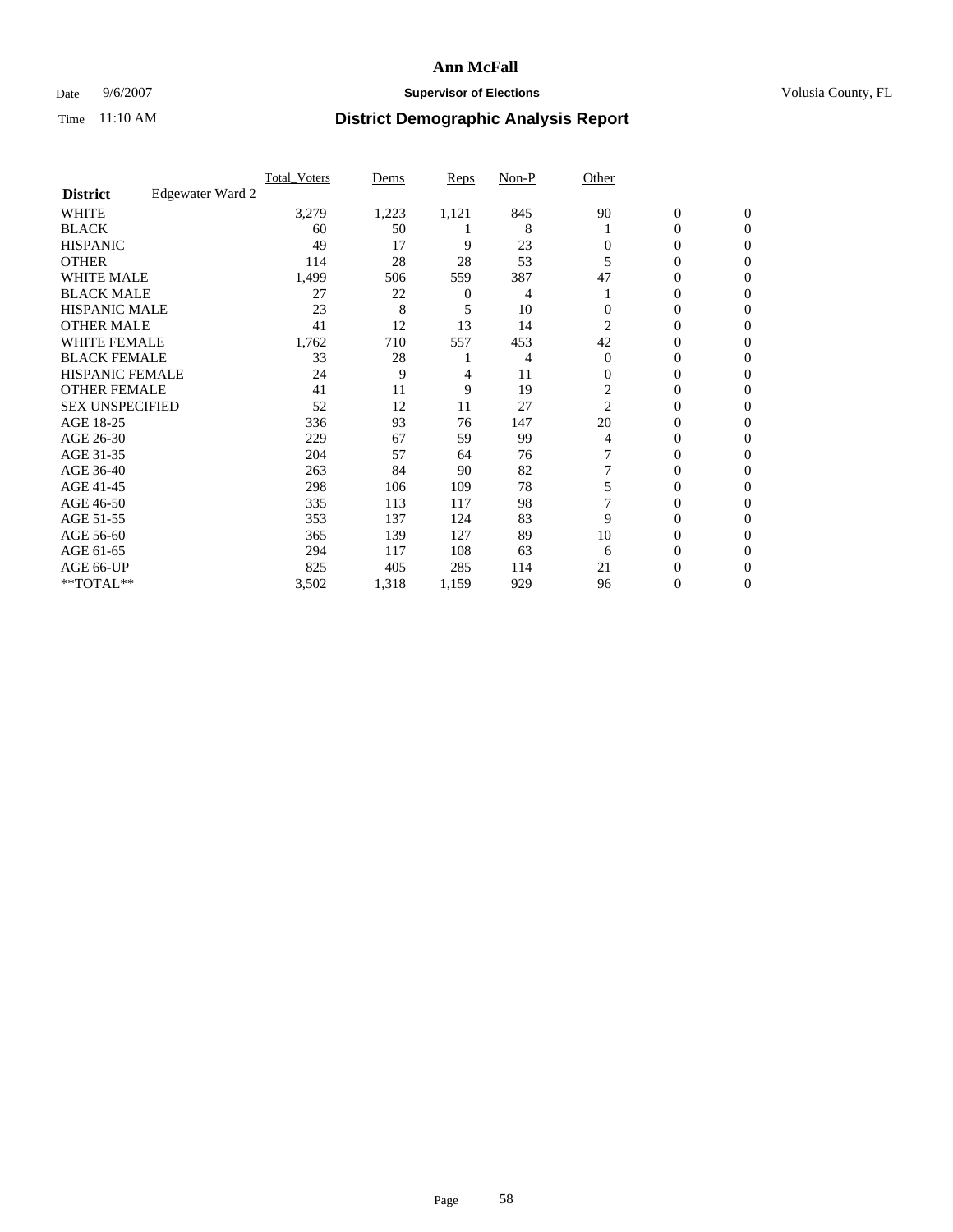# Ann McFall

Date 9/6/2007 **Supervisor of Elections** Volusia County, FL

Time 11:10 AM **District Demographic Analysis Report**

| | Total_Voters | Dems | Reps | Non-P | Other | | |
|---|---|---|---|---|---|---|---|
| **District** Edgewater Ward 2 | | | | | | | |
| WHITE | 3,279 | 1,223 | 1,121 | 845 | 90 | 0 | 0 |
| BLACK | 60 | 50 | 1 | 8 | 1 | 0 | 0 |
| HISPANIC | 49 | 17 | 9 | 23 | 0 | 0 | 0 |
| OTHER | 114 | 28 | 28 | 53 | 5 | 0 | 0 |
| WHITE MALE | 1,499 | 506 | 559 | 387 | 47 | 0 | 0 |
| BLACK MALE | 27 | 22 | 0 | 4 | 1 | 0 | 0 |
| HISPANIC MALE | 23 | 8 | 5 | 10 | 0 | 0 | 0 |
| OTHER MALE | 41 | 12 | 13 | 14 | 2 | 0 | 0 |
| WHITE FEMALE | 1,762 | 710 | 557 | 453 | 42 | 0 | 0 |
| BLACK FEMALE | 33 | 28 | 1 | 4 | 0 | 0 | 0 |
| HISPANIC FEMALE | 24 | 9 | 4 | 11 | 0 | 0 | 0 |
| OTHER FEMALE | 41 | 11 | 9 | 19 | 2 | 0 | 0 |
| SEX UNSPECIFIED | 52 | 12 | 11 | 27 | 2 | 0 | 0 |
| AGE 18-25 | 336 | 93 | 76 | 147 | 20 | 0 | 0 |
| AGE 26-30 | 229 | 67 | 59 | 99 | 4 | 0 | 0 |
| AGE 31-35 | 204 | 57 | 64 | 76 | 7 | 0 | 0 |
| AGE 36-40 | 263 | 84 | 90 | 82 | 7 | 0 | 0 |
| AGE 41-45 | 298 | 106 | 109 | 78 | 5 | 0 | 0 |
| AGE 46-50 | 335 | 113 | 117 | 98 | 7 | 0 | 0 |
| AGE 51-55 | 353 | 137 | 124 | 83 | 9 | 0 | 0 |
| AGE 56-60 | 365 | 139 | 127 | 89 | 10 | 0 | 0 |
| AGE 61-65 | 294 | 117 | 108 | 63 | 6 | 0 | 0 |
| AGE 66-UP | 825 | 405 | 285 | 114 | 21 | 0 | 0 |
| **TOTAL** | 3,502 | 1,318 | 1,159 | 929 | 96 | 0 | 0 |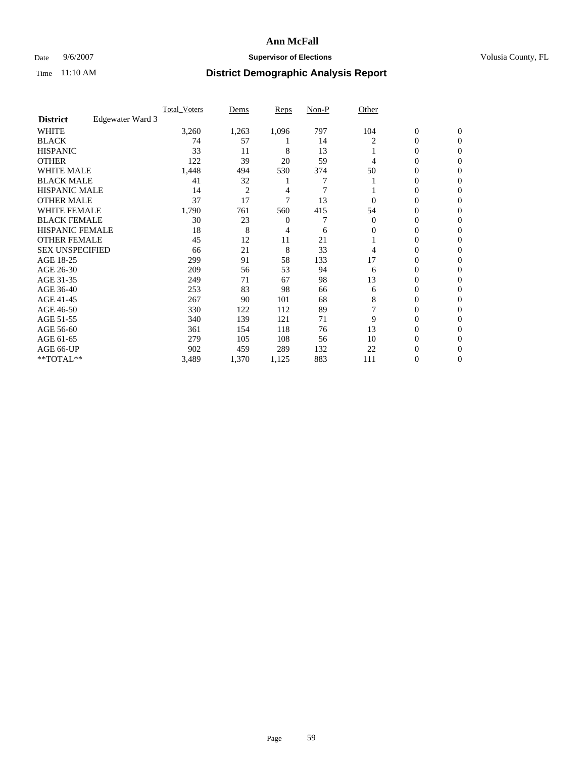# Ann McFall

Date 9/6/2007 **Supervisor of Elections** Volusia County, FL

Time 11:10 AM **District Demographic Analysis Report**

| **District** Edgewater Ward 3 | Total_Voters | Dems | Reps | Non-P | Other | | |
|---|---|---|---|---|---|---|---|
| WHITE | 3,260 | 1,263 | 1,096 | 797 | 104 | 0 | 0 |
| BLACK | 74 | 57 | 1 | 14 | 2 | 0 | 0 |
| HISPANIC | 33 | 11 | 8 | 13 | 1 | 0 | 0 |
| OTHER | 122 | 39 | 20 | 59 | 4 | 0 | 0 |
| WHITE MALE | 1,448 | 494 | 530 | 374 | 50 | 0 | 0 |
| BLACK MALE | 41 | 32 | 1 | 7 | 1 | 0 | 0 |
| HISPANIC MALE | 14 | 2 | 4 | 7 | 1 | 0 | 0 |
| OTHER MALE | 37 | 17 | 7 | 13 | 0 | 0 | 0 |
| WHITE FEMALE | 1,790 | 761 | 560 | 415 | 54 | 0 | 0 |
| BLACK FEMALE | 30 | 23 | 0 | 7 | 0 | 0 | 0 |
| HISPANIC FEMALE | 18 | 8 | 4 | 6 | 0 | 0 | 0 |
| OTHER FEMALE | 45 | 12 | 11 | 21 | 1 | 0 | 0 |
| SEX UNSPECIFIED | 66 | 21 | 8 | 33 | 4 | 0 | 0 |
| AGE 18-25 | 299 | 91 | 58 | 133 | 17 | 0 | 0 |
| AGE 26-30 | 209 | 56 | 53 | 94 | 6 | 0 | 0 |
| AGE 31-35 | 249 | 71 | 67 | 98 | 13 | 0 | 0 |
| AGE 36-40 | 253 | 83 | 98 | 66 | 6 | 0 | 0 |
| AGE 41-45 | 267 | 90 | 101 | 68 | 8 | 0 | 0 |
| AGE 46-50 | 330 | 122 | 112 | 89 | 7 | 0 | 0 |
| AGE 51-55 | 340 | 139 | 121 | 71 | 9 | 0 | 0 |
| AGE 56-60 | 361 | 154 | 118 | 76 | 13 | 0 | 0 |
| AGE 61-65 | 279 | 105 | 108 | 56 | 10 | 0 | 0 |
| AGE 66-UP | 902 | 459 | 289 | 132 | 22 | 0 | 0 |
| **TOTAL** | 3,489 | 1,370 | 1,125 | 883 | 111 | 0 | 0 |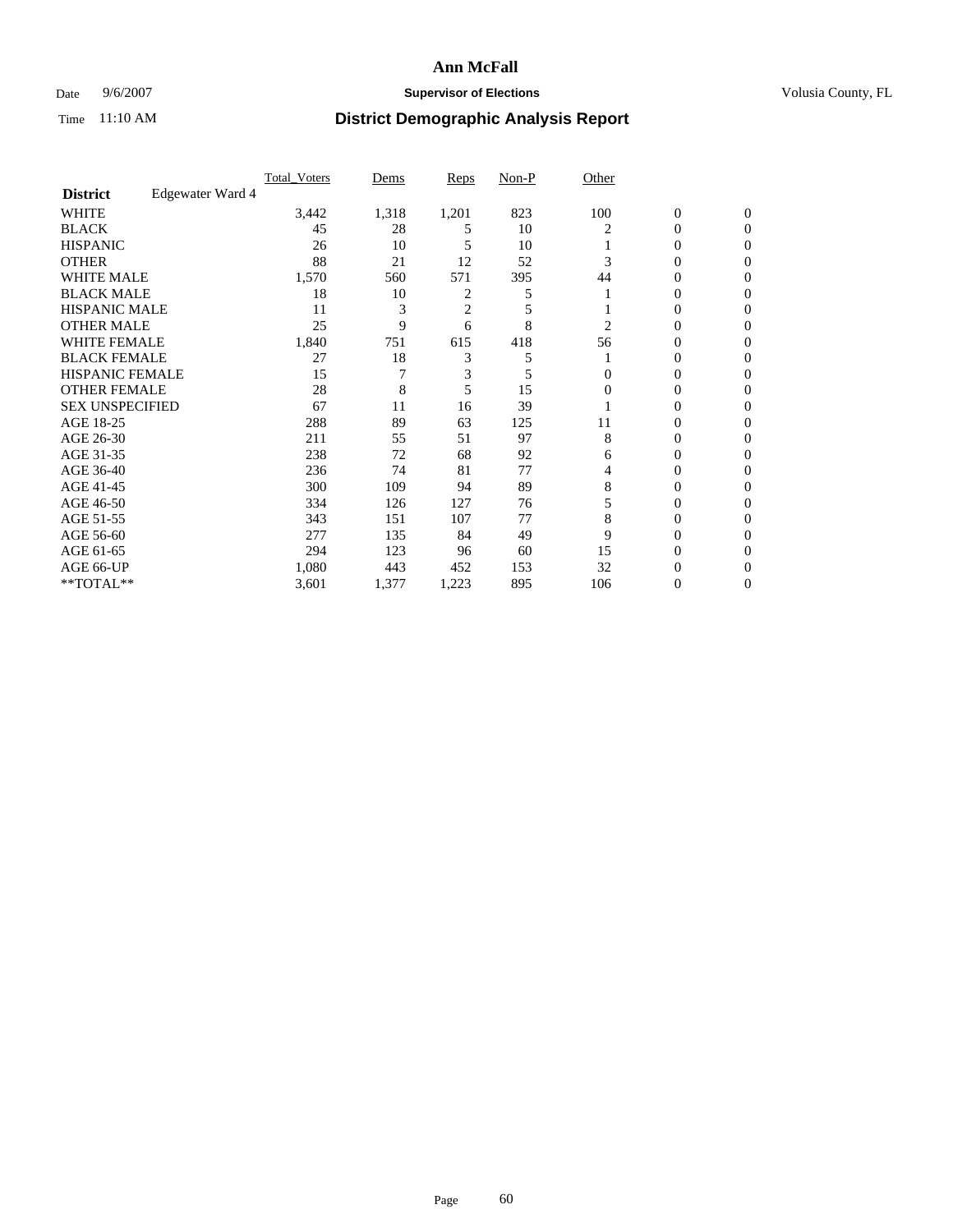# Ann McFall

Date 9/6/2007 **Supervisor of Elections** Volusia County, FL

Time 11:10 AM **District Demographic Analysis Report**

| | Total_Voters | Dems | Reps | Non-P | Other | | |
|---|---|---|---|---|---|---|---|
| **District** Edgewater Ward 4 | | | | | | | |
| WHITE | 3,442 | 1,318 | 1,201 | 823 | 100 | 0 | 0 |
| BLACK | 45 | 28 | 5 | 10 | 2 | 0 | 0 |
| HISPANIC | 26 | 10 | 5 | 10 | 1 | 0 | 0 |
| OTHER | 88 | 21 | 12 | 52 | 3 | 0 | 0 |
| WHITE MALE | 1,570 | 560 | 571 | 395 | 44 | 0 | 0 |
| BLACK MALE | 18 | 10 | 2 | 5 | 1 | 0 | 0 |
| HISPANIC MALE | 11 | 3 | 2 | 5 | 1 | 0 | 0 |
| OTHER MALE | 25 | 9 | 6 | 8 | 2 | 0 | 0 |
| WHITE FEMALE | 1,840 | 751 | 615 | 418 | 56 | 0 | 0 |
| BLACK FEMALE | 27 | 18 | 3 | 5 | 1 | 0 | 0 |
| HISPANIC FEMALE | 15 | 7 | 3 | 5 | 0 | 0 | 0 |
| OTHER FEMALE | 28 | 8 | 5 | 15 | 0 | 0 | 0 |
| SEX UNSPECIFIED | 67 | 11 | 16 | 39 | 1 | 0 | 0 |
| AGE 18-25 | 288 | 89 | 63 | 125 | 11 | 0 | 0 |
| AGE 26-30 | 211 | 55 | 51 | 97 | 8 | 0 | 0 |
| AGE 31-35 | 238 | 72 | 68 | 92 | 6 | 0 | 0 |
| AGE 36-40 | 236 | 74 | 81 | 77 | 4 | 0 | 0 |
| AGE 41-45 | 300 | 109 | 94 | 89 | 8 | 0 | 0 |
| AGE 46-50 | 334 | 126 | 127 | 76 | 5 | 0 | 0 |
| AGE 51-55 | 343 | 151 | 107 | 77 | 8 | 0 | 0 |
| AGE 56-60 | 277 | 135 | 84 | 49 | 9 | 0 | 0 |
| AGE 61-65 | 294 | 123 | 96 | 60 | 15 | 0 | 0 |
| AGE 66-UP | 1,080 | 443 | 452 | 153 | 32 | 0 | 0 |
| **TOTAL** | 3,601 | 1,377 | 1,223 | 895 | 106 | 0 | 0 |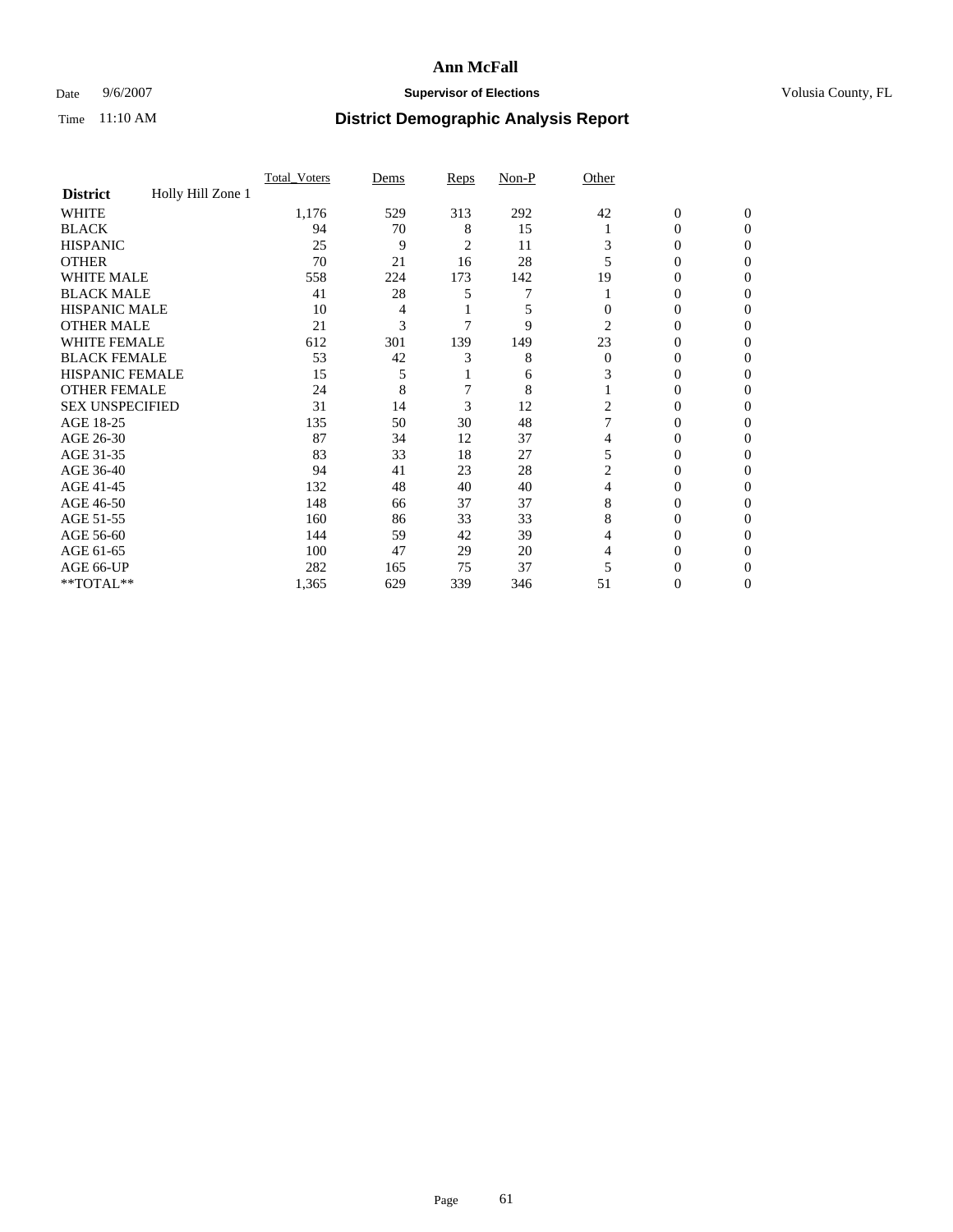# Ann McFall

Date 9/6/2007 **Supervisor of Elections** Volusia County, FL

Time 11:10 AM

## District Demographic Analysis Report

| **District** Holly Hill Zone 1 | Total_Voters | Dems | Reps | Non-P | Other | | |
|---|---|---|---|---|---|---|---|
| WHITE | 1,176 | 529 | 313 | 292 | 42 | 0 | 0 |
| BLACK | 94 | 70 | 8 | 15 | 1 | 0 | 0 |
| HISPANIC | 25 | 9 | 2 | 11 | 3 | 0 | 0 |
| OTHER | 70 | 21 | 16 | 28 | 5 | 0 | 0 |
| WHITE MALE | 558 | 224 | 173 | 142 | 19 | 0 | 0 |
| BLACK MALE | 41 | 28 | 5 | 7 | 1 | 0 | 0 |
| HISPANIC MALE | 10 | 4 | 1 | 5 | 0 | 0 | 0 |
| OTHER MALE | 21 | 3 | 7 | 9 | 2 | 0 | 0 |
| WHITE FEMALE | 612 | 301 | 139 | 149 | 23 | 0 | 0 |
| BLACK FEMALE | 53 | 42 | 3 | 8 | 0 | 0 | 0 |
| HISPANIC FEMALE | 15 | 5 | 1 | 6 | 3 | 0 | 0 |
| OTHER FEMALE | 24 | 8 | 7 | 8 | 1 | 0 | 0 |
| SEX UNSPECIFIED | 31 | 14 | 3 | 12 | 2 | 0 | 0 |
| AGE 18-25 | 135 | 50 | 30 | 48 | 7 | 0 | 0 |
| AGE 26-30 | 87 | 34 | 12 | 37 | 4 | 0 | 0 |
| AGE 31-35 | 83 | 33 | 18 | 27 | 5 | 0 | 0 |
| AGE 36-40 | 94 | 41 | 23 | 28 | 2 | 0 | 0 |
| AGE 41-45 | 132 | 48 | 40 | 40 | 4 | 0 | 0 |
| AGE 46-50 | 148 | 66 | 37 | 37 | 8 | 0 | 0 |
| AGE 51-55 | 160 | 86 | 33 | 33 | 8 | 0 | 0 |
| AGE 56-60 | 144 | 59 | 42 | 39 | 4 | 0 | 0 |
| AGE 61-65 | 100 | 47 | 29 | 20 | 4 | 0 | 0 |
| AGE 66-UP | 282 | 165 | 75 | 37 | 5 | 0 | 0 |
| **TOTAL** | 1,365 | 629 | 339 | 346 | 51 | 0 | 0 |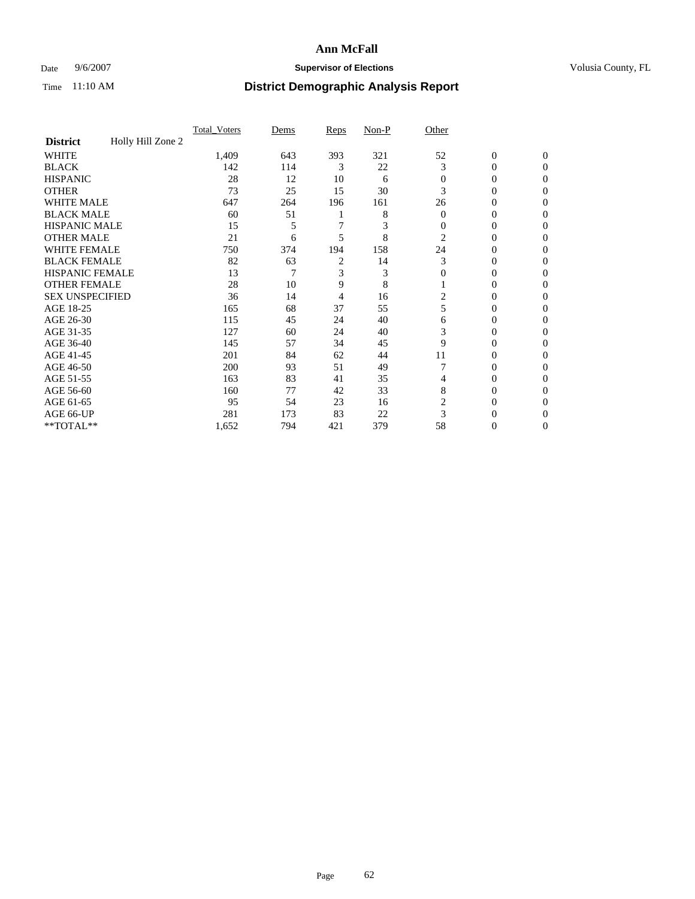# Ann McFall

Date 9/6/2007 **Supervisor of Elections** Volusia County, FL

Time 11:10 AM **District Demographic Analysis Report**

| **District** Holly Hill Zone 2 | Total_Voters | Dems | Reps | Non-P | Other | | |
|---|---|---|---|---|---|---|---|
| WHITE | 1,409 | 643 | 393 | 321 | 52 | 0 | 0 |
| BLACK | 142 | 114 | 3 | 22 | 3 | 0 | 0 |
| HISPANIC | 28 | 12 | 10 | 6 | 0 | 0 | 0 |
| OTHER | 73 | 25 | 15 | 30 | 3 | 0 | 0 |
| WHITE MALE | 647 | 264 | 196 | 161 | 26 | 0 | 0 |
| BLACK MALE | 60 | 51 | 1 | 8 | 0 | 0 | 0 |
| HISPANIC MALE | 15 | 5 | 7 | 3 | 0 | 0 | 0 |
| OTHER MALE | 21 | 6 | 5 | 8 | 2 | 0 | 0 |
| WHITE FEMALE | 750 | 374 | 194 | 158 | 24 | 0 | 0 |
| BLACK FEMALE | 82 | 63 | 2 | 14 | 3 | 0 | 0 |
| HISPANIC FEMALE | 13 | 7 | 3 | 3 | 0 | 0 | 0 |
| OTHER FEMALE | 28 | 10 | 9 | 8 | 1 | 0 | 0 |
| SEX UNSPECIFIED | 36 | 14 | 4 | 16 | 2 | 0 | 0 |
| AGE 18-25 | 165 | 68 | 37 | 55 | 5 | 0 | 0 |
| AGE 26-30 | 115 | 45 | 24 | 40 | 6 | 0 | 0 |
| AGE 31-35 | 127 | 60 | 24 | 40 | 3 | 0 | 0 |
| AGE 36-40 | 145 | 57 | 34 | 45 | 9 | 0 | 0 |
| AGE 41-45 | 201 | 84 | 62 | 44 | 11 | 0 | 0 |
| AGE 46-50 | 200 | 93 | 51 | 49 | 7 | 0 | 0 |
| AGE 51-55 | 163 | 83 | 41 | 35 | 4 | 0 | 0 |
| AGE 56-60 | 160 | 77 | 42 | 33 | 8 | 0 | 0 |
| AGE 61-65 | 95 | 54 | 23 | 16 | 2 | 0 | 0 |
| AGE 66-UP | 281 | 173 | 83 | 22 | 3 | 0 | 0 |
| **TOTAL** | 1,652 | 794 | 421 | 379 | 58 | 0 | 0 |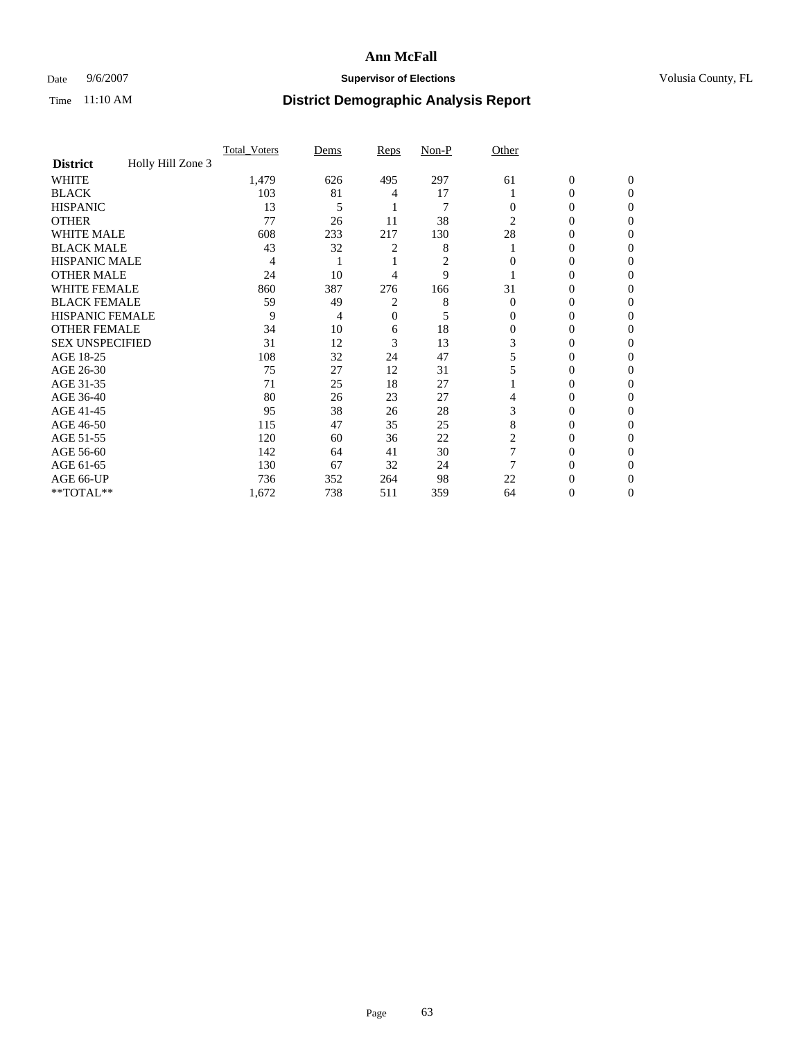# Ann McFall

Date 9/6/2007 **Supervisor of Elections** Volusia County, FL

Time 11:10 AM **District Demographic Analysis Report**

| | Total_Voters | Dems | Reps | Non-P | Other | | |
|---|---|---|---|---|---|---|---|
| **District** Holly Hill Zone 3 | | | | | | | |
| WHITE | 1,479 | 626 | 495 | 297 | 61 | 0 | 0 |
| BLACK | 103 | 81 | 4 | 17 | 1 | 0 | 0 |
| HISPANIC | 13 | 5 | 1 | 7 | 0 | 0 | 0 |
| OTHER | 77 | 26 | 11 | 38 | 2 | 0 | 0 |
| WHITE MALE | 608 | 233 | 217 | 130 | 28 | 0 | 0 |
| BLACK MALE | 43 | 32 | 2 | 8 | 1 | 0 | 0 |
| HISPANIC MALE | 4 | 1 | 1 | 2 | 0 | 0 | 0 |
| OTHER MALE | 24 | 10 | 4 | 9 | 1 | 0 | 0 |
| WHITE FEMALE | 860 | 387 | 276 | 166 | 31 | 0 | 0 |
| BLACK FEMALE | 59 | 49 | 2 | 8 | 0 | 0 | 0 |
| HISPANIC FEMALE | 9 | 4 | 0 | 5 | 0 | 0 | 0 |
| OTHER FEMALE | 34 | 10 | 6 | 18 | 0 | 0 | 0 |
| SEX UNSPECIFIED | 31 | 12 | 3 | 13 | 3 | 0 | 0 |
| AGE 18-25 | 108 | 32 | 24 | 47 | 5 | 0 | 0 |
| AGE 26-30 | 75 | 27 | 12 | 31 | 5 | 0 | 0 |
| AGE 31-35 | 71 | 25 | 18 | 27 | 1 | 0 | 0 |
| AGE 36-40 | 80 | 26 | 23 | 27 | 4 | 0 | 0 |
| AGE 41-45 | 95 | 38 | 26 | 28 | 3 | 0 | 0 |
| AGE 46-50 | 115 | 47 | 35 | 25 | 8 | 0 | 0 |
| AGE 51-55 | 120 | 60 | 36 | 22 | 2 | 0 | 0 |
| AGE 56-60 | 142 | 64 | 41 | 30 | 7 | 0 | 0 |
| AGE 61-65 | 130 | 67 | 32 | 24 | 7 | 0 | 0 |
| AGE 66-UP | 736 | 352 | 264 | 98 | 22 | 0 | 0 |
| **TOTAL** | 1,672 | 738 | 511 | 359 | 64 | 0 | 0 |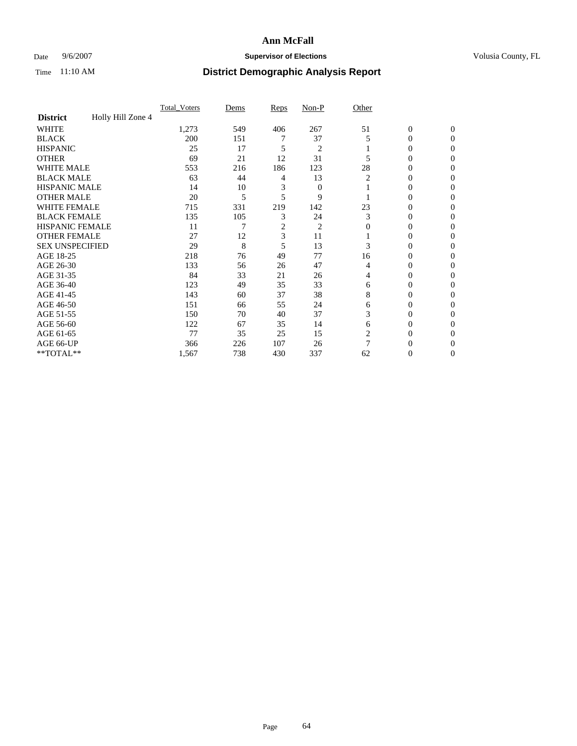# Ann McFall

Date 9/6/2007 **Supervisor of Elections** Volusia County, FL

Time 11:10 AM **District Demographic Analysis Report**

| District | Holly Hill Zone 4 | Total_Voters | Dems | Reps | Non-P | Other | | |
|---|---|---|---|---|---|---|---|---|
| WHITE | | 1,273 | 549 | 406 | 267 | 51 | 0 | 0 |
| BLACK | | 200 | 151 | 7 | 37 | 5 | 0 | 0 |
| HISPANIC | | 25 | 17 | 5 | 2 | 1 | 0 | 0 |
| OTHER | | 69 | 21 | 12 | 31 | 5 | 0 | 0 |
| WHITE MALE | | 553 | 216 | 186 | 123 | 28 | 0 | 0 |
| BLACK MALE | | 63 | 44 | 4 | 13 | 2 | 0 | 0 |
| HISPANIC MALE | | 14 | 10 | 3 | 0 | 1 | 0 | 0 |
| OTHER MALE | | 20 | 5 | 5 | 9 | 1 | 0 | 0 |
| WHITE FEMALE | | 715 | 331 | 219 | 142 | 23 | 0 | 0 |
| BLACK FEMALE | | 135 | 105 | 3 | 24 | 3 | 0 | 0 |
| HISPANIC FEMALE | | 11 | 7 | 2 | 2 | 0 | 0 | 0 |
| OTHER FEMALE | | 27 | 12 | 3 | 11 | 1 | 0 | 0 |
| SEX UNSPECIFIED | | 29 | 8 | 5 | 13 | 3 | 0 | 0 |
| AGE 18-25 | | 218 | 76 | 49 | 77 | 16 | 0 | 0 |
| AGE 26-30 | | 133 | 56 | 26 | 47 | 4 | 0 | 0 |
| AGE 31-35 | | 84 | 33 | 21 | 26 | 4 | 0 | 0 |
| AGE 36-40 | | 123 | 49 | 35 | 33 | 6 | 0 | 0 |
| AGE 41-45 | | 143 | 60 | 37 | 38 | 8 | 0 | 0 |
| AGE 46-50 | | 151 | 66 | 55 | 24 | 6 | 0 | 0 |
| AGE 51-55 | | 150 | 70 | 40 | 37 | 3 | 0 | 0 |
| AGE 56-60 | | 122 | 67 | 35 | 14 | 6 | 0 | 0 |
| AGE 61-65 | | 77 | 35 | 25 | 15 | 2 | 0 | 0 |
| AGE 66-UP | | 366 | 226 | 107 | 26 | 7 | 0 | 0 |
| **TOTAL** | | 1,567 | 738 | 430 | 337 | 62 | 0 | 0 |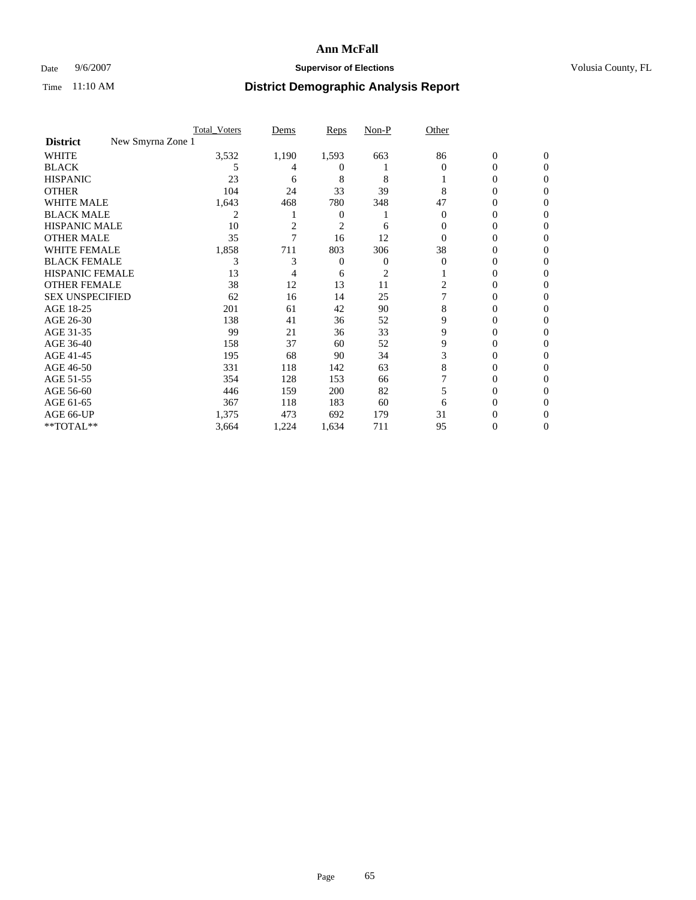# Ann McFall

Date 9/6/2007 **Supervisor of Elections** Volusia County, FL

Time 11:10 AM **District Demographic Analysis Report**

| | Total_Voters | Dems | Reps | Non-P | Other | | |
|---|---|---|---|---|---|---|---|
| **District** New Smyrna Zone 1 | | | | | | | |
| WHITE | 3,532 | 1,190 | 1,593 | 663 | 86 | 0 | 0 |
| BLACK | 5 | 4 | 0 | 1 | 0 | 0 | 0 |
| HISPANIC | 23 | 6 | 8 | 8 | 1 | 0 | 0 |
| OTHER | 104 | 24 | 33 | 39 | 8 | 0 | 0 |
| WHITE MALE | 1,643 | 468 | 780 | 348 | 47 | 0 | 0 |
| BLACK MALE | 2 | 1 | 0 | 1 | 0 | 0 | 0 |
| HISPANIC MALE | 10 | 2 | 2 | 6 | 0 | 0 | 0 |
| OTHER MALE | 35 | 7 | 16 | 12 | 0 | 0 | 0 |
| WHITE FEMALE | 1,858 | 711 | 803 | 306 | 38 | 0 | 0 |
| BLACK FEMALE | 3 | 3 | 0 | 0 | 0 | 0 | 0 |
| HISPANIC FEMALE | 13 | 4 | 6 | 2 | 1 | 0 | 0 |
| OTHER FEMALE | 38 | 12 | 13 | 11 | 2 | 0 | 0 |
| SEX UNSPECIFIED | 62 | 16 | 14 | 25 | 7 | 0 | 0 |
| AGE 18-25 | 201 | 61 | 42 | 90 | 8 | 0 | 0 |
| AGE 26-30 | 138 | 41 | 36 | 52 | 9 | 0 | 0 |
| AGE 31-35 | 99 | 21 | 36 | 33 | 9 | 0 | 0 |
| AGE 36-40 | 158 | 37 | 60 | 52 | 9 | 0 | 0 |
| AGE 41-45 | 195 | 68 | 90 | 34 | 3 | 0 | 0 |
| AGE 46-50 | 331 | 118 | 142 | 63 | 8 | 0 | 0 |
| AGE 51-55 | 354 | 128 | 153 | 66 | 7 | 0 | 0 |
| AGE 56-60 | 446 | 159 | 200 | 82 | 5 | 0 | 0 |
| AGE 61-65 | 367 | 118 | 183 | 60 | 6 | 0 | 0 |
| AGE 66-UP | 1,375 | 473 | 692 | 179 | 31 | 0 | 0 |
| **TOTAL** | 3,664 | 1,224 | 1,634 | 711 | 95 | 0 | 0 |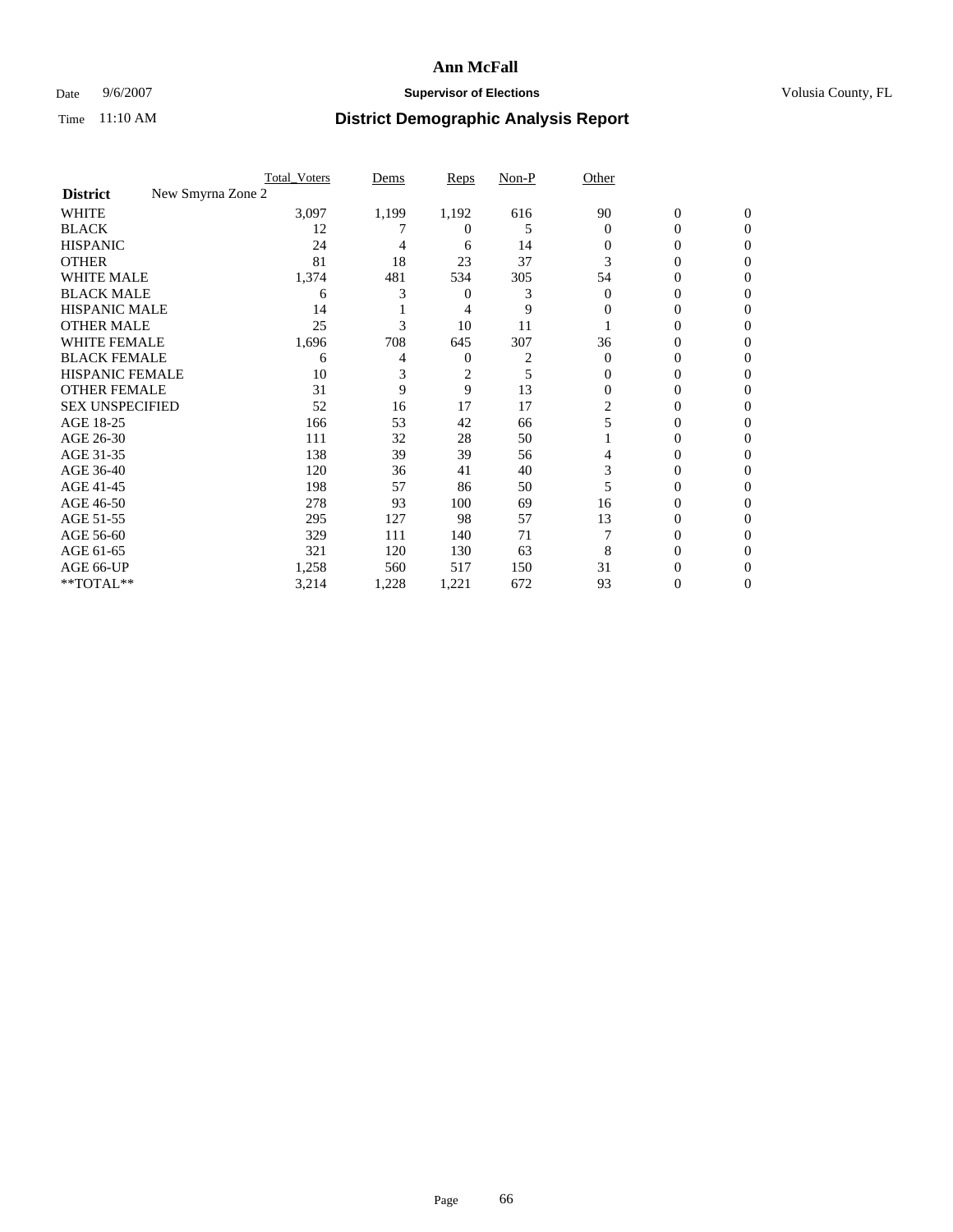# Ann McFall

Date 9/6/2007 **Supervisor of Elections** Volusia County, FL

Time 11:10 AM **District Demographic Analysis Report**

| | Total_Voters | Dems | Reps | Non-P | Other | | |
|---|---|---|---|---|---|---|---|
| **District** New Smyrna Zone 2 | | | | | | | |
| WHITE | 3,097 | 1,199 | 1,192 | 616 | 90 | 0 | 0 |
| BLACK | 12 | 7 | 0 | 5 | 0 | 0 | 0 |
| HISPANIC | 24 | 4 | 6 | 14 | 0 | 0 | 0 |
| OTHER | 81 | 18 | 23 | 37 | 3 | 0 | 0 |
| WHITE MALE | 1,374 | 481 | 534 | 305 | 54 | 0 | 0 |
| BLACK MALE | 6 | 3 | 0 | 3 | 0 | 0 | 0 |
| HISPANIC MALE | 14 | 1 | 4 | 9 | 0 | 0 | 0 |
| OTHER MALE | 25 | 3 | 10 | 11 | 1 | 0 | 0 |
| WHITE FEMALE | 1,696 | 708 | 645 | 307 | 36 | 0 | 0 |
| BLACK FEMALE | 6 | 4 | 0 | 2 | 0 | 0 | 0 |
| HISPANIC FEMALE | 10 | 3 | 2 | 5 | 0 | 0 | 0 |
| OTHER FEMALE | 31 | 9 | 9 | 13 | 0 | 0 | 0 |
| SEX UNSPECIFIED | 52 | 16 | 17 | 17 | 2 | 0 | 0 |
| AGE 18-25 | 166 | 53 | 42 | 66 | 5 | 0 | 0 |
| AGE 26-30 | 111 | 32 | 28 | 50 | 1 | 0 | 0 |
| AGE 31-35 | 138 | 39 | 39 | 56 | 4 | 0 | 0 |
| AGE 36-40 | 120 | 36 | 41 | 40 | 3 | 0 | 0 |
| AGE 41-45 | 198 | 57 | 86 | 50 | 5 | 0 | 0 |
| AGE 46-50 | 278 | 93 | 100 | 69 | 16 | 0 | 0 |
| AGE 51-55 | 295 | 127 | 98 | 57 | 13 | 0 | 0 |
| AGE 56-60 | 329 | 111 | 140 | 71 | 7 | 0 | 0 |
| AGE 61-65 | 321 | 120 | 130 | 63 | 8 | 0 | 0 |
| AGE 66-UP | 1,258 | 560 | 517 | 150 | 31 | 0 | 0 |
| **TOTAL** | 3,214 | 1,228 | 1,221 | 672 | 93 | 0 | 0 |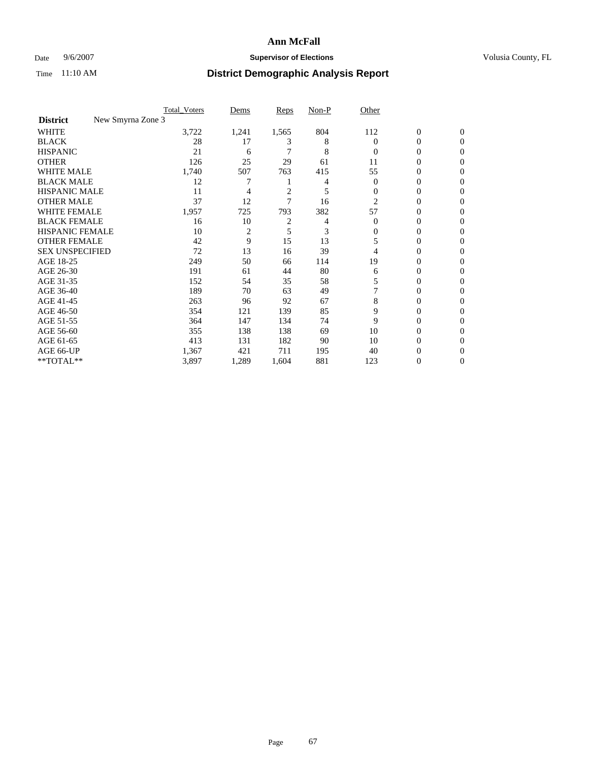# Ann McFall

Date 9/6/2007 **Supervisor of Elections** Volusia County, FL

Time 11:10 AM **District Demographic Analysis Report**

| | Total_Voters | Dems | Reps | Non-P | Other | | |
|---|---|---|---|---|---|---|---|
| **District** New Smyrna Zone 3 | | | | | | | |
| WHITE | 3,722 | 1,241 | 1,565 | 804 | 112 | 0 | 0 |
| BLACK | 28 | 17 | 3 | 8 | 0 | 0 | 0 |
| HISPANIC | 21 | 6 | 7 | 8 | 0 | 0 | 0 |
| OTHER | 126 | 25 | 29 | 61 | 11 | 0 | 0 |
| WHITE MALE | 1,740 | 507 | 763 | 415 | 55 | 0 | 0 |
| BLACK MALE | 12 | 7 | 1 | 4 | 0 | 0 | 0 |
| HISPANIC MALE | 11 | 4 | 2 | 5 | 0 | 0 | 0 |
| OTHER MALE | 37 | 12 | 7 | 16 | 2 | 0 | 0 |
| WHITE FEMALE | 1,957 | 725 | 793 | 382 | 57 | 0 | 0 |
| BLACK FEMALE | 16 | 10 | 2 | 4 | 0 | 0 | 0 |
| HISPANIC FEMALE | 10 | 2 | 5 | 3 | 0 | 0 | 0 |
| OTHER FEMALE | 42 | 9 | 15 | 13 | 5 | 0 | 0 |
| SEX UNSPECIFIED | 72 | 13 | 16 | 39 | 4 | 0 | 0 |
| AGE 18-25 | 249 | 50 | 66 | 114 | 19 | 0 | 0 |
| AGE 26-30 | 191 | 61 | 44 | 80 | 6 | 0 | 0 |
| AGE 31-35 | 152 | 54 | 35 | 58 | 5 | 0 | 0 |
| AGE 36-40 | 189 | 70 | 63 | 49 | 7 | 0 | 0 |
| AGE 41-45 | 263 | 96 | 92 | 67 | 8 | 0 | 0 |
| AGE 46-50 | 354 | 121 | 139 | 85 | 9 | 0 | 0 |
| AGE 51-55 | 364 | 147 | 134 | 74 | 9 | 0 | 0 |
| AGE 56-60 | 355 | 138 | 138 | 69 | 10 | 0 | 0 |
| AGE 61-65 | 413 | 131 | 182 | 90 | 10 | 0 | 0 |
| AGE 66-UP | 1,367 | 421 | 711 | 195 | 40 | 0 | 0 |
| **TOTAL** | 3,897 | 1,289 | 1,604 | 881 | 123 | 0 | 0 |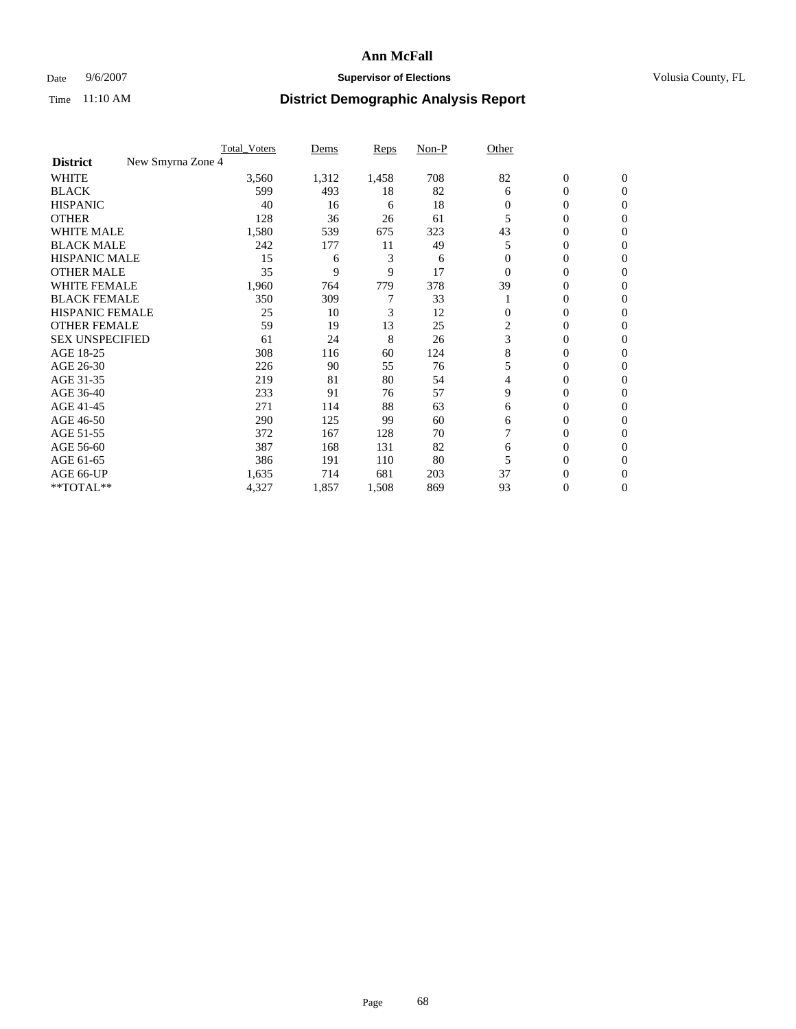# Ann McFall

Date 9/6/2007 **Supervisor of Elections** Volusia County, FL

Time 11:10 AM **District Demographic Analysis Report**

| | Total_Voters | Dems | Reps | Non-P | Other | | |
|---|---|---|---|---|---|---|---|
| **District** New Smyrna Zone 4 | | | | | | | |
| WHITE | 3,560 | 1,312 | 1,458 | 708 | 82 | 0 | 0 |
| BLACK | 599 | 493 | 18 | 82 | 6 | 0 | 0 |
| HISPANIC | 40 | 16 | 6 | 18 | 0 | 0 | 0 |
| OTHER | 128 | 36 | 26 | 61 | 5 | 0 | 0 |
| WHITE MALE | 1,580 | 539 | 675 | 323 | 43 | 0 | 0 |
| BLACK MALE | 242 | 177 | 11 | 49 | 5 | 0 | 0 |
| HISPANIC MALE | 15 | 6 | 3 | 6 | 0 | 0 | 0 |
| OTHER MALE | 35 | 9 | 9 | 17 | 0 | 0 | 0 |
| WHITE FEMALE | 1,960 | 764 | 779 | 378 | 39 | 0 | 0 |
| BLACK FEMALE | 350 | 309 | 7 | 33 | 1 | 0 | 0 |
| HISPANIC FEMALE | 25 | 10 | 3 | 12 | 0 | 0 | 0 |
| OTHER FEMALE | 59 | 19 | 13 | 25 | 2 | 0 | 0 |
| SEX UNSPECIFIED | 61 | 24 | 8 | 26 | 3 | 0 | 0 |
| AGE 18-25 | 308 | 116 | 60 | 124 | 8 | 0 | 0 |
| AGE 26-30 | 226 | 90 | 55 | 76 | 5 | 0 | 0 |
| AGE 31-35 | 219 | 81 | 80 | 54 | 4 | 0 | 0 |
| AGE 36-40 | 233 | 91 | 76 | 57 | 9 | 0 | 0 |
| AGE 41-45 | 271 | 114 | 88 | 63 | 6 | 0 | 0 |
| AGE 46-50 | 290 | 125 | 99 | 60 | 6 | 0 | 0 |
| AGE 51-55 | 372 | 167 | 128 | 70 | 7 | 0 | 0 |
| AGE 56-60 | 387 | 168 | 131 | 82 | 6 | 0 | 0 |
| AGE 61-65 | 386 | 191 | 110 | 80 | 5 | 0 | 0 |
| AGE 66-UP | 1,635 | 714 | 681 | 203 | 37 | 0 | 0 |
| **TOTAL** | 4,327 | 1,857 | 1,508 | 869 | 93 | 0 | 0 |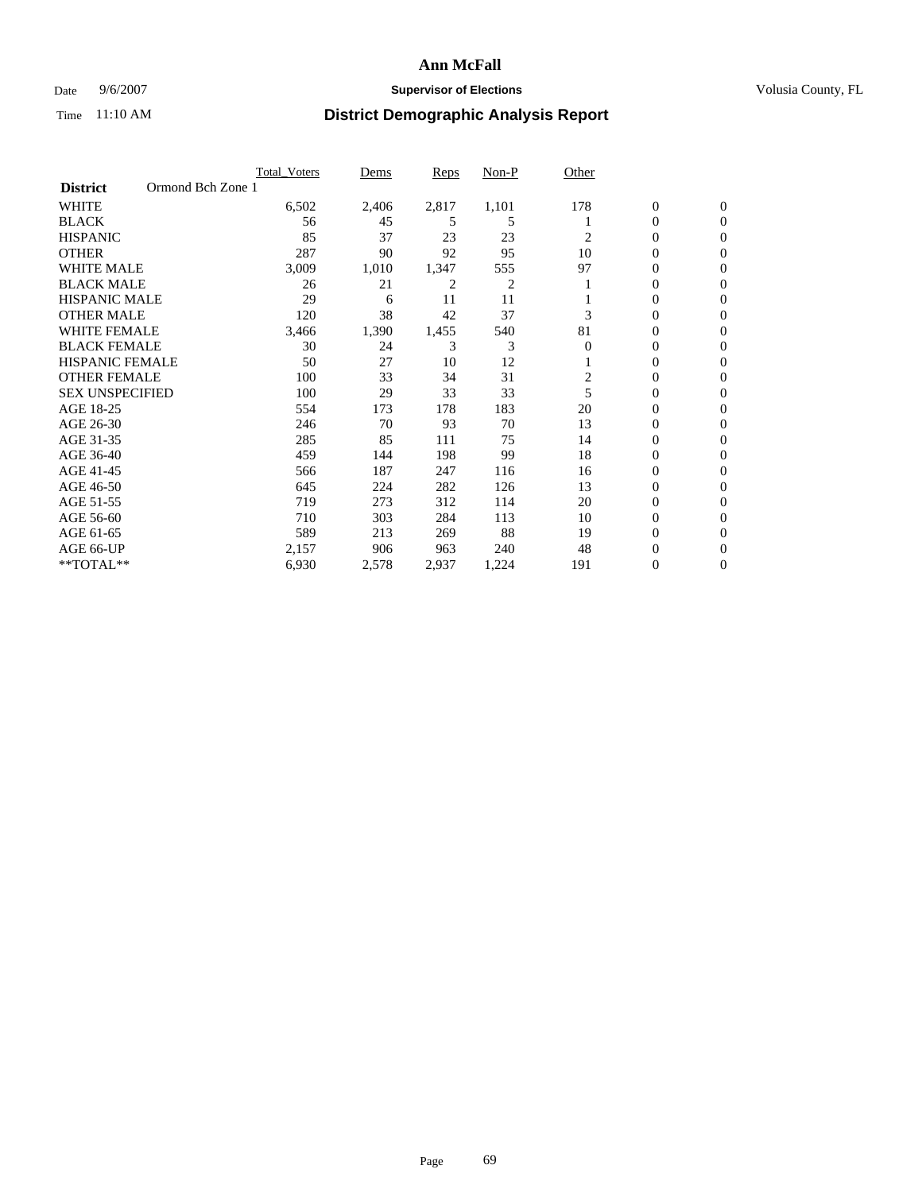# Ann McFall

Date 9/6/2007 **Supervisor of Elections** Volusia County, FL

Time 11:10 AM **District Demographic Analysis Report**

| **District** Ormond Bch Zone 1 | Total_Voters | Dems | Reps | Non-P | Other | | |
|---|---|---|---|---|---|---|---|
| WHITE | 6,502 | 2,406 | 2,817 | 1,101 | 178 | 0 | 0 |
| BLACK | 56 | 45 | 5 | 5 | 1 | 0 | 0 |
| HISPANIC | 85 | 37 | 23 | 23 | 2 | 0 | 0 |
| OTHER | 287 | 90 | 92 | 95 | 10 | 0 | 0 |
| WHITE MALE | 3,009 | 1,010 | 1,347 | 555 | 97 | 0 | 0 |
| BLACK MALE | 26 | 21 | 2 | 2 | 1 | 0 | 0 |
| HISPANIC MALE | 29 | 6 | 11 | 11 | 1 | 0 | 0 |
| OTHER MALE | 120 | 38 | 42 | 37 | 3 | 0 | 0 |
| WHITE FEMALE | 3,466 | 1,390 | 1,455 | 540 | 81 | 0 | 0 |
| BLACK FEMALE | 30 | 24 | 3 | 3 | 0 | 0 | 0 |
| HISPANIC FEMALE | 50 | 27 | 10 | 12 | 1 | 0 | 0 |
| OTHER FEMALE | 100 | 33 | 34 | 31 | 2 | 0 | 0 |
| SEX UNSPECIFIED | 100 | 29 | 33 | 33 | 5 | 0 | 0 |
| AGE 18-25 | 554 | 173 | 178 | 183 | 20 | 0 | 0 |
| AGE 26-30 | 246 | 70 | 93 | 70 | 13 | 0 | 0 |
| AGE 31-35 | 285 | 85 | 111 | 75 | 14 | 0 | 0 |
| AGE 36-40 | 459 | 144 | 198 | 99 | 18 | 0 | 0 |
| AGE 41-45 | 566 | 187 | 247 | 116 | 16 | 0 | 0 |
| AGE 46-50 | 645 | 224 | 282 | 126 | 13 | 0 | 0 |
| AGE 51-55 | 719 | 273 | 312 | 114 | 20 | 0 | 0 |
| AGE 56-60 | 710 | 303 | 284 | 113 | 10 | 0 | 0 |
| AGE 61-65 | 589 | 213 | 269 | 88 | 19 | 0 | 0 |
| AGE 66-UP | 2,157 | 906 | 963 | 240 | 48 | 0 | 0 |
| **TOTAL** | 6,930 | 2,578 | 2,937 | 1,224 | 191 | 0 | 0 |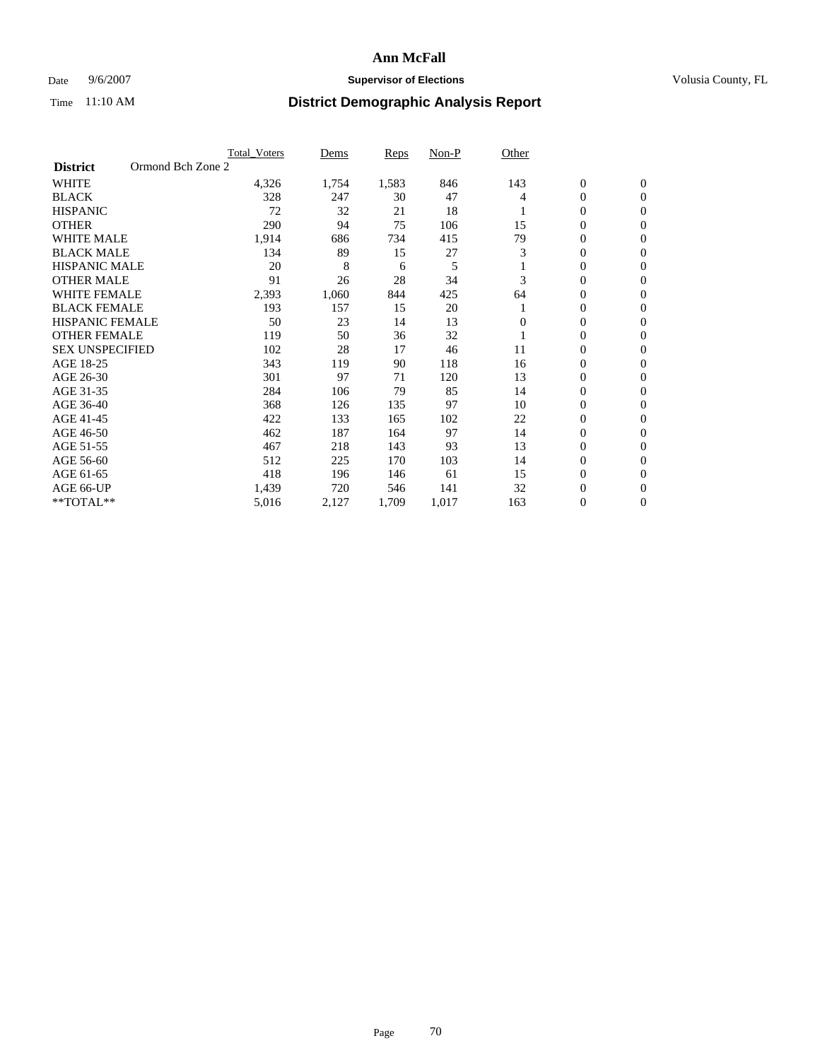# Ann McFall

Date 9/6/2007 **Supervisor of Elections** Volusia County, FL

Time 11:10 AM **District Demographic Analysis Report**

| | Total_Voters | Dems | Reps | Non-P | Other | | |
|---|---|---|---|---|---|---|---|
| **District** Ormond Bch Zone 2 | | | | | | | |
| WHITE | 4,326 | 1,754 | 1,583 | 846 | 143 | 0 | 0 |
| BLACK | 328 | 247 | 30 | 47 | 4 | 0 | 0 |
| HISPANIC | 72 | 32 | 21 | 18 | 1 | 0 | 0 |
| OTHER | 290 | 94 | 75 | 106 | 15 | 0 | 0 |
| WHITE MALE | 1,914 | 686 | 734 | 415 | 79 | 0 | 0 |
| BLACK MALE | 134 | 89 | 15 | 27 | 3 | 0 | 0 |
| HISPANIC MALE | 20 | 8 | 6 | 5 | 1 | 0 | 0 |
| OTHER MALE | 91 | 26 | 28 | 34 | 3 | 0 | 0 |
| WHITE FEMALE | 2,393 | 1,060 | 844 | 425 | 64 | 0 | 0 |
| BLACK FEMALE | 193 | 157 | 15 | 20 | 1 | 0 | 0 |
| HISPANIC FEMALE | 50 | 23 | 14 | 13 | 0 | 0 | 0 |
| OTHER FEMALE | 119 | 50 | 36 | 32 | 1 | 0 | 0 |
| SEX UNSPECIFIED | 102 | 28 | 17 | 46 | 11 | 0 | 0 |
| AGE 18-25 | 343 | 119 | 90 | 118 | 16 | 0 | 0 |
| AGE 26-30 | 301 | 97 | 71 | 120 | 13 | 0 | 0 |
| AGE 31-35 | 284 | 106 | 79 | 85 | 14 | 0 | 0 |
| AGE 36-40 | 368 | 126 | 135 | 97 | 10 | 0 | 0 |
| AGE 41-45 | 422 | 133 | 165 | 102 | 22 | 0 | 0 |
| AGE 46-50 | 462 | 187 | 164 | 97 | 14 | 0 | 0 |
| AGE 51-55 | 467 | 218 | 143 | 93 | 13 | 0 | 0 |
| AGE 56-60 | 512 | 225 | 170 | 103 | 14 | 0 | 0 |
| AGE 61-65 | 418 | 196 | 146 | 61 | 15 | 0 | 0 |
| AGE 66-UP | 1,439 | 720 | 546 | 141 | 32 | 0 | 0 |
| **TOTAL** | 5,016 | 2,127 | 1,709 | 1,017 | 163 | 0 | 0 |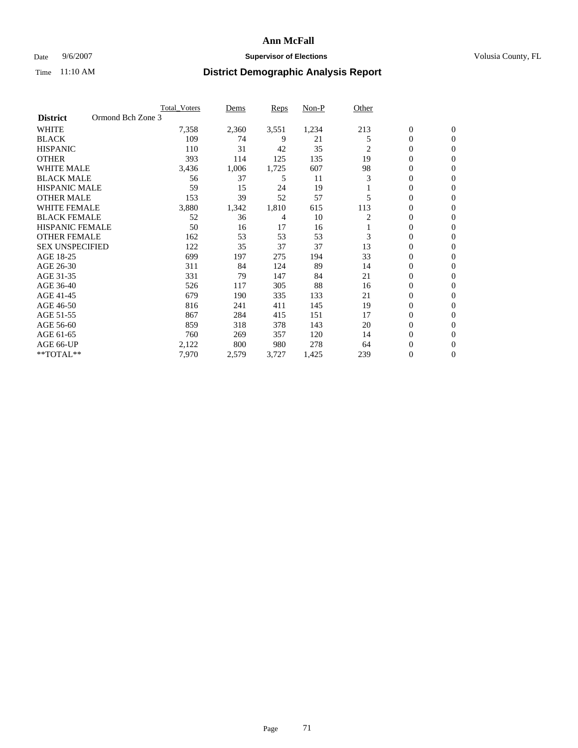# Ann McFall

Date 9/6/2007 **Supervisor of Elections** Volusia County, FL

Time 11:10 AM **District Demographic Analysis Report**

| | Total_Voters | Dems | Reps | Non-P | Other | | |
|---|---|---|---|---|---|---|---|
| **District** Ormond Bch Zone 3 | | | | | | | |
| WHITE | 7,358 | 2,360 | 3,551 | 1,234 | 213 | 0 | 0 |
| BLACK | 109 | 74 | 9 | 21 | 5 | 0 | 0 |
| HISPANIC | 110 | 31 | 42 | 35 | 2 | 0 | 0 |
| OTHER | 393 | 114 | 125 | 135 | 19 | 0 | 0 |
| WHITE MALE | 3,436 | 1,006 | 1,725 | 607 | 98 | 0 | 0 |
| BLACK MALE | 56 | 37 | 5 | 11 | 3 | 0 | 0 |
| HISPANIC MALE | 59 | 15 | 24 | 19 | 1 | 0 | 0 |
| OTHER MALE | 153 | 39 | 52 | 57 | 5 | 0 | 0 |
| WHITE FEMALE | 3,880 | 1,342 | 1,810 | 615 | 113 | 0 | 0 |
| BLACK FEMALE | 52 | 36 | 4 | 10 | 2 | 0 | 0 |
| HISPANIC FEMALE | 50 | 16 | 17 | 16 | 1 | 0 | 0 |
| OTHER FEMALE | 162 | 53 | 53 | 53 | 3 | 0 | 0 |
| SEX UNSPECIFIED | 122 | 35 | 37 | 37 | 13 | 0 | 0 |
| AGE 18-25 | 699 | 197 | 275 | 194 | 33 | 0 | 0 |
| AGE 26-30 | 311 | 84 | 124 | 89 | 14 | 0 | 0 |
| AGE 31-35 | 331 | 79 | 147 | 84 | 21 | 0 | 0 |
| AGE 36-40 | 526 | 117 | 305 | 88 | 16 | 0 | 0 |
| AGE 41-45 | 679 | 190 | 335 | 133 | 21 | 0 | 0 |
| AGE 46-50 | 816 | 241 | 411 | 145 | 19 | 0 | 0 |
| AGE 51-55 | 867 | 284 | 415 | 151 | 17 | 0 | 0 |
| AGE 56-60 | 859 | 318 | 378 | 143 | 20 | 0 | 0 |
| AGE 61-65 | 760 | 269 | 357 | 120 | 14 | 0 | 0 |
| AGE 66-UP | 2,122 | 800 | 980 | 278 | 64 | 0 | 0 |
| **TOTAL** | 7,970 | 2,579 | 3,727 | 1,425 | 239 | 0 | 0 |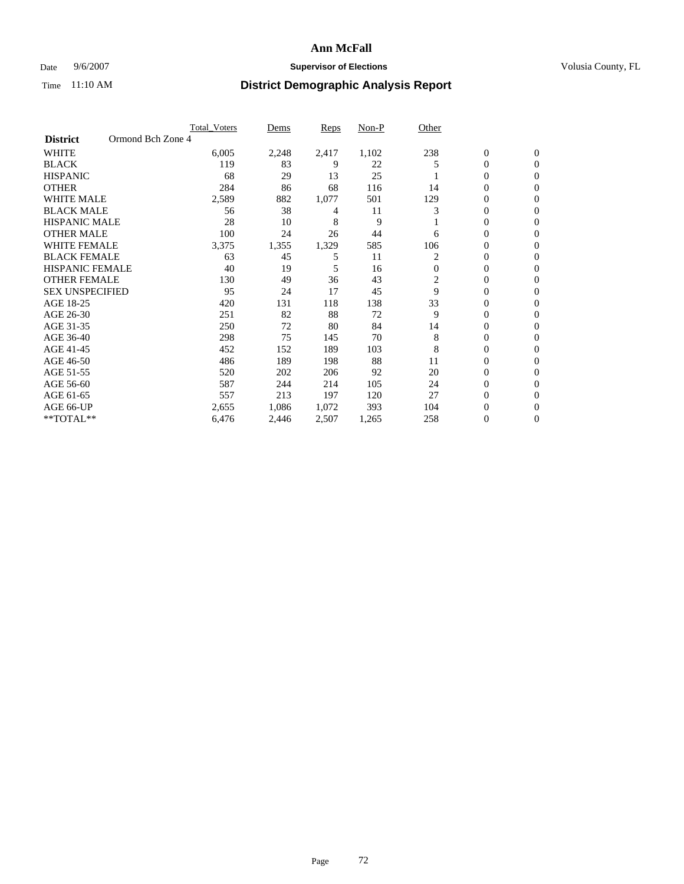# Ann McFall

Date 9/6/2007 **Supervisor of Elections** Volusia County, FL

Time 11:10 AM **District Demographic Analysis Report**

| | Total_Voters | Dems | Reps | Non-P | Other | | |
|---|---|---|---|---|---|---|---|
| **District** Ormond Bch Zone 4 | | | | | | | |
| WHITE | 6,005 | 2,248 | 2,417 | 1,102 | 238 | 0 | 0 |
| BLACK | 119 | 83 | 9 | 22 | 5 | 0 | 0 |
| HISPANIC | 68 | 29 | 13 | 25 | 1 | 0 | 0 |
| OTHER | 284 | 86 | 68 | 116 | 14 | 0 | 0 |
| WHITE MALE | 2,589 | 882 | 1,077 | 501 | 129 | 0 | 0 |
| BLACK MALE | 56 | 38 | 4 | 11 | 3 | 0 | 0 |
| HISPANIC MALE | 28 | 10 | 8 | 9 | 1 | 0 | 0 |
| OTHER MALE | 100 | 24 | 26 | 44 | 6 | 0 | 0 |
| WHITE FEMALE | 3,375 | 1,355 | 1,329 | 585 | 106 | 0 | 0 |
| BLACK FEMALE | 63 | 45 | 5 | 11 | 2 | 0 | 0 |
| HISPANIC FEMALE | 40 | 19 | 5 | 16 | 0 | 0 | 0 |
| OTHER FEMALE | 130 | 49 | 36 | 43 | 2 | 0 | 0 |
| SEX UNSPECIFIED | 95 | 24 | 17 | 45 | 9 | 0 | 0 |
| AGE 18-25 | 420 | 131 | 118 | 138 | 33 | 0 | 0 |
| AGE 26-30 | 251 | 82 | 88 | 72 | 9 | 0 | 0 |
| AGE 31-35 | 250 | 72 | 80 | 84 | 14 | 0 | 0 |
| AGE 36-40 | 298 | 75 | 145 | 70 | 8 | 0 | 0 |
| AGE 41-45 | 452 | 152 | 189 | 103 | 8 | 0 | 0 |
| AGE 46-50 | 486 | 189 | 198 | 88 | 11 | 0 | 0 |
| AGE 51-55 | 520 | 202 | 206 | 92 | 20 | 0 | 0 |
| AGE 56-60 | 587 | 244 | 214 | 105 | 24 | 0 | 0 |
| AGE 61-65 | 557 | 213 | 197 | 120 | 27 | 0 | 0 |
| AGE 66-UP | 2,655 | 1,086 | 1,072 | 393 | 104 | 0 | 0 |
| **TOTAL** | 6,476 | 2,446 | 2,507 | 1,265 | 258 | 0 | 0 |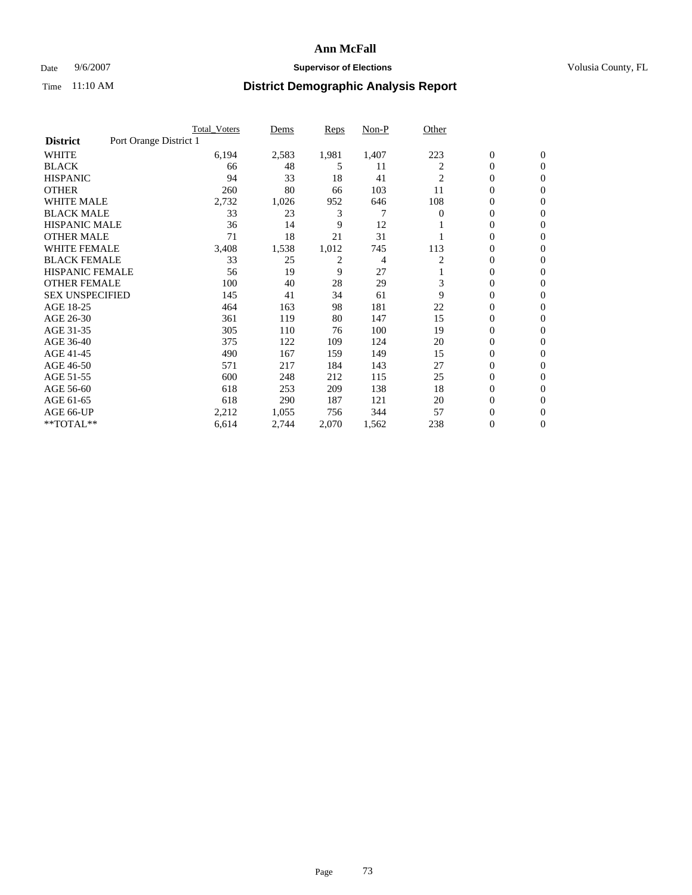# Ann McFall

Date 9/6/2007 **Supervisor of Elections** Volusia County, FL

Time 11:10 AM **District Demographic Analysis Report**

| | Total_Voters | Dems | Reps | Non-P | Other | | |
|---|---|---|---|---|---|---|---|
| **District** Port Orange District 1 | | | | | | | |
| WHITE | 6,194 | 2,583 | 1,981 | 1,407 | 223 | 0 | 0 |
| BLACK | 66 | 48 | 5 | 11 | 2 | 0 | 0 |
| HISPANIC | 94 | 33 | 18 | 41 | 2 | 0 | 0 |
| OTHER | 260 | 80 | 66 | 103 | 11 | 0 | 0 |
| WHITE MALE | 2,732 | 1,026 | 952 | 646 | 108 | 0 | 0 |
| BLACK MALE | 33 | 23 | 3 | 7 | 0 | 0 | 0 |
| HISPANIC MALE | 36 | 14 | 9 | 12 | 1 | 0 | 0 |
| OTHER MALE | 71 | 18 | 21 | 31 | 1 | 0 | 0 |
| WHITE FEMALE | 3,408 | 1,538 | 1,012 | 745 | 113 | 0 | 0 |
| BLACK FEMALE | 33 | 25 | 2 | 4 | 2 | 0 | 0 |
| HISPANIC FEMALE | 56 | 19 | 9 | 27 | 1 | 0 | 0 |
| OTHER FEMALE | 100 | 40 | 28 | 29 | 3 | 0 | 0 |
| SEX UNSPECIFIED | 145 | 41 | 34 | 61 | 9 | 0 | 0 |
| AGE 18-25 | 464 | 163 | 98 | 181 | 22 | 0 | 0 |
| AGE 26-30 | 361 | 119 | 80 | 147 | 15 | 0 | 0 |
| AGE 31-35 | 305 | 110 | 76 | 100 | 19 | 0 | 0 |
| AGE 36-40 | 375 | 122 | 109 | 124 | 20 | 0 | 0 |
| AGE 41-45 | 490 | 167 | 159 | 149 | 15 | 0 | 0 |
| AGE 46-50 | 571 | 217 | 184 | 143 | 27 | 0 | 0 |
| AGE 51-55 | 600 | 248 | 212 | 115 | 25 | 0 | 0 |
| AGE 56-60 | 618 | 253 | 209 | 138 | 18 | 0 | 0 |
| AGE 61-65 | 618 | 290 | 187 | 121 | 20 | 0 | 0 |
| AGE 66-UP | 2,212 | 1,055 | 756 | 344 | 57 | 0 | 0 |
| **TOTAL** | 6,614 | 2,744 | 2,070 | 1,562 | 238 | 0 | 0 |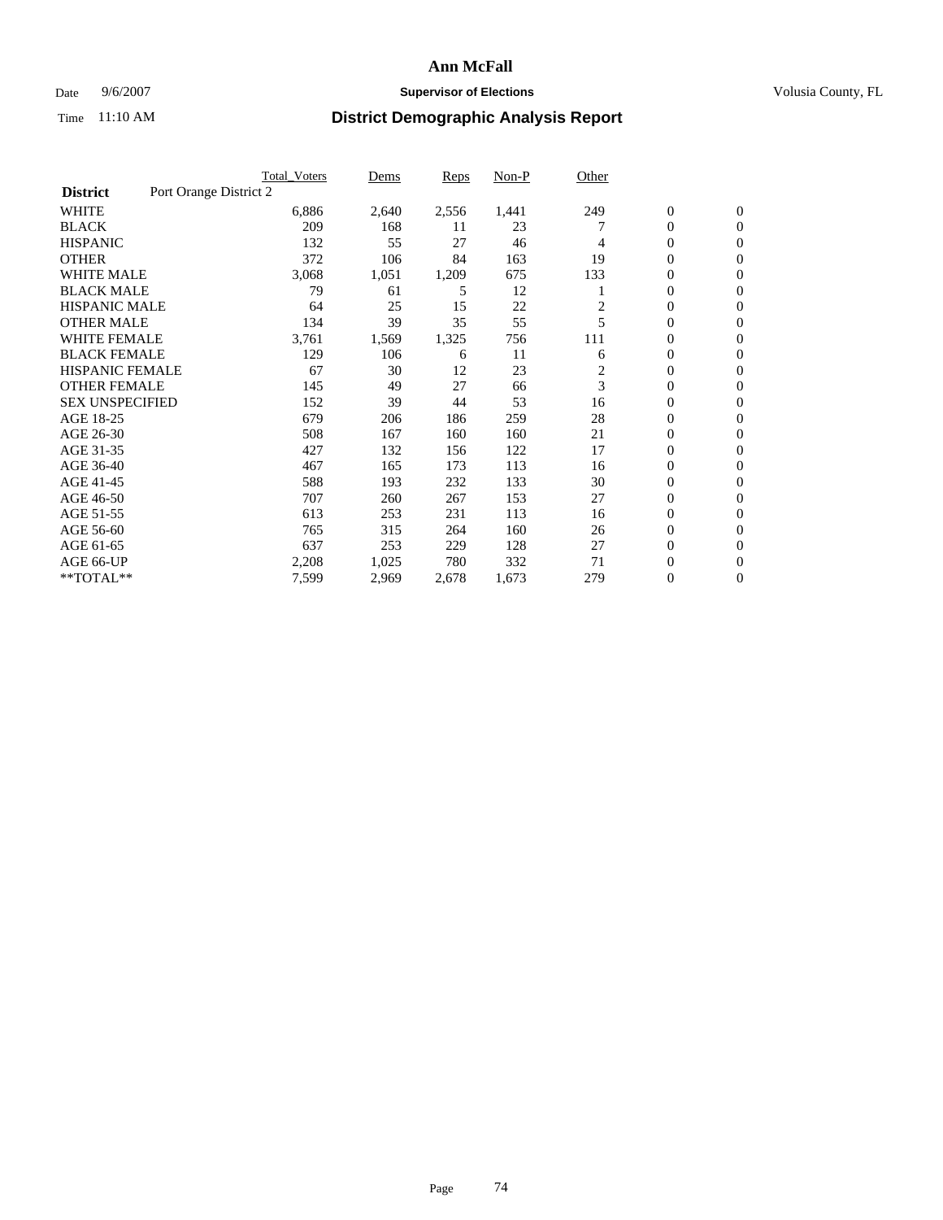# Ann McFall

Date 9/6/2007 **Supervisor of Elections** Volusia County, FL

Time 11:10 AM **District Demographic Analysis Report**

| | Total_Voters | Dems | Reps | Non-P | Other | | |
|---|---|---|---|---|---|---|---|
| **District** Port Orange District 2 | | | | | | | |
| WHITE | 6,886 | 2,640 | 2,556 | 1,441 | 249 | 0 | 0 |
| BLACK | 209 | 168 | 11 | 23 | 7 | 0 | 0 |
| HISPANIC | 132 | 55 | 27 | 46 | 4 | 0 | 0 |
| OTHER | 372 | 106 | 84 | 163 | 19 | 0 | 0 |
| WHITE MALE | 3,068 | 1,051 | 1,209 | 675 | 133 | 0 | 0 |
| BLACK MALE | 79 | 61 | 5 | 12 | 1 | 0 | 0 |
| HISPANIC MALE | 64 | 25 | 15 | 22 | 2 | 0 | 0 |
| OTHER MALE | 134 | 39 | 35 | 55 | 5 | 0 | 0 |
| WHITE FEMALE | 3,761 | 1,569 | 1,325 | 756 | 111 | 0 | 0 |
| BLACK FEMALE | 129 | 106 | 6 | 11 | 6 | 0 | 0 |
| HISPANIC FEMALE | 67 | 30 | 12 | 23 | 2 | 0 | 0 |
| OTHER FEMALE | 145 | 49 | 27 | 66 | 3 | 0 | 0 |
| SEX UNSPECIFIED | 152 | 39 | 44 | 53 | 16 | 0 | 0 |
| AGE 18-25 | 679 | 206 | 186 | 259 | 28 | 0 | 0 |
| AGE 26-30 | 508 | 167 | 160 | 160 | 21 | 0 | 0 |
| AGE 31-35 | 427 | 132 | 156 | 122 | 17 | 0 | 0 |
| AGE 36-40 | 467 | 165 | 173 | 113 | 16 | 0 | 0 |
| AGE 41-45 | 588 | 193 | 232 | 133 | 30 | 0 | 0 |
| AGE 46-50 | 707 | 260 | 267 | 153 | 27 | 0 | 0 |
| AGE 51-55 | 613 | 253 | 231 | 113 | 16 | 0 | 0 |
| AGE 56-60 | 765 | 315 | 264 | 160 | 26 | 0 | 0 |
| AGE 61-65 | 637 | 253 | 229 | 128 | 27 | 0 | 0 |
| AGE 66-UP | 2,208 | 1,025 | 780 | 332 | 71 | 0 | 0 |
| **TOTAL** | 7,599 | 2,969 | 2,678 | 1,673 | 279 | 0 | 0 |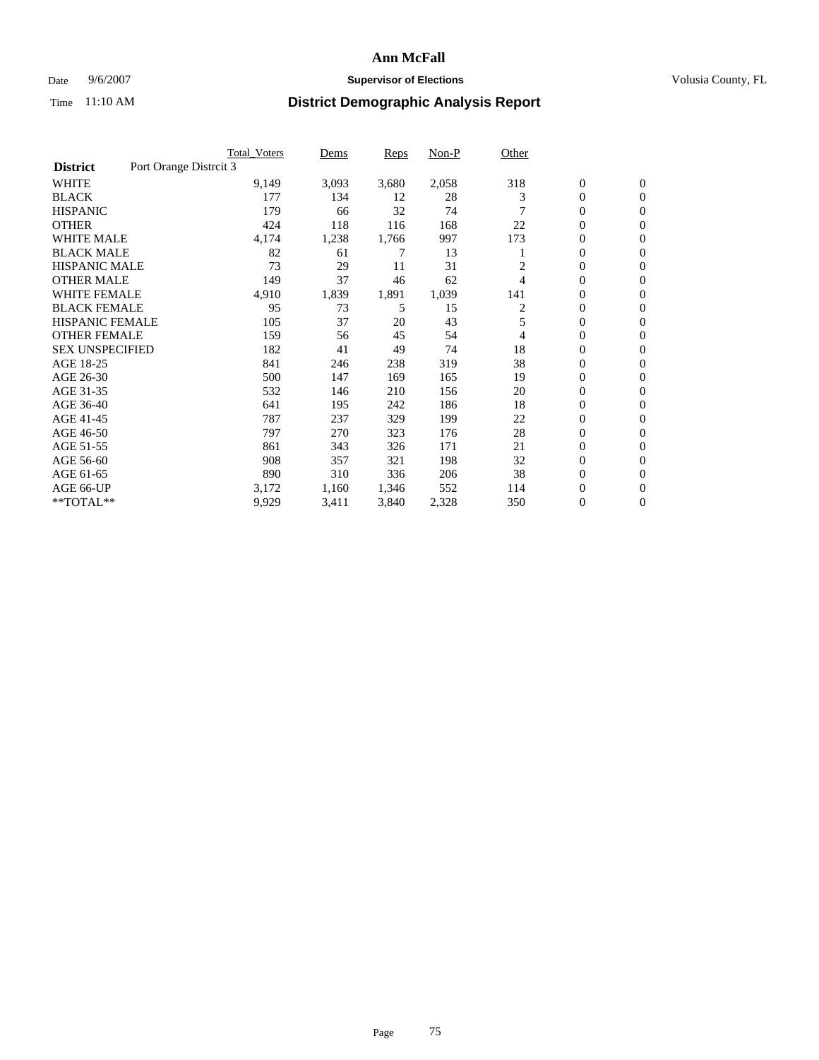# Ann McFall

Date 9/6/2007 **Supervisor of Elections** Volusia County, FL

Time 11:10 AM **District Demographic Analysis Report**

| | Total_Voters | Dems | Reps | Non-P | Other | | |
|---|---|---|---|---|---|---|---|
| **District** Port Orange Distrcit 3 | | | | | | | |
| WHITE | 9,149 | 3,093 | 3,680 | 2,058 | 318 | 0 | 0 |
| BLACK | 177 | 134 | 12 | 28 | 3 | 0 | 0 |
| HISPANIC | 179 | 66 | 32 | 74 | 7 | 0 | 0 |
| OTHER | 424 | 118 | 116 | 168 | 22 | 0 | 0 |
| WHITE MALE | 4,174 | 1,238 | 1,766 | 997 | 173 | 0 | 0 |
| BLACK MALE | 82 | 61 | 7 | 13 | 1 | 0 | 0 |
| HISPANIC MALE | 73 | 29 | 11 | 31 | 2 | 0 | 0 |
| OTHER MALE | 149 | 37 | 46 | 62 | 4 | 0 | 0 |
| WHITE FEMALE | 4,910 | 1,839 | 1,891 | 1,039 | 141 | 0 | 0 |
| BLACK FEMALE | 95 | 73 | 5 | 15 | 2 | 0 | 0 |
| HISPANIC FEMALE | 105 | 37 | 20 | 43 | 5 | 0 | 0 |
| OTHER FEMALE | 159 | 56 | 45 | 54 | 4 | 0 | 0 |
| SEX UNSPECIFIED | 182 | 41 | 49 | 74 | 18 | 0 | 0 |
| AGE 18-25 | 841 | 246 | 238 | 319 | 38 | 0 | 0 |
| AGE 26-30 | 500 | 147 | 169 | 165 | 19 | 0 | 0 |
| AGE 31-35 | 532 | 146 | 210 | 156 | 20 | 0 | 0 |
| AGE 36-40 | 641 | 195 | 242 | 186 | 18 | 0 | 0 |
| AGE 41-45 | 787 | 237 | 329 | 199 | 22 | 0 | 0 |
| AGE 46-50 | 797 | 270 | 323 | 176 | 28 | 0 | 0 |
| AGE 51-55 | 861 | 343 | 326 | 171 | 21 | 0 | 0 |
| AGE 56-60 | 908 | 357 | 321 | 198 | 32 | 0 | 0 |
| AGE 61-65 | 890 | 310 | 336 | 206 | 38 | 0 | 0 |
| AGE 66-UP | 3,172 | 1,160 | 1,346 | 552 | 114 | 0 | 0 |
| **TOTAL** | 9,929 | 3,411 | 3,840 | 2,328 | 350 | 0 | 0 |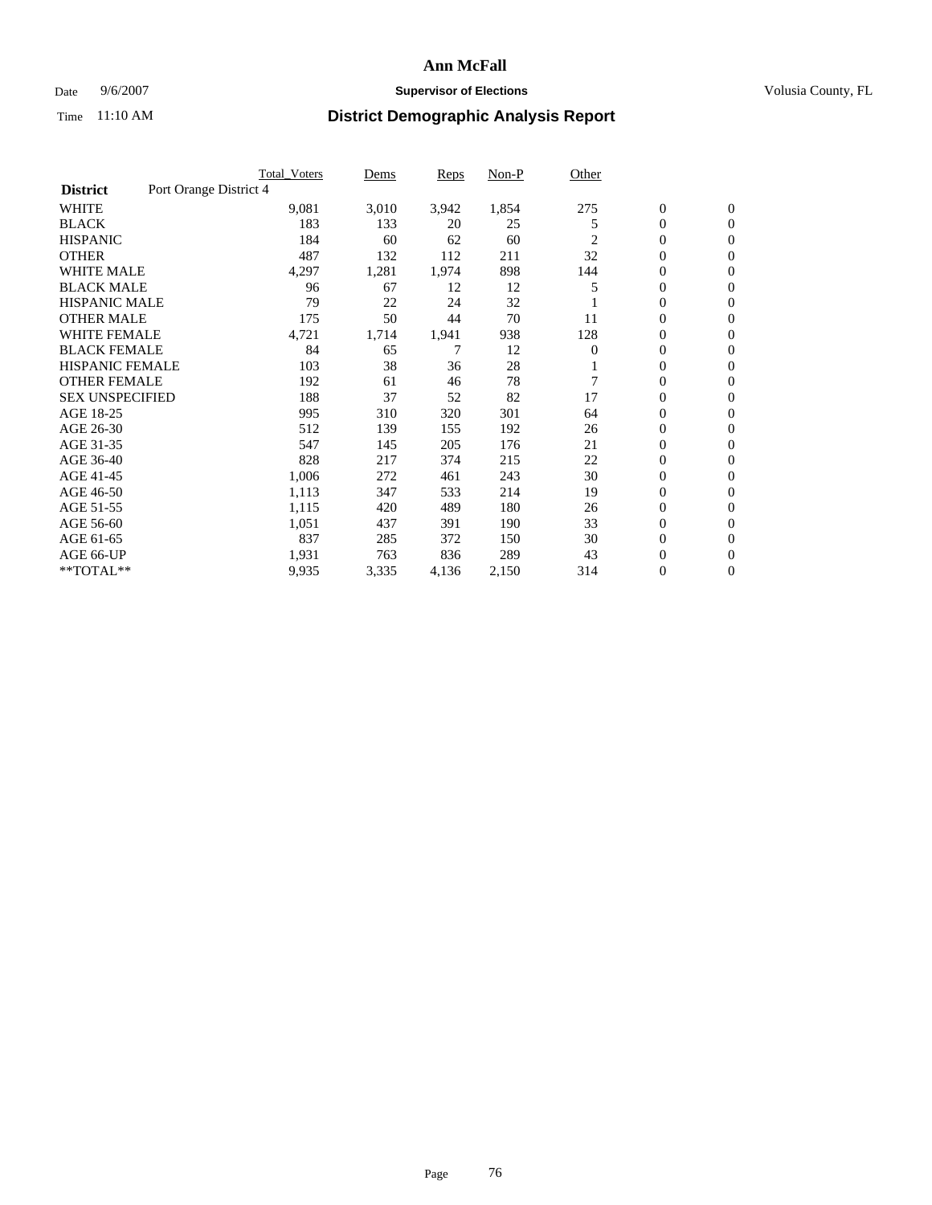# Ann McFall

Date 9/6/2007 **Supervisor of Elections** Volusia County, FL

Time 11:10 AM **District Demographic Analysis Report**

| | Total_Voters | Dems | Reps | Non-P | Other | | |
|---|---|---|---|---|---|---|---|
| **District** Port Orange District 4 | | | | | | | |
| WHITE | 9,081 | 3,010 | 3,942 | 1,854 | 275 | 0 | 0 |
| BLACK | 183 | 133 | 20 | 25 | 5 | 0 | 0 |
| HISPANIC | 184 | 60 | 62 | 60 | 2 | 0 | 0 |
| OTHER | 487 | 132 | 112 | 211 | 32 | 0 | 0 |
| WHITE MALE | 4,297 | 1,281 | 1,974 | 898 | 144 | 0 | 0 |
| BLACK MALE | 96 | 67 | 12 | 12 | 5 | 0 | 0 |
| HISPANIC MALE | 79 | 22 | 24 | 32 | 1 | 0 | 0 |
| OTHER MALE | 175 | 50 | 44 | 70 | 11 | 0 | 0 |
| WHITE FEMALE | 4,721 | 1,714 | 1,941 | 938 | 128 | 0 | 0 |
| BLACK FEMALE | 84 | 65 | 7 | 12 | 0 | 0 | 0 |
| HISPANIC FEMALE | 103 | 38 | 36 | 28 | 1 | 0 | 0 |
| OTHER FEMALE | 192 | 61 | 46 | 78 | 7 | 0 | 0 |
| SEX UNSPECIFIED | 188 | 37 | 52 | 82 | 17 | 0 | 0 |
| AGE 18-25 | 995 | 310 | 320 | 301 | 64 | 0 | 0 |
| AGE 26-30 | 512 | 139 | 155 | 192 | 26 | 0 | 0 |
| AGE 31-35 | 547 | 145 | 205 | 176 | 21 | 0 | 0 |
| AGE 36-40 | 828 | 217 | 374 | 215 | 22 | 0 | 0 |
| AGE 41-45 | 1,006 | 272 | 461 | 243 | 30 | 0 | 0 |
| AGE 46-50 | 1,113 | 347 | 533 | 214 | 19 | 0 | 0 |
| AGE 51-55 | 1,115 | 420 | 489 | 180 | 26 | 0 | 0 |
| AGE 56-60 | 1,051 | 437 | 391 | 190 | 33 | 0 | 0 |
| AGE 61-65 | 837 | 285 | 372 | 150 | 30 | 0 | 0 |
| AGE 66-UP | 1,931 | 763 | 836 | 289 | 43 | 0 | 0 |
| **TOTAL** | 9,935 | 3,335 | 4,136 | 2,150 | 314 | 0 | 0 |